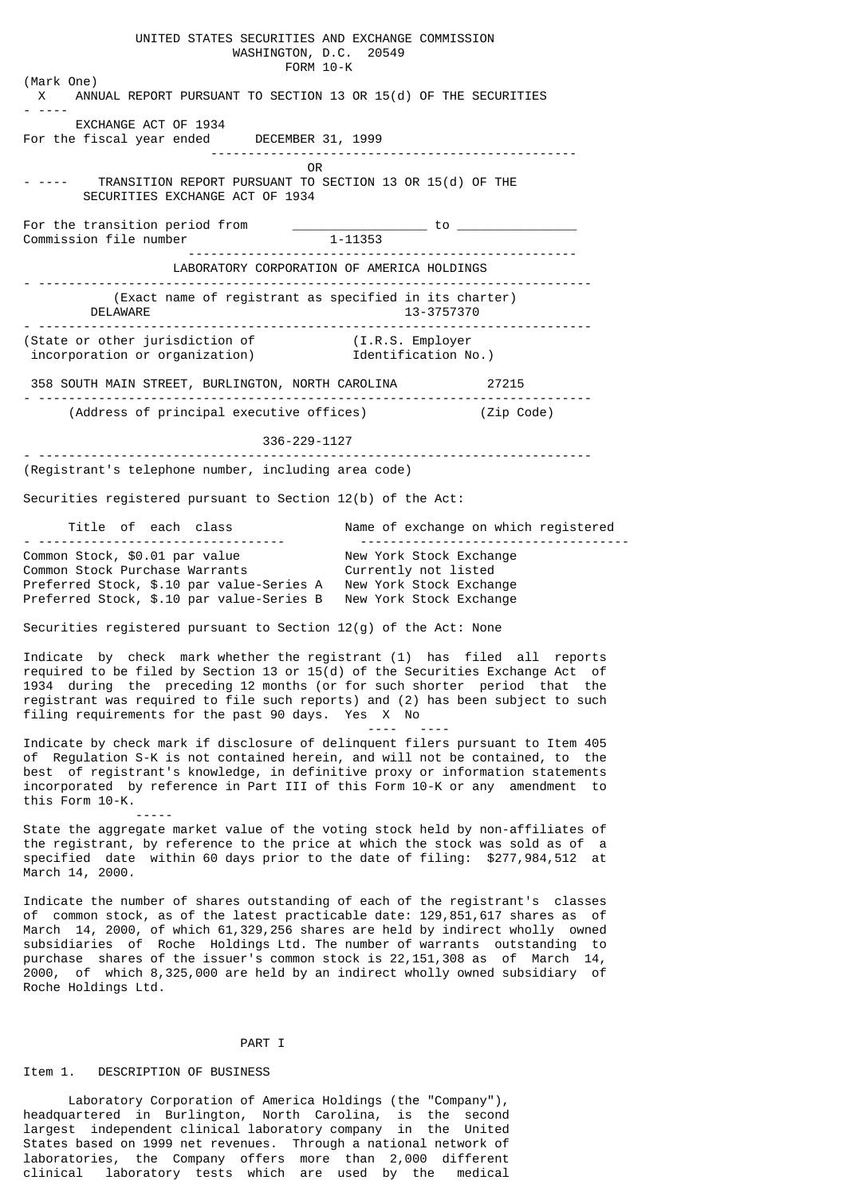UNITED STATES SECURITIES AND EXCHANGE COMMISSION
WASHINGTON, D.C. 20549
FORM 10-K

(Mark One)

X ANNUAL REPORT PURSUANT TO SECTION 13 OR 15(d) OF THE SECURITIES EXCHANGE ACT OF 1934

For the fiscal year ended DECEMBER 31, 1999

OR

TRANSITION REPORT PURSUANT TO SECTION 13 OR 15(d) OF THE SECURITIES EXCHANGE ACT OF 1934

For the transition period from _________________ to _______________

Commission file number 1-11353

LABORATORY CORPORATION OF AMERICA HOLDINGS

(Exact name of registrant as specified in its charter)

DELAWARE
(State or other jurisdiction of incorporation or organization)

13-3757370
(I.R.S. Employer Identification No.)

358 SOUTH MAIN STREET, BURLINGTON, NORTH CAROLINA 27215
(Address of principal executive offices) (Zip Code)

336-229-1127
(Registrant's telephone number, including area code)

Securities registered pursuant to Section 12(b) of the Act:

| Title of each class | Name of exchange on which registered |
|---|---|
| Common Stock, $0.01 par value | New York Stock Exchange |
| Common Stock Purchase Warrants | Currently not listed |
| Preferred Stock, $.10 par value-Series A | New York Stock Exchange |
| Preferred Stock, $.10 par value-Series B | New York Stock Exchange |

Securities registered pursuant to Section 12(g) of the Act: None

Indicate by check mark whether the registrant (1) has filed all reports required to be filed by Section 13 or 15(d) of the Securities Exchange Act of 1934 during the preceding 12 months (or for such shorter period that the registrant was required to file such reports) and (2) has been subject to such filing requirements for the past 90 days. Yes X No

Indicate by check mark if disclosure of delinquent filers pursuant to Item 405 of Regulation S-K is not contained herein, and will not be contained, to the best of registrant's knowledge, in definitive proxy or information statements incorporated by reference in Part III of this Form 10-K or any amendment to this Form 10-K.

State the aggregate market value of the voting stock held by non-affiliates of the registrant, by reference to the price at which the stock was sold as of a specified date within 60 days prior to the date of filing: $277,984,512 at March 14, 2000.

Indicate the number of shares outstanding of each of the registrant's classes of common stock, as of the latest practicable date: 129,851,617 shares as of March 14, 2000, of which 61,329,256 shares are held by indirect wholly owned subsidiaries of Roche Holdings Ltd. The number of warrants outstanding to purchase shares of the issuer's common stock is 22,151,308 as of March 14, 2000, of which 8,325,000 are held by an indirect wholly owned subsidiary of Roche Holdings Ltd.

# PART I

## Item 1. DESCRIPTION OF BUSINESS

Laboratory Corporation of America Holdings (the "Company"), headquartered in Burlington, North Carolina, is the second largest independent clinical laboratory company in the United States based on 1999 net revenues. Through a national network of laboratories, the Company offers more than 2,000 different clinical laboratory tests which are used by the medical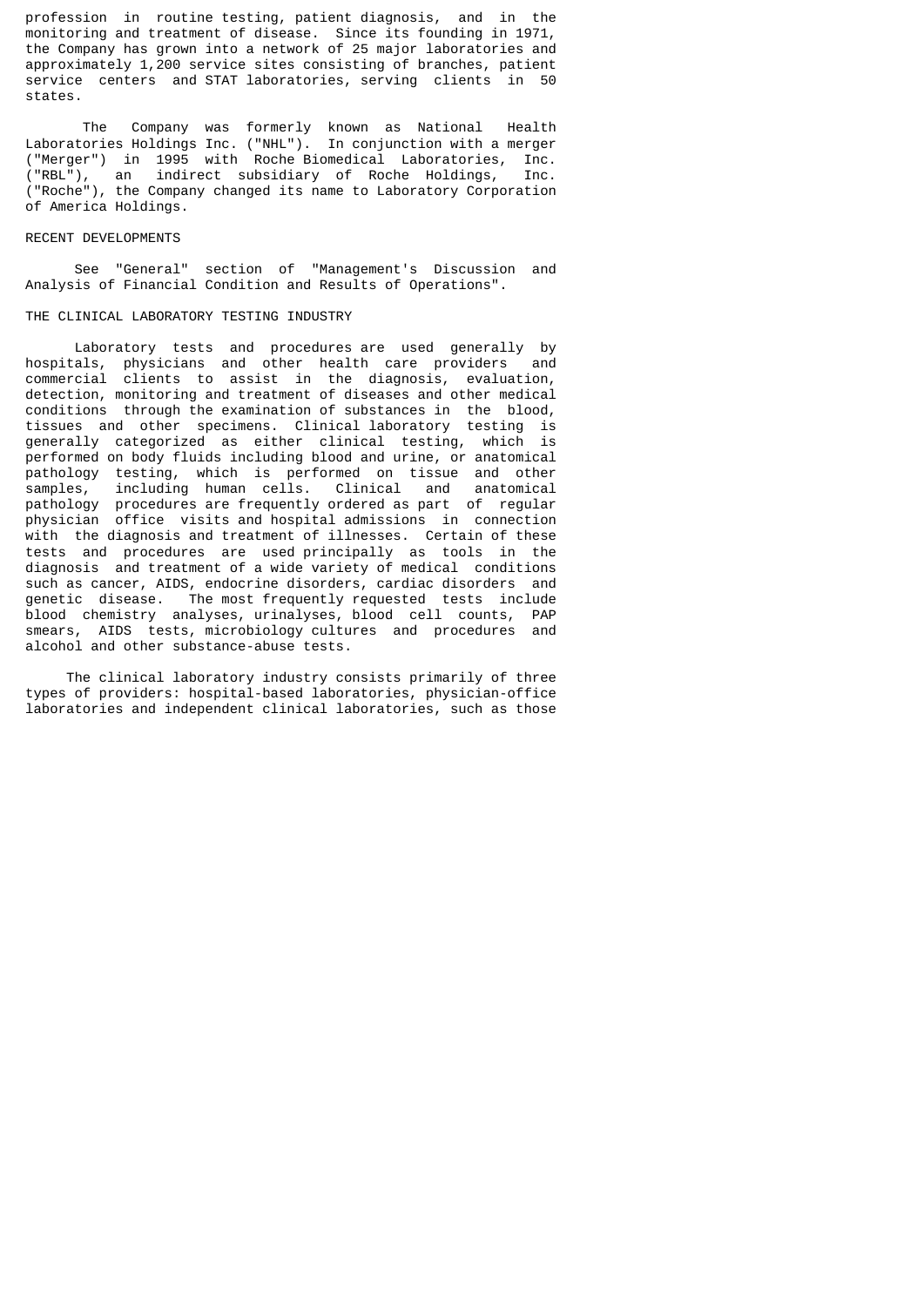profession in routine testing, patient diagnosis, and in the monitoring and treatment of disease. Since its founding in 1971, the Company has grown into a network of 25 major laboratories and approximately 1,200 service sites consisting of branches, patient service centers and STAT laboratories, serving clients in 50 states.

The Company was formerly known as National Health Laboratories Holdings Inc. ("NHL"). In conjunction with a merger ("Merger") in 1995 with Roche Biomedical Laboratories, Inc. ("RBL"), an indirect subsidiary of Roche Holdings, Inc. ("Roche"), the Company changed its name to Laboratory Corporation of America Holdings.

## RECENT DEVELOPMENTS

See "General" section of "Management's Discussion and Analysis of Financial Condition and Results of Operations".

## THE CLINICAL LABORATORY TESTING INDUSTRY

Laboratory tests and procedures are used generally by hospitals, physicians and other health care providers and commercial clients to assist in the diagnosis, evaluation, detection, monitoring and treatment of diseases and other medical conditions through the examination of substances in the blood, tissues and other specimens. Clinical laboratory testing is generally categorized as either clinical testing, which is performed on body fluids including blood and urine, or anatomical pathology testing, which is performed on tissue and other samples, including human cells. Clinical and anatomical pathology procedures are frequently ordered as part of regular physician office visits and hospital admissions in connection with the diagnosis and treatment of illnesses. Certain of these tests and procedures are used principally as tools in the diagnosis and treatment of a wide variety of medical conditions such as cancer, AIDS, endocrine disorders, cardiac disorders and genetic disease. The most frequently requested tests include blood chemistry analyses, urinalyses, blood cell counts, PAP smears, AIDS tests, microbiology cultures and procedures and alcohol and other substance-abuse tests.

The clinical laboratory industry consists primarily of three types of providers: hospital-based laboratories, physician-office laboratories and independent clinical laboratories, such as those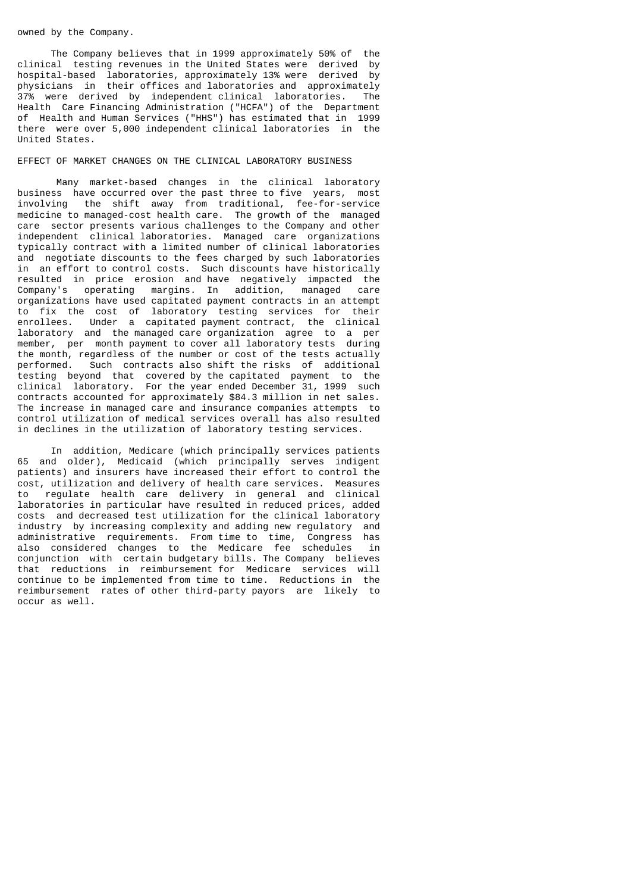owned by the Company.

The Company believes that in 1999 approximately 50% of the clinical testing revenues in the United States were derived by hospital-based laboratories, approximately 13% were derived by physicians in their offices and laboratories and approximately 37% were derived by independent clinical laboratories. The Health Care Financing Administration ("HCFA") of the Department of Health and Human Services ("HHS") has estimated that in 1999 there were over 5,000 independent clinical laboratories in the United States.

## EFFECT OF MARKET CHANGES ON THE CLINICAL LABORATORY BUSINESS

Many market-based changes in the clinical laboratory business have occurred over the past three to five years, most involving the shift away from traditional, fee-for-service medicine to managed-cost health care. The growth of the managed care sector presents various challenges to the Company and other independent clinical laboratories. Managed care organizations typically contract with a limited number of clinical laboratories and negotiate discounts to the fees charged by such laboratories in an effort to control costs. Such discounts have historically resulted in price erosion and have negatively impacted the Company's operating margins. In addition, managed care organizations have used capitated payment contracts in an attempt to fix the cost of laboratory testing services for their enrollees. Under a capitated payment contract, the clinical laboratory and the managed care organization agree to a per member, per month payment to cover all laboratory tests during the month, regardless of the number or cost of the tests actually performed. Such contracts also shift the risks of additional testing beyond that covered by the capitated payment to the clinical laboratory. For the year ended December 31, 1999 such contracts accounted for approximately $84.3 million in net sales. The increase in managed care and insurance companies attempts to control utilization of medical services overall has also resulted in declines in the utilization of laboratory testing services.

In addition, Medicare (which principally services patients 65 and older), Medicaid (which principally serves indigent patients) and insurers have increased their effort to control the cost, utilization and delivery of health care services. Measures to regulate health care delivery in general and clinical laboratories in particular have resulted in reduced prices, added costs and decreased test utilization for the clinical laboratory industry by increasing complexity and adding new regulatory and administrative requirements. From time to time, Congress has also considered changes to the Medicare fee schedules in conjunction with certain budgetary bills. The Company believes that reductions in reimbursement for Medicare services will continue to be implemented from time to time. Reductions in the reimbursement rates of other third-party payors are likely to occur as well.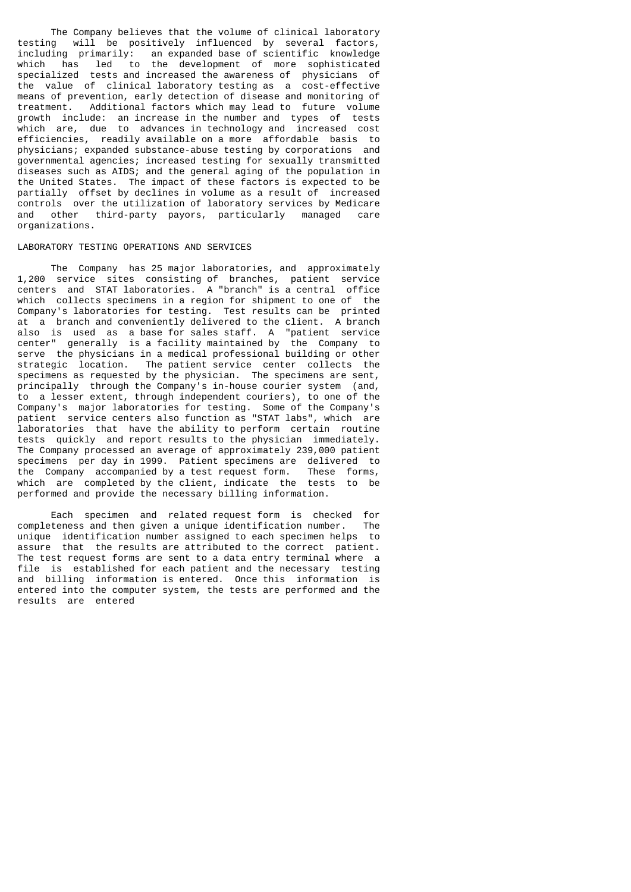The Company believes that the volume of clinical laboratory testing will be positively influenced by several factors, including primarily: an expanded base of scientific knowledge which has led to the development of more sophisticated specialized tests and increased the awareness of physicians of the value of clinical laboratory testing as a cost-effective means of prevention, early detection of disease and monitoring of treatment. Additional factors which may lead to future volume growth include: an increase in the number and types of tests which are, due to advances in technology and increased cost efficiencies, readily available on a more affordable basis to physicians; expanded substance-abuse testing by corporations and governmental agencies; increased testing for sexually transmitted diseases such as AIDS; and the general aging of the population in the United States. The impact of these factors is expected to be partially offset by declines in volume as a result of increased controls over the utilization of laboratory services by Medicare and other third-party payors, particularly managed care organizations.

## LABORATORY TESTING OPERATIONS AND SERVICES

The Company has 25 major laboratories, and approximately 1,200 service sites consisting of branches, patient service centers and STAT laboratories. A "branch" is a central office which collects specimens in a region for shipment to one of the Company's laboratories for testing. Test results can be printed at a branch and conveniently delivered to the client. A branch also is used as a base for sales staff. A "patient service center" generally is a facility maintained by the Company to serve the physicians in a medical professional building or other strategic location. The patient service center collects the specimens as requested by the physician. The specimens are sent, principally through the Company's in-house courier system (and, to a lesser extent, through independent couriers), to one of the Company's major laboratories for testing. Some of the Company's patient service centers also function as "STAT labs", which are laboratories that have the ability to perform certain routine tests quickly and report results to the physician immediately. The Company processed an average of approximately 239,000 patient specimens per day in 1999. Patient specimens are delivered to the Company accompanied by a test request form. These forms, which are completed by the client, indicate the tests to be performed and provide the necessary billing information.

Each specimen and related request form is checked for completeness and then given a unique identification number. The unique identification number assigned to each specimen helps to assure that the results are attributed to the correct patient. The test request forms are sent to a data entry terminal where a file is established for each patient and the necessary testing and billing information is entered. Once this information is entered into the computer system, the tests are performed and the results are entered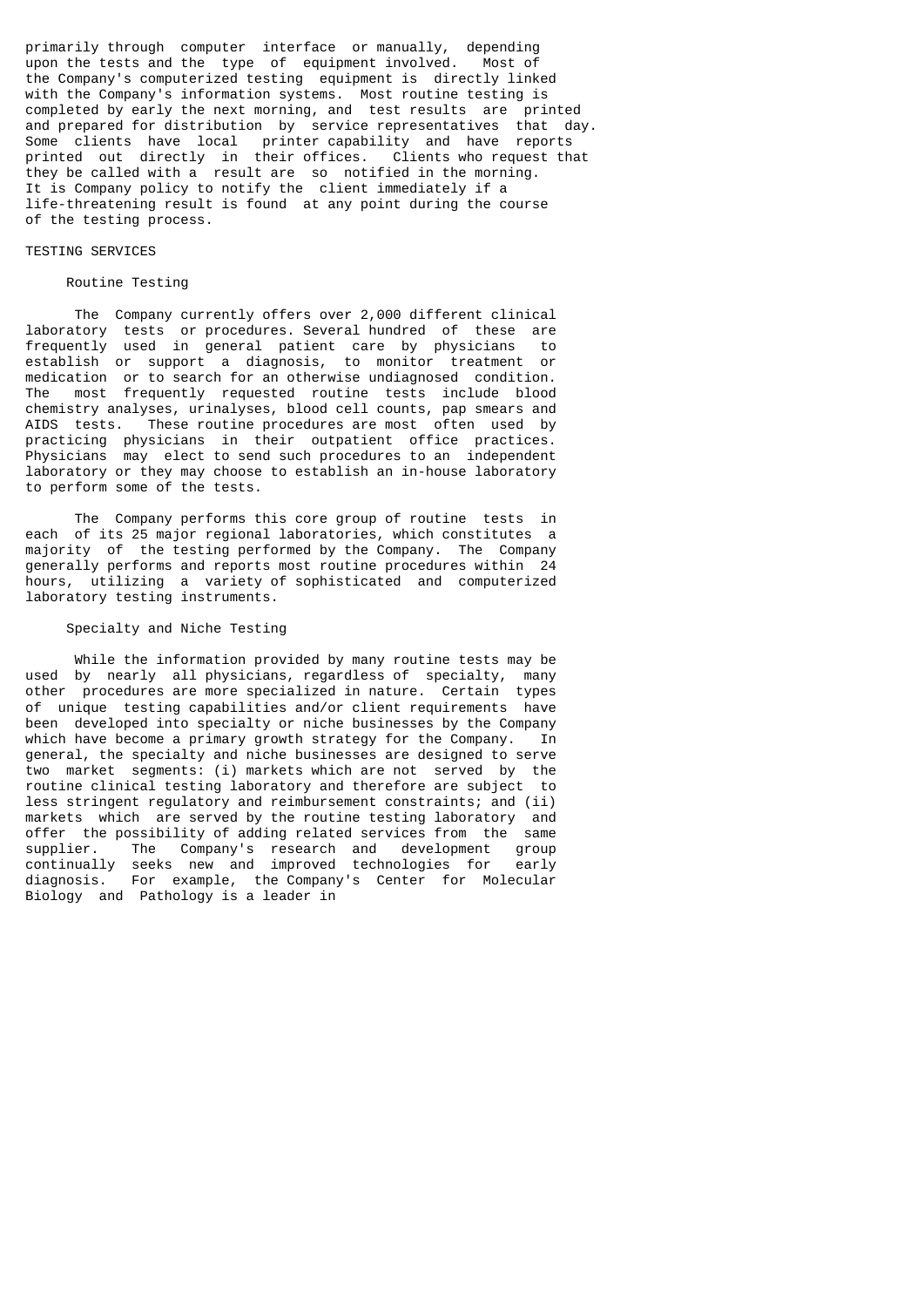primarily through computer interface or manually, depending upon the tests and the type of equipment involved. Most of the Company's computerized testing equipment is directly linked with the Company's information systems. Most routine testing is completed by early the next morning, and test results are printed and prepared for distribution by service representatives that day. Some clients have local printer capability and have reports printed out directly in their offices. Clients who request that they be called with a result are so notified in the morning. It is Company policy to notify the client immediately if a life-threatening result is found at any point during the course of the testing process.

## TESTING SERVICES

### Routine Testing

The Company currently offers over 2,000 different clinical laboratory tests or procedures. Several hundred of these are frequently used in general patient care by physicians to establish or support a diagnosis, to monitor treatment or medication or to search for an otherwise undiagnosed condition. The most frequently requested routine tests include blood chemistry analyses, urinalyses, blood cell counts, pap smears and AIDS tests. These routine procedures are most often used by practicing physicians in their outpatient office practices. Physicians may elect to send such procedures to an independent laboratory or they may choose to establish an in-house laboratory to perform some of the tests.

The Company performs this core group of routine tests in each of its 25 major regional laboratories, which constitutes a majority of the testing performed by the Company. The Company generally performs and reports most routine procedures within 24 hours, utilizing a variety of sophisticated and computerized laboratory testing instruments.

### Specialty and Niche Testing

While the information provided by many routine tests may be used by nearly all physicians, regardless of specialty, many other procedures are more specialized in nature. Certain types of unique testing capabilities and/or client requirements have been developed into specialty or niche businesses by the Company which have become a primary growth strategy for the Company. In general, the specialty and niche businesses are designed to serve two market segments: (i) markets which are not served by the routine clinical testing laboratory and therefore are subject to less stringent regulatory and reimbursement constraints; and (ii) markets which are served by the routine testing laboratory and offer the possibility of adding related services from the same supplier. The Company's research and development group continually seeks new and improved technologies for early diagnosis. For example, the Company's Center for Molecular Biology and Pathology is a leader in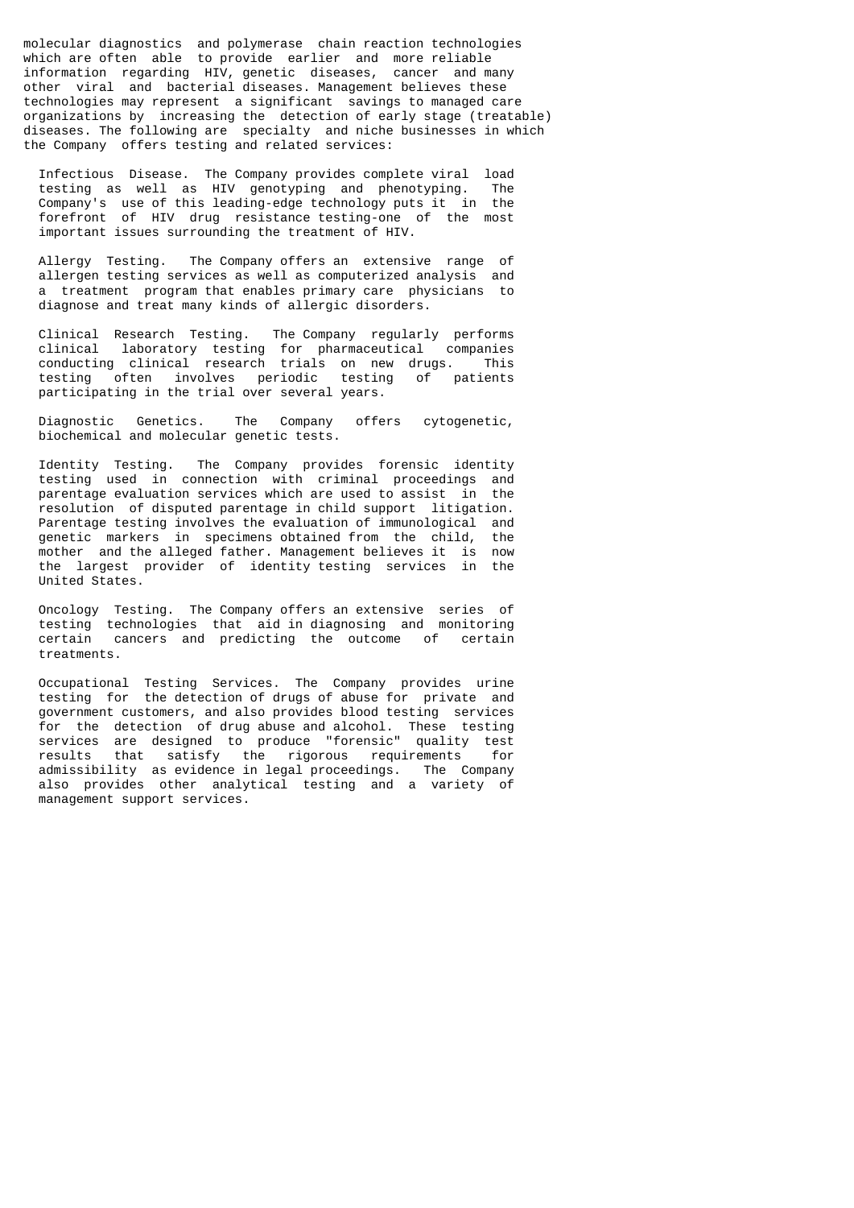molecular diagnostics and polymerase chain reaction technologies which are often able to provide earlier and more reliable information regarding HIV, genetic diseases, cancer and many other viral and bacterial diseases. Management believes these technologies may represent a significant savings to managed care organizations by increasing the detection of early stage (treatable) diseases. The following are specialty and niche businesses in which the Company offers testing and related services:

Infectious Disease. The Company provides complete viral load testing as well as HIV genotyping and phenotyping. The Company's use of this leading-edge technology puts it in the forefront of HIV drug resistance testing-one of the most important issues surrounding the treatment of HIV.

Allergy Testing. The Company offers an extensive range of allergen testing services as well as computerized analysis and a treatment program that enables primary care physicians to diagnose and treat many kinds of allergic disorders.

Clinical Research Testing. The Company regularly performs clinical laboratory testing for pharmaceutical companies conducting clinical research trials on new drugs. This testing often involves periodic testing of patients participating in the trial over several years.

Diagnostic Genetics. The Company offers cytogenetic, biochemical and molecular genetic tests.

Identity Testing. The Company provides forensic identity testing used in connection with criminal proceedings and parentage evaluation services which are used to assist in the resolution of disputed parentage in child support litigation. Parentage testing involves the evaluation of immunological and genetic markers in specimens obtained from the child, the mother and the alleged father. Management believes it is now the largest provider of identity testing services in the United States.

Oncology Testing. The Company offers an extensive series of testing technologies that aid in diagnosing and monitoring certain cancers and predicting the outcome of certain treatments.

Occupational Testing Services. The Company provides urine testing for the detection of drugs of abuse for private and government customers, and also provides blood testing services for the detection of drug abuse and alcohol. These testing services are designed to produce "forensic" quality test results that satisfy the rigorous requirements for admissibility as evidence in legal proceedings. The Company also provides other analytical testing and a variety of management support services.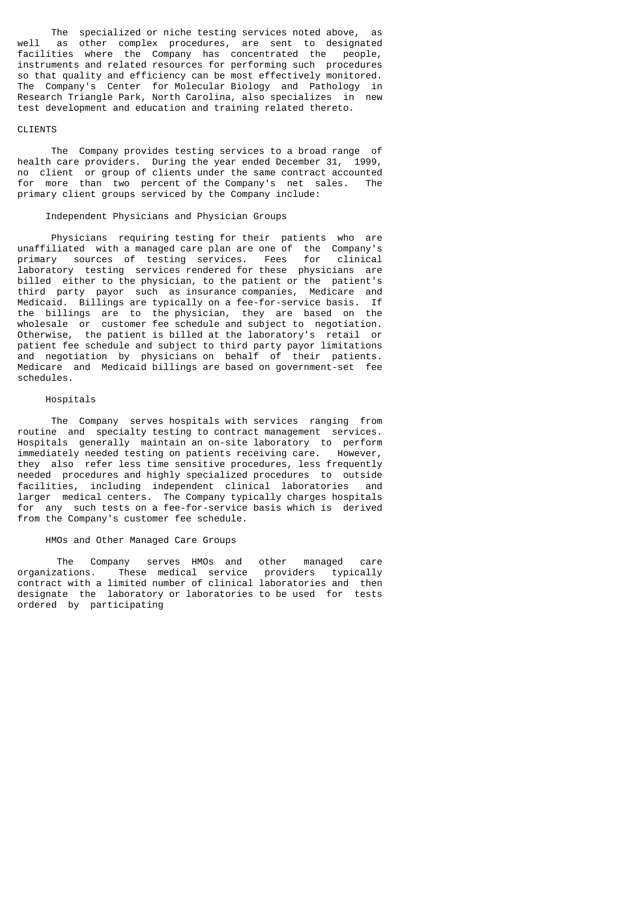The specialized or niche testing services noted above, as well as other complex procedures, are sent to designated facilities where the Company has concentrated the people, instruments and related resources for performing such procedures so that quality and efficiency can be most effectively monitored. The Company's Center for Molecular Biology and Pathology in Research Triangle Park, North Carolina, also specializes in new test development and education and training related thereto.

## CLIENTS

The Company provides testing services to a broad range of health care providers. During the year ended December 31, 1999, no client or group of clients under the same contract accounted for more than two percent of the Company's net sales. The primary client groups serviced by the Company include:

### Independent Physicians and Physician Groups

Physicians requiring testing for their patients who are unaffiliated with a managed care plan are one of the Company's primary sources of testing services. Fees for clinical laboratory testing services rendered for these physicians are billed either to the physician, to the patient or the patient's third party payor such as insurance companies, Medicare and Medicaid. Billings are typically on a fee-for-service basis. If the billings are to the physician, they are based on the wholesale or customer fee schedule and subject to negotiation. Otherwise, the patient is billed at the laboratory's retail or patient fee schedule and subject to third party payor limitations and negotiation by physicians on behalf of their patients. Medicare and Medicaid billings are based on government-set fee schedules.

### Hospitals

The Company serves hospitals with services ranging from routine and specialty testing to contract management services. Hospitals generally maintain an on-site laboratory to perform immediately needed testing on patients receiving care. However, they also refer less time sensitive procedures, less frequently needed procedures and highly specialized procedures to outside facilities, including independent clinical laboratories and larger medical centers. The Company typically charges hospitals for any such tests on a fee-for-service basis which is derived from the Company's customer fee schedule.

### HMOs and Other Managed Care Groups

The Company serves HMOs and other managed care organizations. These medical service providers typically contract with a limited number of clinical laboratories and then designate the laboratory or laboratories to be used for tests ordered by participating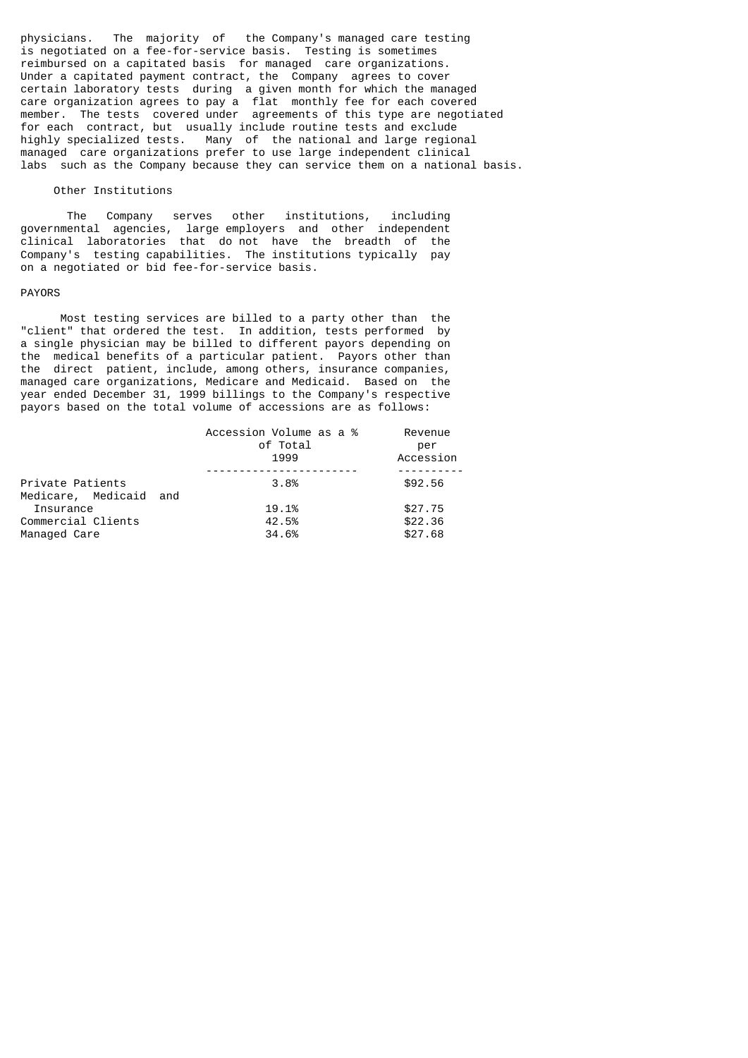physicians. The majority of the Company's managed care testing is negotiated on a fee-for-service basis. Testing is sometimes reimbursed on a capitated basis for managed care organizations. Under a capitated payment contract, the Company agrees to cover certain laboratory tests during a given month for which the managed care organization agrees to pay a flat monthly fee for each covered member. The tests covered under agreements of this type are negotiated for each contract, but usually include routine tests and exclude highly specialized tests. Many of the national and large regional managed care organizations prefer to use large independent clinical labs such as the Company because they can service them on a national basis.

### Other Institutions

The Company serves other institutions, including governmental agencies, large employers and other independent clinical laboratories that do not have the breadth of the Company's testing capabilities. The institutions typically pay on a negotiated or bid fee-for-service basis.

## PAYORS

Most testing services are billed to a party other than the "client" that ordered the test. In addition, tests performed by a single physician may be billed to different payors depending on the medical benefits of a particular patient. Payors other than the direct patient, include, among others, insurance companies, managed care organizations, Medicare and Medicaid. Based on the year ended December 31, 1999 billings to the Company's respective payors based on the total volume of accessions are as follows:

| | Accession Volume as a % of Total 1999 | Revenue per Accession |
|---|---|---|
| Private Patients | 3.8% | $92.56 |
| Medicare, Medicaid and Insurance | 19.1% | $27.75 |
| Commercial Clients | 42.5% | $22.36 |
| Managed Care | 34.6% | $27.68 |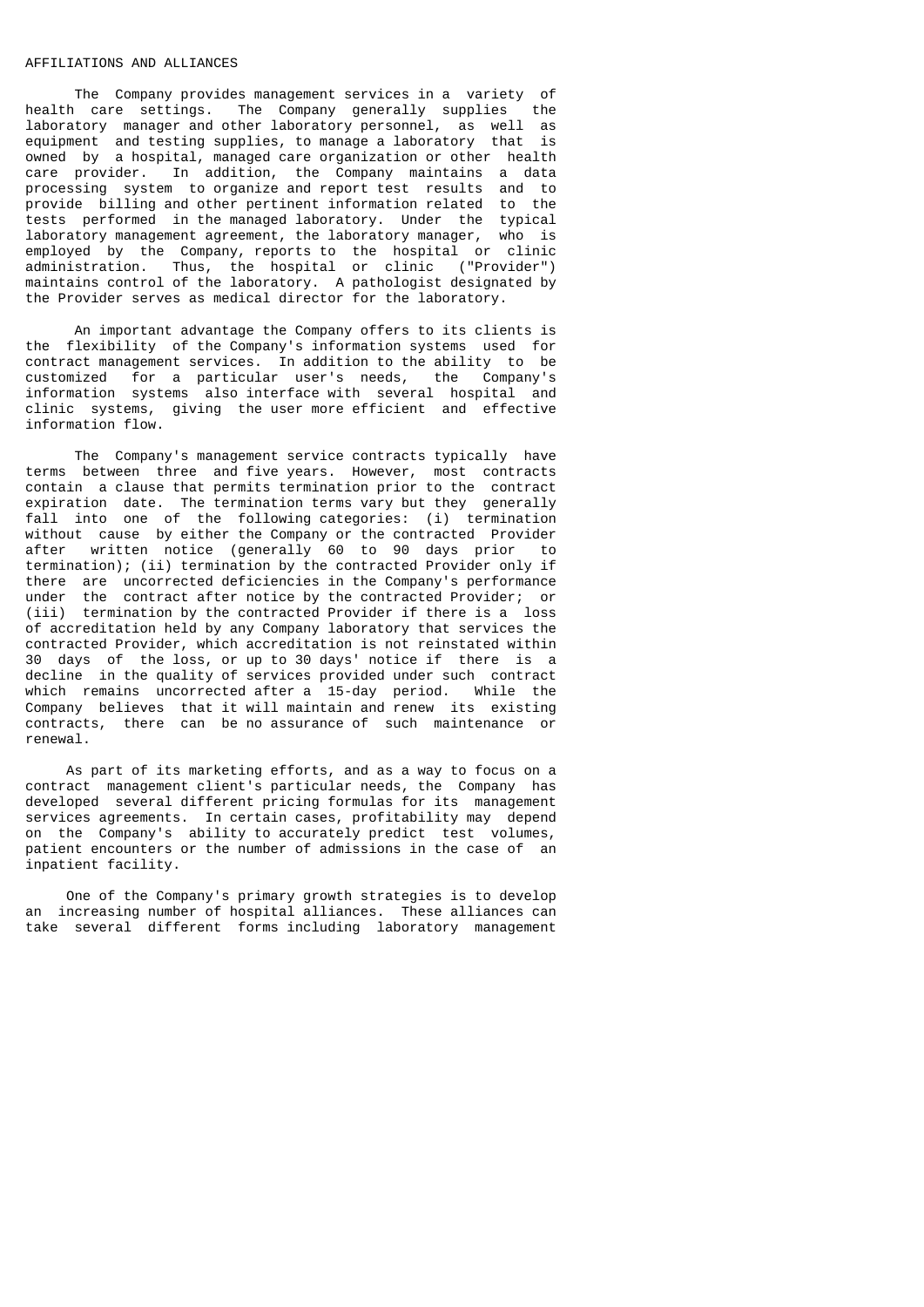## AFFILIATIONS AND ALLIANCES

The Company provides management services in a variety of health care settings. The Company generally supplies the laboratory manager and other laboratory personnel, as well as equipment and testing supplies, to manage a laboratory that is owned by a hospital, managed care organization or other health care provider. In addition, the Company maintains a data processing system to organize and report test results and to provide billing and other pertinent information related to the tests performed in the managed laboratory. Under the typical laboratory management agreement, the laboratory manager, who is employed by the Company, reports to the hospital or clinic administration. Thus, the hospital or clinic ("Provider") maintains control of the laboratory. A pathologist designated by the Provider serves as medical director for the laboratory.

An important advantage the Company offers to its clients is the flexibility of the Company's information systems used for contract management services. In addition to the ability to be customized for a particular user's needs, the Company's information systems also interface with several hospital and clinic systems, giving the user more efficient and effective information flow.

The Company's management service contracts typically have terms between three and five years. However, most contracts contain a clause that permits termination prior to the contract expiration date. The termination terms vary but they generally fall into one of the following categories: (i) termination without cause by either the Company or the contracted Provider after written notice (generally 60 to 90 days prior to termination); (ii) termination by the contracted Provider only if there are uncorrected deficiencies in the Company's performance under the contract after notice by the contracted Provider; or (iii) termination by the contracted Provider if there is a loss of accreditation held by any Company laboratory that services the contracted Provider, which accreditation is not reinstated within 30 days of the loss, or up to 30 days' notice if there is a decline in the quality of services provided under such contract which remains uncorrected after a 15-day period. While the Company believes that it will maintain and renew its existing contracts, there can be no assurance of such maintenance or renewal.

As part of its marketing efforts, and as a way to focus on a contract management client's particular needs, the Company has developed several different pricing formulas for its management services agreements. In certain cases, profitability may depend on the Company's ability to accurately predict test volumes, patient encounters or the number of admissions in the case of an inpatient facility.

One of the Company's primary growth strategies is to develop an increasing number of hospital alliances. These alliances can take several different forms including laboratory management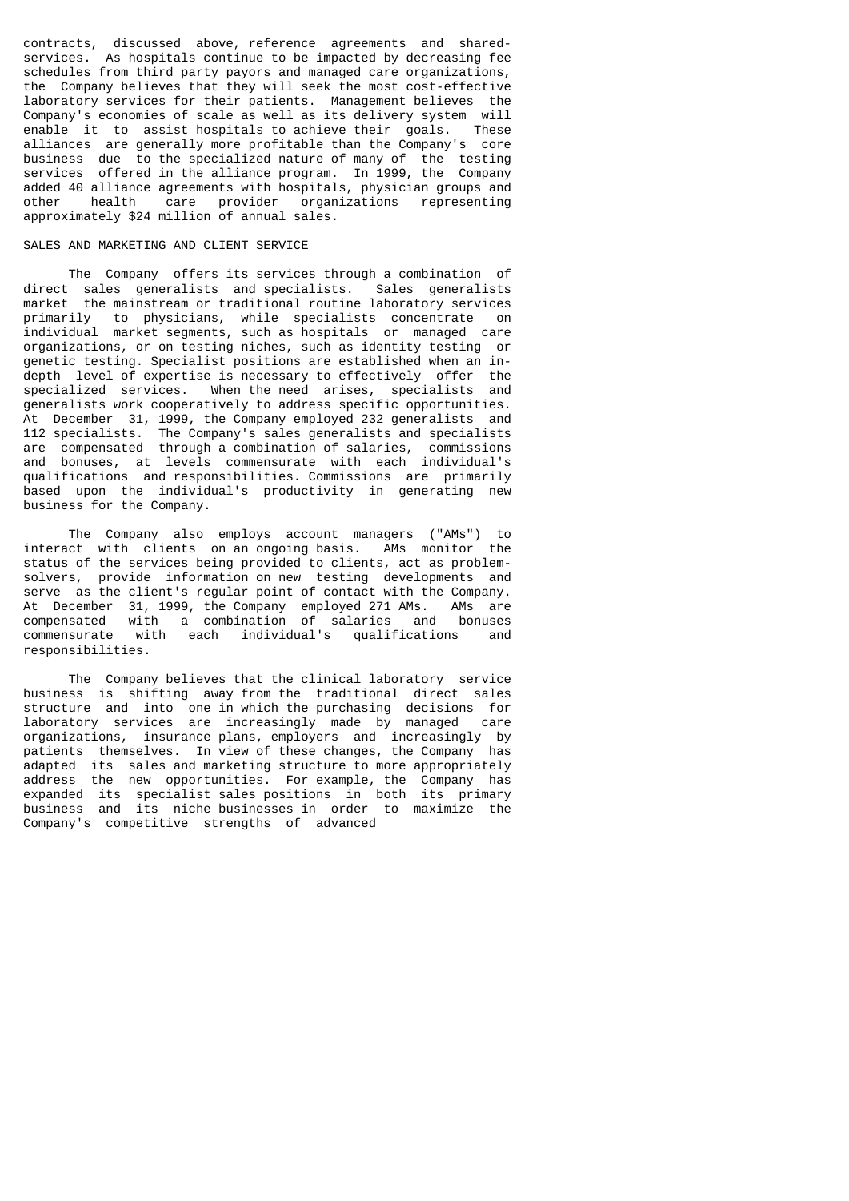contracts, discussed above, reference agreements and shared-services. As hospitals continue to be impacted by decreasing fee schedules from third party payors and managed care organizations, the Company believes that they will seek the most cost-effective laboratory services for their patients. Management believes the Company's economies of scale as well as its delivery system will enable it to assist hospitals to achieve their goals. These alliances are generally more profitable than the Company's core business due to the specialized nature of many of the testing services offered in the alliance program. In 1999, the Company added 40 alliance agreements with hospitals, physician groups and other health care provider organizations representing approximately $24 million of annual sales.

## SALES AND MARKETING AND CLIENT SERVICE

The Company offers its services through a combination of direct sales generalists and specialists. Sales generalists market the mainstream or traditional routine laboratory services primarily to physicians, while specialists concentrate on individual market segments, such as hospitals or managed care organizations, or on testing niches, such as identity testing or genetic testing. Specialist positions are established when an in-depth level of expertise is necessary to effectively offer the specialized services. When the need arises, specialists and generalists work cooperatively to address specific opportunities. At December 31, 1999, the Company employed 232 generalists and 112 specialists. The Company's sales generalists and specialists are compensated through a combination of salaries, commissions and bonuses, at levels commensurate with each individual's qualifications and responsibilities. Commissions are primarily based upon the individual's productivity in generating new business for the Company.

The Company also employs account managers ("AMs") to interact with clients on an ongoing basis. AMs monitor the status of the services being provided to clients, act as problem-solvers, provide information on new testing developments and serve as the client's regular point of contact with the Company. At December 31, 1999, the Company employed 271 AMs. AMs are compensated with a combination of salaries and bonuses commensurate with each individual's qualifications and responsibilities.

The Company believes that the clinical laboratory service business is shifting away from the traditional direct sales structure and into one in which the purchasing decisions for laboratory services are increasingly made by managed care organizations, insurance plans, employers and increasingly by patients themselves. In view of these changes, the Company has adapted its sales and marketing structure to more appropriately address the new opportunities. For example, the Company has expanded its specialist sales positions in both its primary business and its niche businesses in order to maximize the Company's competitive strengths of advanced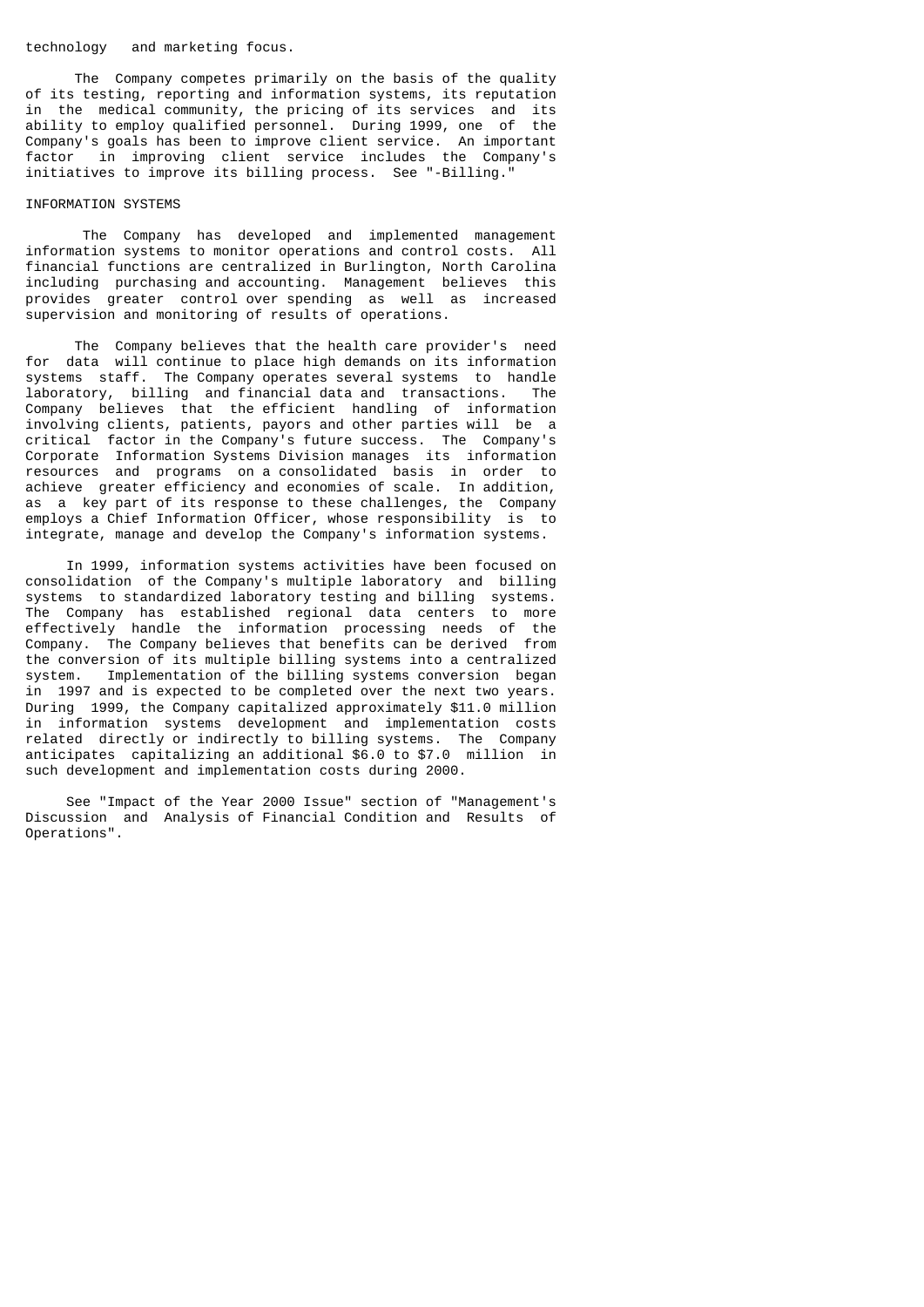technology and marketing focus.

The Company competes primarily on the basis of the quality of its testing, reporting and information systems, its reputation in the medical community, the pricing of its services and its ability to employ qualified personnel. During 1999, one of the Company's goals has been to improve client service. An important factor in improving client service includes the Company's initiatives to improve its billing process. See "-Billing."

## INFORMATION SYSTEMS

The Company has developed and implemented management information systems to monitor operations and control costs. All financial functions are centralized in Burlington, North Carolina including purchasing and accounting. Management believes this provides greater control over spending as well as increased supervision and monitoring of results of operations.

The Company believes that the health care provider's need for data will continue to place high demands on its information systems staff. The Company operates several systems to handle laboratory, billing and financial data and transactions. The Company believes that the efficient handling of information involving clients, patients, payors and other parties will be a critical factor in the Company's future success. The Company's Corporate Information Systems Division manages its information resources and programs on a consolidated basis in order to achieve greater efficiency and economies of scale. In addition, as a key part of its response to these challenges, the Company employs a Chief Information Officer, whose responsibility is to integrate, manage and develop the Company's information systems.

In 1999, information systems activities have been focused on consolidation of the Company's multiple laboratory and billing systems to standardized laboratory testing and billing systems. The Company has established regional data centers to more effectively handle the information processing needs of the Company. The Company believes that benefits can be derived from the conversion of its multiple billing systems into a centralized system. Implementation of the billing systems conversion began in 1997 and is expected to be completed over the next two years. During 1999, the Company capitalized approximately $11.0 million in information systems development and implementation costs related directly or indirectly to billing systems. The Company anticipates capitalizing an additional $6.0 to $7.0 million in such development and implementation costs during 2000.

See "Impact of the Year 2000 Issue" section of "Management's Discussion and Analysis of Financial Condition and Results of Operations".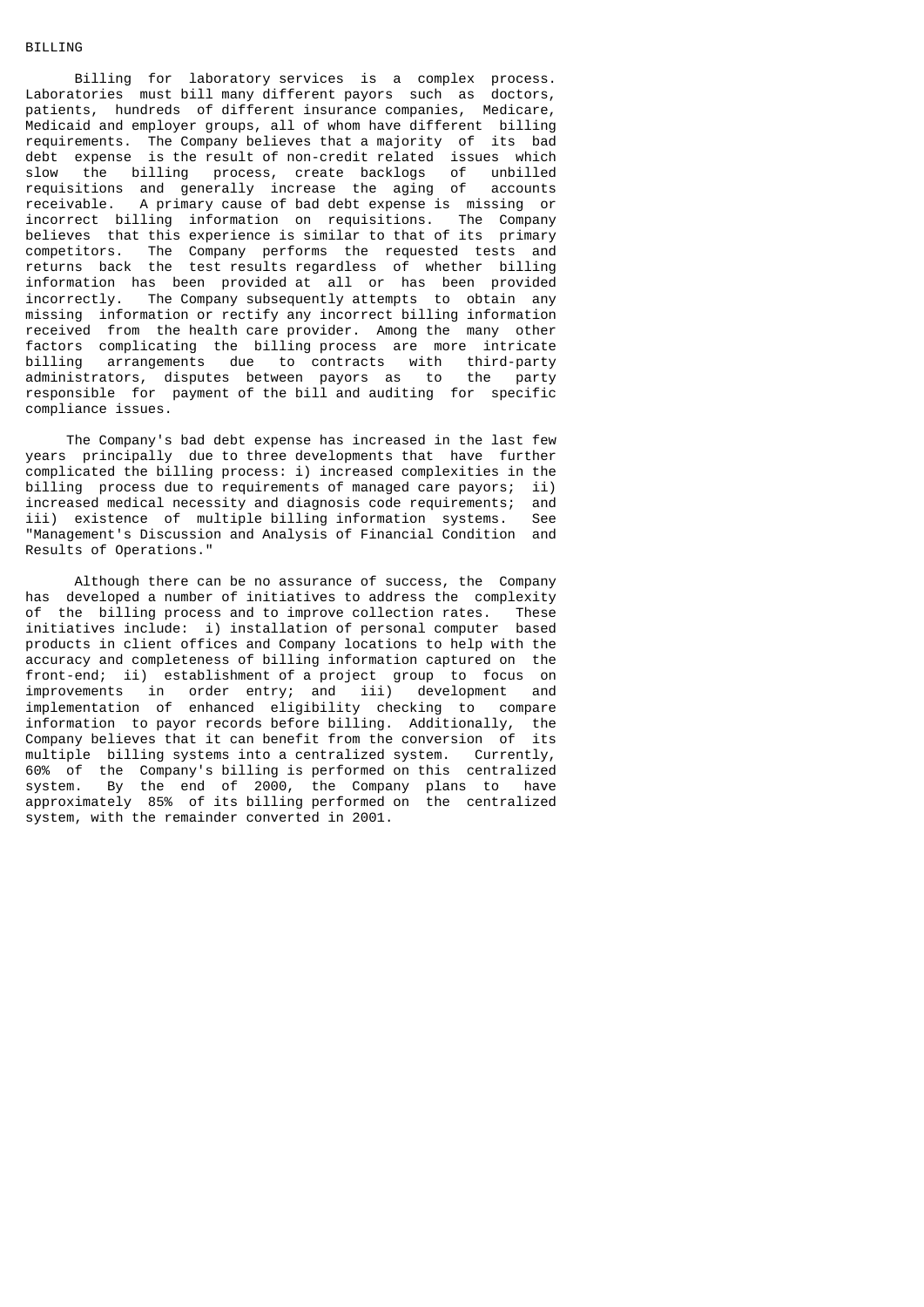## BILLING

Billing for laboratory services is a complex process. Laboratories must bill many different payors such as doctors, patients, hundreds of different insurance companies, Medicare, Medicaid and employer groups, all of whom have different billing requirements. The Company believes that a majority of its bad debt expense is the result of non-credit related issues which slow the billing process, create backlogs of unbilled requisitions and generally increase the aging of accounts receivable. A primary cause of bad debt expense is missing or incorrect billing information on requisitions. The Company believes that this experience is similar to that of its primary competitors. The Company performs the requested tests and returns back the test results regardless of whether billing information has been provided at all or has been provided incorrectly. The Company subsequently attempts to obtain any missing information or rectify any incorrect billing information received from the health care provider. Among the many other factors complicating the billing process are more intricate billing arrangements due to contracts with third-party administrators, disputes between payors as to the party responsible for payment of the bill and auditing for specific compliance issues.

The Company's bad debt expense has increased in the last few years principally due to three developments that have further complicated the billing process: i) increased complexities in the billing process due to requirements of managed care payors; ii) increased medical necessity and diagnosis code requirements; and iii) existence of multiple billing information systems. See "Management's Discussion and Analysis of Financial Condition and Results of Operations."

Although there can be no assurance of success, the Company has developed a number of initiatives to address the complexity of the billing process and to improve collection rates. These initiatives include: i) installation of personal computer based products in client offices and Company locations to help with the accuracy and completeness of billing information captured on the front-end; ii) establishment of a project group to focus on improvements in order entry; and iii) development and implementation of enhanced eligibility checking to compare information to payor records before billing. Additionally, the Company believes that it can benefit from the conversion of its multiple billing systems into a centralized system. Currently, 60% of the Company's billing is performed on this centralized system. By the end of 2000, the Company plans to have approximately 85% of its billing performed on the centralized system, with the remainder converted in 2001.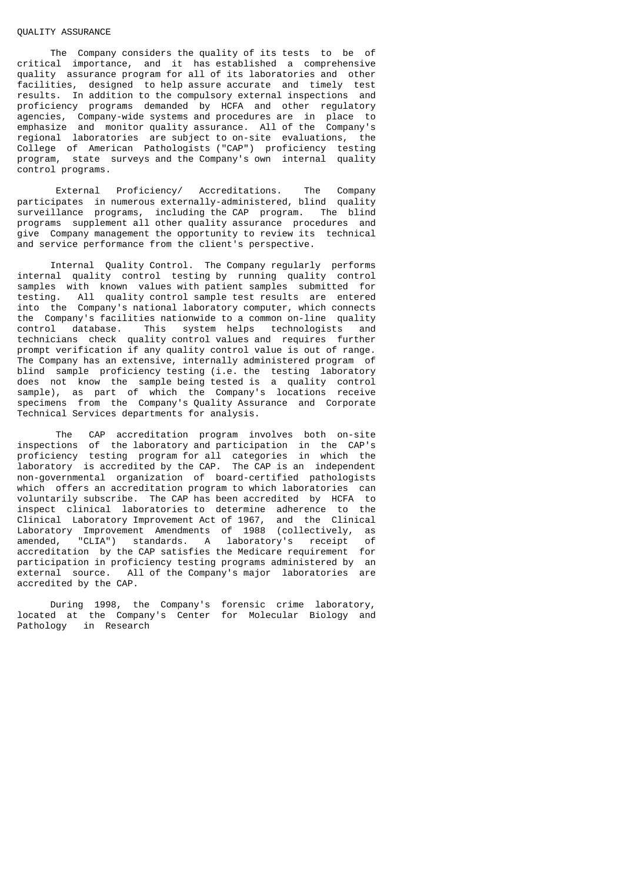QUALITY ASSURANCE

The Company considers the quality of its tests to be of critical importance, and it has established a comprehensive quality assurance program for all of its laboratories and other facilities, designed to help assure accurate and timely test results. In addition to the compulsory external inspections and proficiency programs demanded by HCFA and other regulatory agencies, Company-wide systems and procedures are in place to emphasize and monitor quality assurance. All of the Company's regional laboratories are subject to on-site evaluations, the College of American Pathologists ("CAP") proficiency testing program, state surveys and the Company's own internal quality control programs.

External Proficiency/ Accreditations. The Company participates in numerous externally-administered, blind quality surveillance programs, including the CAP program. The blind programs supplement all other quality assurance procedures and give Company management the opportunity to review its technical and service performance from the client's perspective.

Internal Quality Control. The Company regularly performs internal quality control testing by running quality control samples with known values with patient samples submitted for testing. All quality control sample test results are entered into the Company's national laboratory computer, which connects the Company's facilities nationwide to a common on-line quality control database. This system helps technologists and technicians check quality control values and requires further prompt verification if any quality control value is out of range. The Company has an extensive, internally administered program of blind sample proficiency testing (i.e. the testing laboratory does not know the sample being tested is a quality control sample), as part of which the Company's locations receive specimens from the Company's Quality Assurance and Corporate Technical Services departments for analysis.

The CAP accreditation program involves both on-site inspections of the laboratory and participation in the CAP's proficiency testing program for all categories in which the laboratory is accredited by the CAP. The CAP is an independent non-governmental organization of board-certified pathologists which offers an accreditation program to which laboratories can voluntarily subscribe. The CAP has been accredited by HCFA to inspect clinical laboratories to determine adherence to the Clinical Laboratory Improvement Act of 1967, and the Clinical Laboratory Improvement Amendments of 1988 (collectively, as amended, "CLIA") standards. A laboratory's receipt of accreditation by the CAP satisfies the Medicare requirement for participation in proficiency testing programs administered by an external source. All of the Company's major laboratories are accredited by the CAP.

During 1998, the Company's forensic crime laboratory, located at the Company's Center for Molecular Biology and Pathology in Research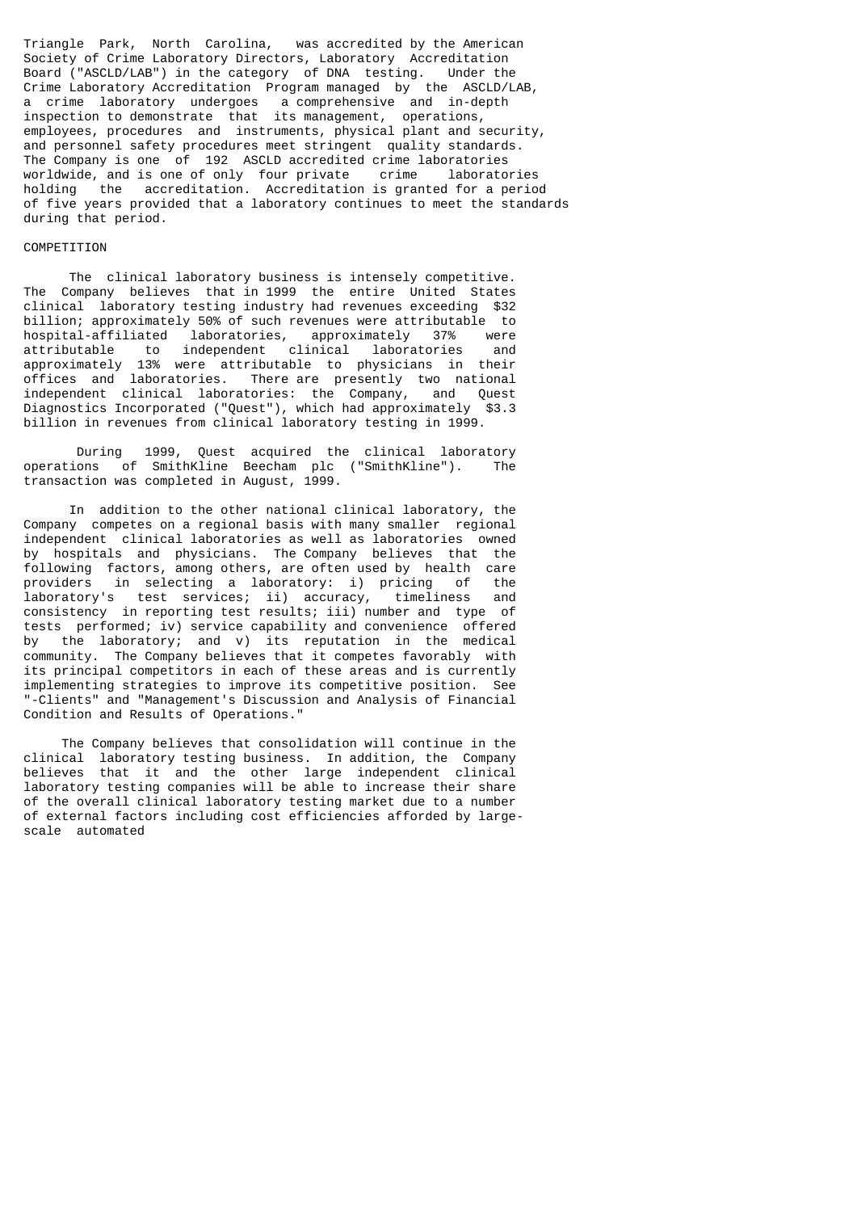Triangle Park, North Carolina, was accredited by the American Society of Crime Laboratory Directors, Laboratory Accreditation Board ("ASCLD/LAB") in the category of DNA testing. Under the Crime Laboratory Accreditation Program managed by the ASCLD/LAB, a crime laboratory undergoes a comprehensive and in-depth inspection to demonstrate that its management, operations, employees, procedures and instruments, physical plant and security, and personnel safety procedures meet stringent quality standards. The Company is one of 192 ASCLD accredited crime laboratories worldwide, and is one of only four private crime laboratories holding the accreditation. Accreditation is granted for a period of five years provided that a laboratory continues to meet the standards during that period.

## COMPETITION

The clinical laboratory business is intensely competitive. The Company believes that in 1999 the entire United States clinical laboratory testing industry had revenues exceeding $32 billion; approximately 50% of such revenues were attributable to hospital-affiliated laboratories, approximately 37% were attributable to independent clinical laboratories and approximately 13% were attributable to physicians in their offices and laboratories. There are presently two national independent clinical laboratories: the Company, and Quest Diagnostics Incorporated ("Quest"), which had approximately $3.3 billion in revenues from clinical laboratory testing in 1999.

During 1999, Quest acquired the clinical laboratory operations of SmithKline Beecham plc ("SmithKline"). The transaction was completed in August, 1999.

In addition to the other national clinical laboratory, the Company competes on a regional basis with many smaller regional independent clinical laboratories as well as laboratories owned by hospitals and physicians. The Company believes that the following factors, among others, are often used by health care providers in selecting a laboratory: i) pricing of the laboratory's test services; ii) accuracy, timeliness and consistency in reporting test results; iii) number and type of tests performed; iv) service capability and convenience offered by the laboratory; and v) its reputation in the medical community. The Company believes that it competes favorably with its principal competitors in each of these areas and is currently implementing strategies to improve its competitive position. See "-Clients" and "Management's Discussion and Analysis of Financial Condition and Results of Operations."

The Company believes that consolidation will continue in the clinical laboratory testing business. In addition, the Company believes that it and the other large independent clinical laboratory testing companies will be able to increase their share of the overall clinical laboratory testing market due to a number of external factors including cost efficiencies afforded by large-scale automated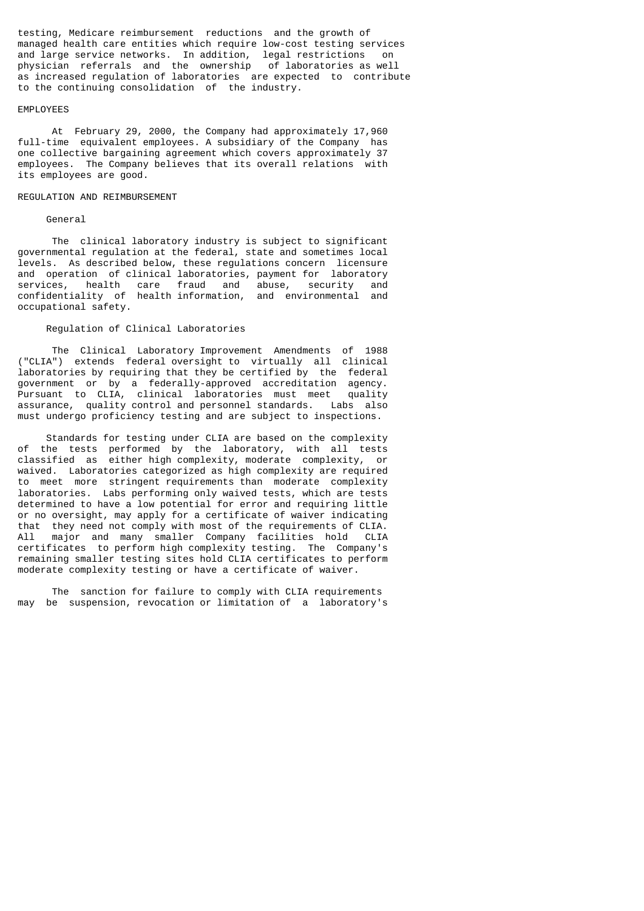testing, Medicare reimbursement reductions and the growth of managed health care entities which require low-cost testing services and large service networks. In addition, legal restrictions on physician referrals and the ownership of laboratories as well as increased regulation of laboratories are expected to contribute to the continuing consolidation of the industry.

## EMPLOYEES

At February 29, 2000, the Company had approximately 17,960 full-time equivalent employees. A subsidiary of the Company has one collective bargaining agreement which covers approximately 37 employees. The Company believes that its overall relations with its employees are good.

## REGULATION AND REIMBURSEMENT

### General

The clinical laboratory industry is subject to significant governmental regulation at the federal, state and sometimes local levels. As described below, these regulations concern licensure and operation of clinical laboratories, payment for laboratory services, health care fraud and abuse, security and confidentiality of health information, and environmental and occupational safety.

### Regulation of Clinical Laboratories

The Clinical Laboratory Improvement Amendments of 1988 ("CLIA") extends federal oversight to virtually all clinical laboratories by requiring that they be certified by the federal government or by a federally-approved accreditation agency. Pursuant to CLIA, clinical laboratories must meet quality assurance, quality control and personnel standards. Labs also must undergo proficiency testing and are subject to inspections.

Standards for testing under CLIA are based on the complexity of the tests performed by the laboratory, with all tests classified as either high complexity, moderate complexity, or waived. Laboratories categorized as high complexity are required to meet more stringent requirements than moderate complexity laboratories. Labs performing only waived tests, which are tests determined to have a low potential for error and requiring little or no oversight, may apply for a certificate of waiver indicating that they need not comply with most of the requirements of CLIA. All major and many smaller Company facilities hold CLIA certificates to perform high complexity testing. The Company's remaining smaller testing sites hold CLIA certificates to perform moderate complexity testing or have a certificate of waiver.

The sanction for failure to comply with CLIA requirements may be suspension, revocation or limitation of a laboratory's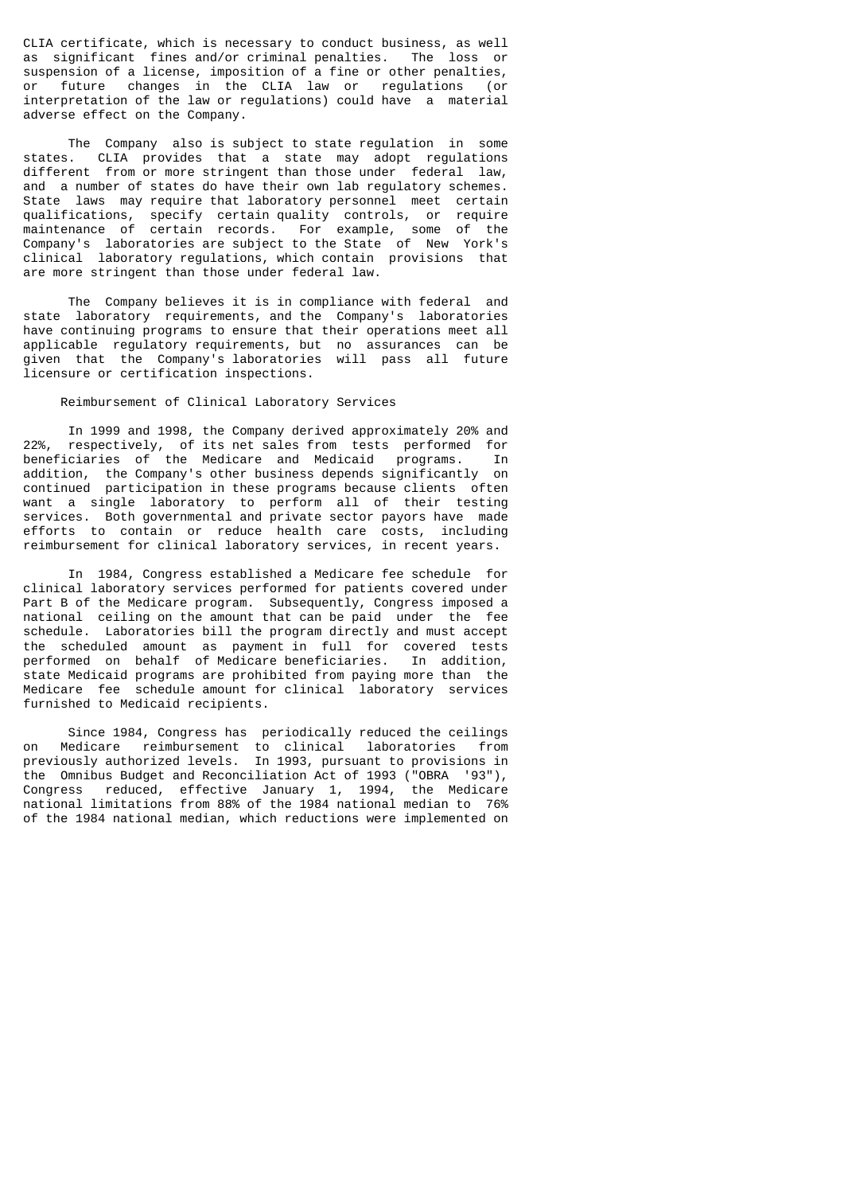CLIA certificate, which is necessary to conduct business, as well as significant fines and/or criminal penalties. The loss or suspension of a license, imposition of a fine or other penalties, or future changes in the CLIA law or regulations (or interpretation of the law or regulations) could have a material adverse effect on the Company.

The Company also is subject to state regulation in some states. CLIA provides that a state may adopt regulations different from or more stringent than those under federal law, and a number of states do have their own lab regulatory schemes. State laws may require that laboratory personnel meet certain qualifications, specify certain quality controls, or require maintenance of certain records. For example, some of the Company's laboratories are subject to the State of New York's clinical laboratory regulations, which contain provisions that are more stringent than those under federal law.

The Company believes it is in compliance with federal and state laboratory requirements, and the Company's laboratories have continuing programs to ensure that their operations meet all applicable regulatory requirements, but no assurances can be given that the Company's laboratories will pass all future licensure or certification inspections.

### Reimbursement of Clinical Laboratory Services

In 1999 and 1998, the Company derived approximately 20% and 22%, respectively, of its net sales from tests performed for beneficiaries of the Medicare and Medicaid programs. In addition, the Company's other business depends significantly on continued participation in these programs because clients often want a single laboratory to perform all of their testing services. Both governmental and private sector payors have made efforts to contain or reduce health care costs, including reimbursement for clinical laboratory services, in recent years.

In 1984, Congress established a Medicare fee schedule for clinical laboratory services performed for patients covered under Part B of the Medicare program. Subsequently, Congress imposed a national ceiling on the amount that can be paid under the fee schedule. Laboratories bill the program directly and must accept the scheduled amount as payment in full for covered tests performed on behalf of Medicare beneficiaries. In addition, state Medicaid programs are prohibited from paying more than the Medicare fee schedule amount for clinical laboratory services furnished to Medicaid recipients.

Since 1984, Congress has periodically reduced the ceilings on Medicare reimbursement to clinical laboratories from previously authorized levels. In 1993, pursuant to provisions in the Omnibus Budget and Reconciliation Act of 1993 ("OBRA '93"), Congress reduced, effective January 1, 1994, the Medicare national limitations from 88% of the 1984 national median to 76% of the 1984 national median, which reductions were implemented on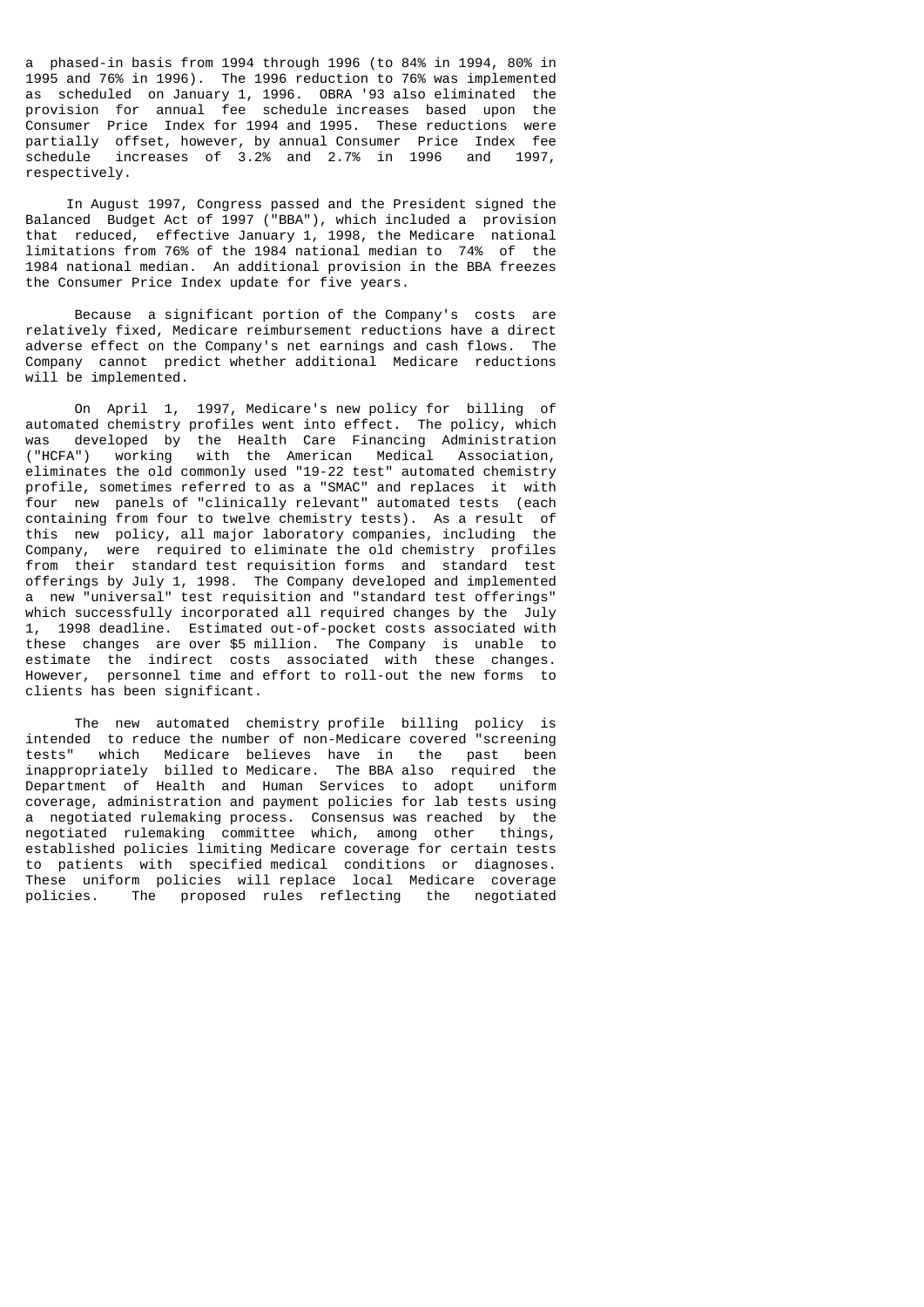a phased-in basis from 1994 through 1996 (to 84% in 1994, 80% in 1995 and 76% in 1996). The 1996 reduction to 76% was implemented as scheduled on January 1, 1996. OBRA '93 also eliminated the provision for annual fee schedule increases based upon the Consumer Price Index for 1994 and 1995. These reductions were partially offset, however, by annual Consumer Price Index fee schedule increases of 3.2% and 2.7% in 1996 and 1997, respectively.

In August 1997, Congress passed and the President signed the Balanced Budget Act of 1997 ("BBA"), which included a provision that reduced, effective January 1, 1998, the Medicare national limitations from 76% of the 1984 national median to 74% of the 1984 national median. An additional provision in the BBA freezes the Consumer Price Index update for five years.

Because a significant portion of the Company's costs are relatively fixed, Medicare reimbursement reductions have a direct adverse effect on the Company's net earnings and cash flows. The Company cannot predict whether additional Medicare reductions will be implemented.

On April 1, 1997, Medicare's new policy for billing of automated chemistry profiles went into effect. The policy, which was developed by the Health Care Financing Administration ("HCFA") working with the American Medical Association, eliminates the old commonly used "19-22 test" automated chemistry profile, sometimes referred to as a "SMAC" and replaces it with four new panels of "clinically relevant" automated tests (each containing from four to twelve chemistry tests). As a result of this new policy, all major laboratory companies, including the Company, were required to eliminate the old chemistry profiles from their standard test requisition forms and standard test offerings by July 1, 1998. The Company developed and implemented a new "universal" test requisition and "standard test offerings" which successfully incorporated all required changes by the July 1, 1998 deadline. Estimated out-of-pocket costs associated with these changes are over $5 million. The Company is unable to estimate the indirect costs associated with these changes. However, personnel time and effort to roll-out the new forms to clients has been significant.

The new automated chemistry profile billing policy is intended to reduce the number of non-Medicare covered "screening tests" which Medicare believes have in the past been inappropriately billed to Medicare. The BBA also required the Department of Health and Human Services to adopt uniform coverage, administration and payment policies for lab tests using a negotiated rulemaking process. Consensus was reached by the negotiated rulemaking committee which, among other things, established policies limiting Medicare coverage for certain tests to patients with specified medical conditions or diagnoses. These uniform policies will replace local Medicare coverage policies. The proposed rules reflecting the negotiated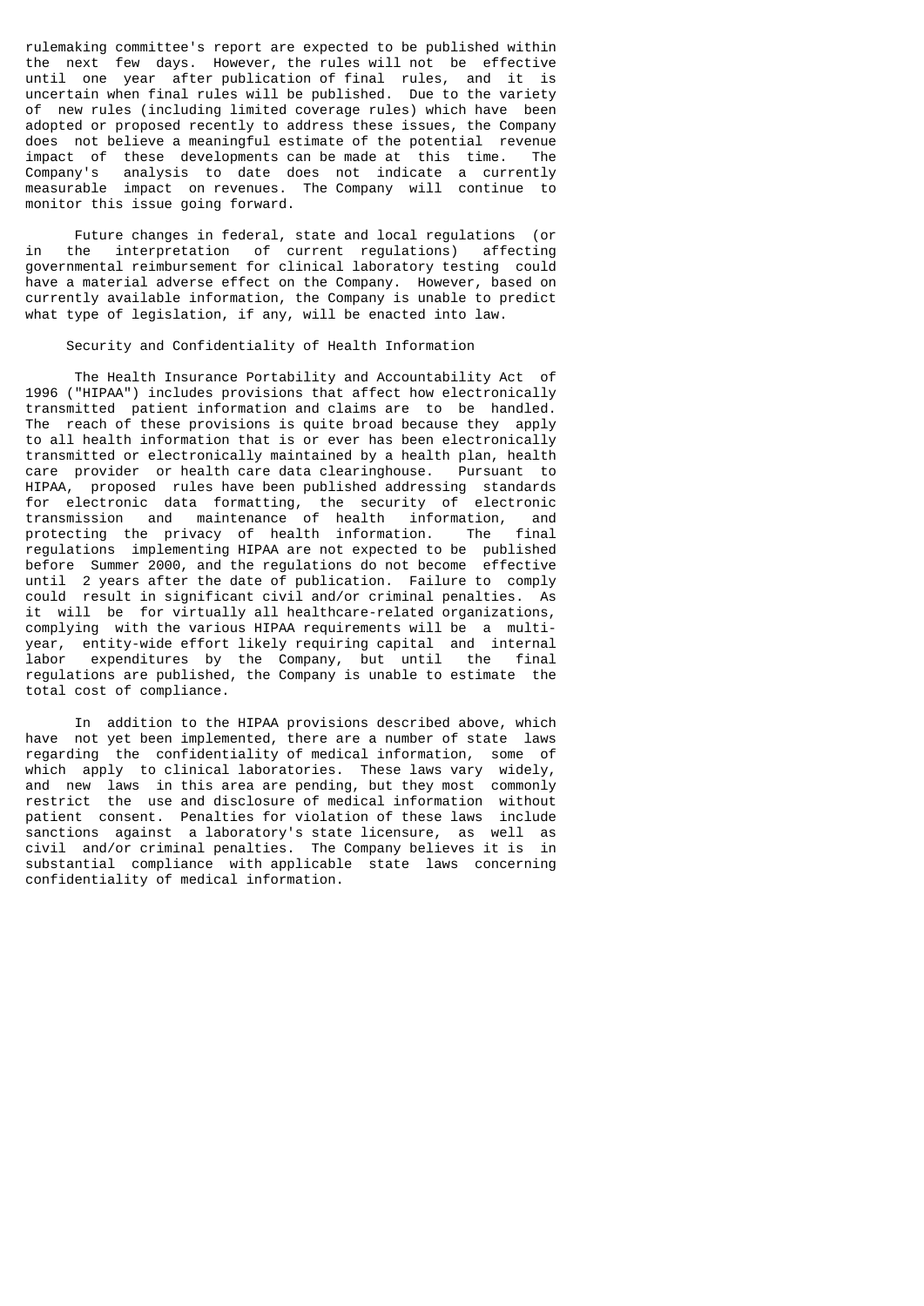rulemaking committee's report are expected to be published within the next few days. However, the rules will not be effective until one year after publication of final rules, and it is uncertain when final rules will be published. Due to the variety of new rules (including limited coverage rules) which have been adopted or proposed recently to address these issues, the Company does not believe a meaningful estimate of the potential revenue impact of these developments can be made at this time. The Company's analysis to date does not indicate a currently measurable impact on revenues. The Company will continue to monitor this issue going forward.

Future changes in federal, state and local regulations (or in the interpretation of current regulations) affecting governmental reimbursement for clinical laboratory testing could have a material adverse effect on the Company. However, based on currently available information, the Company is unable to predict what type of legislation, if any, will be enacted into law.

### Security and Confidentiality of Health Information

The Health Insurance Portability and Accountability Act of 1996 ("HIPAA") includes provisions that affect how electronically transmitted patient information and claims are to be handled. The reach of these provisions is quite broad because they apply to all health information that is or ever has been electronically transmitted or electronically maintained by a health plan, health care provider or health care data clearinghouse. Pursuant to HIPAA, proposed rules have been published addressing standards for electronic data formatting, the security of electronic transmission and maintenance of health information, and protecting the privacy of health information. The final regulations implementing HIPAA are not expected to be published before Summer 2000, and the regulations do not become effective until 2 years after the date of publication. Failure to comply could result in significant civil and/or criminal penalties. As it will be for virtually all healthcare-related organizations, complying with the various HIPAA requirements will be a multi-year, entity-wide effort likely requiring capital and internal labor expenditures by the Company, but until the final regulations are published, the Company is unable to estimate the total cost of compliance.

In addition to the HIPAA provisions described above, which have not yet been implemented, there are a number of state laws regarding the confidentiality of medical information, some of which apply to clinical laboratories. These laws vary widely, and new laws in this area are pending, but they most commonly restrict the use and disclosure of medical information without patient consent. Penalties for violation of these laws include sanctions against a laboratory's state licensure, as well as civil and/or criminal penalties. The Company believes it is in substantial compliance with applicable state laws concerning confidentiality of medical information.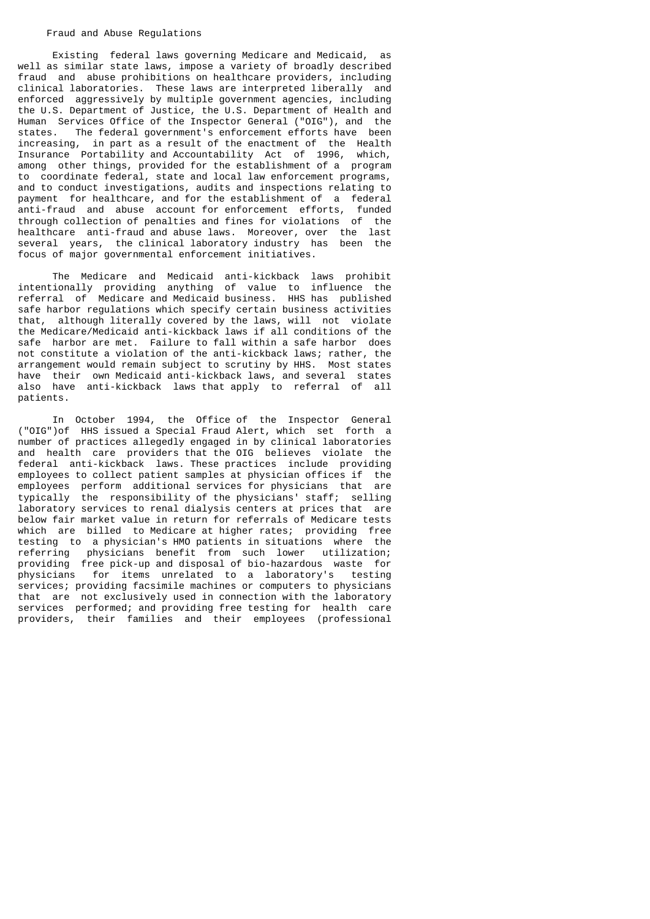## Fraud and Abuse Regulations

Existing federal laws governing Medicare and Medicaid, as well as similar state laws, impose a variety of broadly described fraud and abuse prohibitions on healthcare providers, including clinical laboratories. These laws are interpreted liberally and enforced aggressively by multiple government agencies, including the U.S. Department of Justice, the U.S. Department of Health and Human Services Office of the Inspector General ("OIG"), and the states. The federal government's enforcement efforts have been increasing, in part as a result of the enactment of the Health Insurance Portability and Accountability Act of 1996, which, among other things, provided for the establishment of a program to coordinate federal, state and local law enforcement programs, and to conduct investigations, audits and inspections relating to payment for healthcare, and for the establishment of a federal anti-fraud and abuse account for enforcement efforts, funded through collection of penalties and fines for violations of the healthcare anti-fraud and abuse laws. Moreover, over the last several years, the clinical laboratory industry has been the focus of major governmental enforcement initiatives.

The Medicare and Medicaid anti-kickback laws prohibit intentionally providing anything of value to influence the referral of Medicare and Medicaid business. HHS has published safe harbor regulations which specify certain business activities that, although literally covered by the laws, will not violate the Medicare/Medicaid anti-kickback laws if all conditions of the safe harbor are met. Failure to fall within a safe harbor does not constitute a violation of the anti-kickback laws; rather, the arrangement would remain subject to scrutiny by HHS. Most states have their own Medicaid anti-kickback laws, and several states also have anti-kickback laws that apply to referral of all patients.

In October 1994, the Office of the Inspector General ("OIG")of HHS issued a Special Fraud Alert, which set forth a number of practices allegedly engaged in by clinical laboratories and health care providers that the OIG believes violate the federal anti-kickback laws. These practices include providing employees to collect patient samples at physician offices if the employees perform additional services for physicians that are typically the responsibility of the physicians' staff; selling laboratory services to renal dialysis centers at prices that are below fair market value in return for referrals of Medicare tests which are billed to Medicare at higher rates; providing free testing to a physician's HMO patients in situations where the referring physicians benefit from such lower utilization; providing free pick-up and disposal of bio-hazardous waste for physicians for items unrelated to a laboratory's testing services; providing facsimile machines or computers to physicians that are not exclusively used in connection with the laboratory services performed; and providing free testing for health care providers, their families and their employees (professional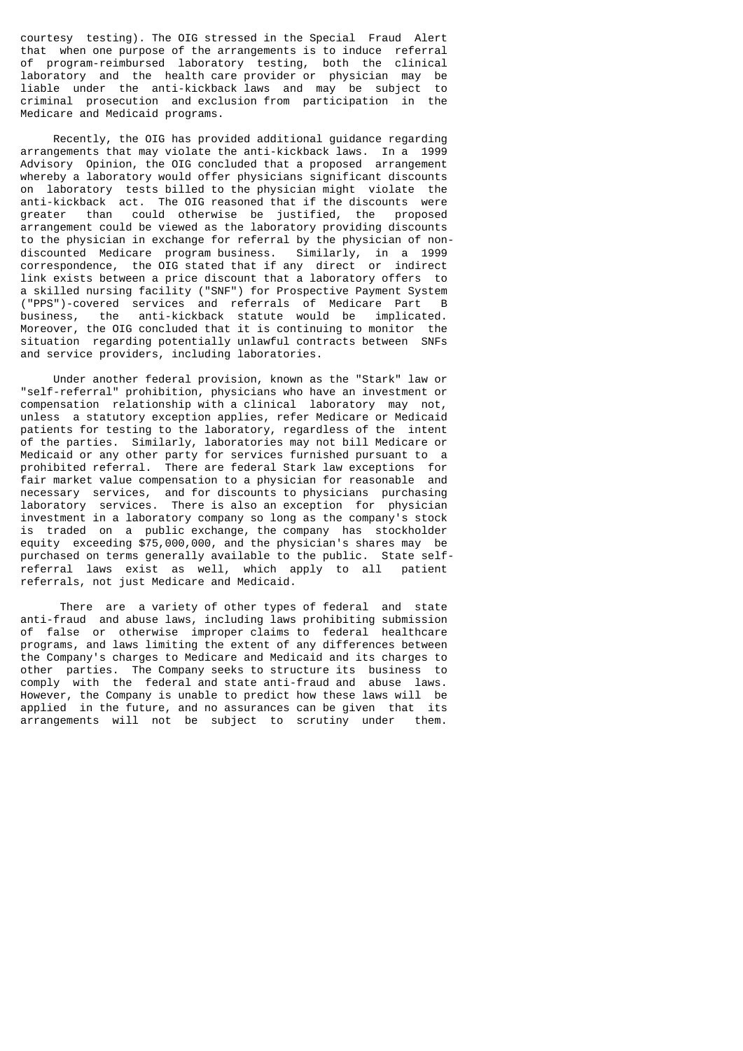courtesy testing). The OIG stressed in the Special Fraud Alert that when one purpose of the arrangements is to induce referral of program-reimbursed laboratory testing, both the clinical laboratory and the health care provider or physician may be liable under the anti-kickback laws and may be subject to criminal prosecution and exclusion from participation in the Medicare and Medicaid programs.

Recently, the OIG has provided additional guidance regarding arrangements that may violate the anti-kickback laws. In a 1999 Advisory Opinion, the OIG concluded that a proposed arrangement whereby a laboratory would offer physicians significant discounts on laboratory tests billed to the physician might violate the anti-kickback act. The OIG reasoned that if the discounts were greater than could otherwise be justified, the proposed arrangement could be viewed as the laboratory providing discounts to the physician in exchange for referral by the physician of non-discounted Medicare program business. Similarly, in a 1999 correspondence, the OIG stated that if any direct or indirect link exists between a price discount that a laboratory offers to a skilled nursing facility ("SNF") for Prospective Payment System ("PPS")-covered services and referrals of Medicare Part B business, the anti-kickback statute would be implicated. Moreover, the OIG concluded that it is continuing to monitor the situation regarding potentially unlawful contracts between SNFs and service providers, including laboratories.

Under another federal provision, known as the "Stark" law or "self-referral" prohibition, physicians who have an investment or compensation relationship with a clinical laboratory may not, unless a statutory exception applies, refer Medicare or Medicaid patients for testing to the laboratory, regardless of the intent of the parties. Similarly, laboratories may not bill Medicare or Medicaid or any other party for services furnished pursuant to a prohibited referral. There are federal Stark law exceptions for fair market value compensation to a physician for reasonable and necessary services, and for discounts to physicians purchasing laboratory services. There is also an exception for physician investment in a laboratory company so long as the company's stock is traded on a public exchange, the company has stockholder equity exceeding $75,000,000, and the physician's shares may be purchased on terms generally available to the public. State self-referral laws exist as well, which apply to all patient referrals, not just Medicare and Medicaid.

There are a variety of other types of federal and state anti-fraud and abuse laws, including laws prohibiting submission of false or otherwise improper claims to federal healthcare programs, and laws limiting the extent of any differences between the Company's charges to Medicare and Medicaid and its charges to other parties. The Company seeks to structure its business to comply with the federal and state anti-fraud and abuse laws. However, the Company is unable to predict how these laws will be applied in the future, and no assurances can be given that its arrangements will not be subject to scrutiny under them.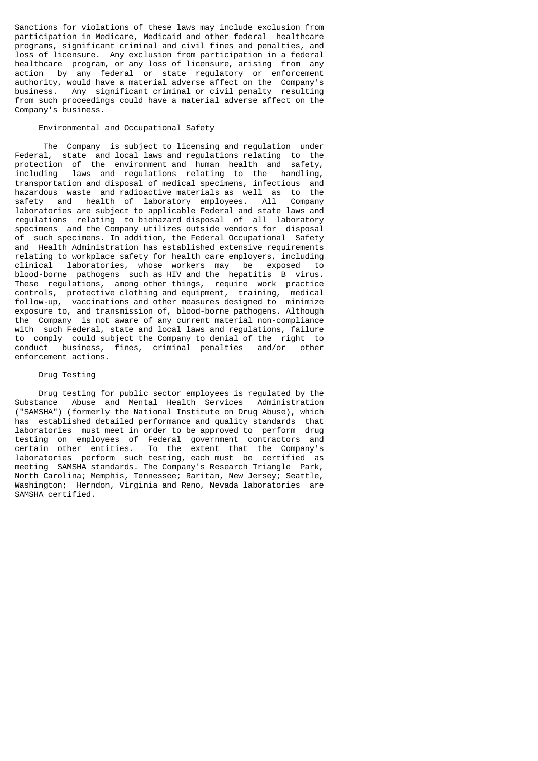Sanctions for violations of these laws may include exclusion from participation in Medicare, Medicaid and other federal healthcare programs, significant criminal and civil fines and penalties, and loss of licensure. Any exclusion from participation in a federal healthcare program, or any loss of licensure, arising from any action by any federal or state regulatory or enforcement authority, would have a material adverse affect on the Company's business. Any significant criminal or civil penalty resulting from such proceedings could have a material adverse affect on the Company's business.

### Environmental and Occupational Safety

The Company is subject to licensing and regulation under Federal, state and local laws and regulations relating to the protection of the environment and human health and safety, including laws and regulations relating to the handling, transportation and disposal of medical specimens, infectious and hazardous waste and radioactive materials as well as to the safety and health of laboratory employees. All Company laboratories are subject to applicable Federal and state laws and regulations relating to biohazard disposal of all laboratory specimens and the Company utilizes outside vendors for disposal of such specimens. In addition, the Federal Occupational Safety and Health Administration has established extensive requirements relating to workplace safety for health care employers, including clinical laboratories, whose workers may be exposed to blood-borne pathogens such as HIV and the hepatitis B virus. These regulations, among other things, require work practice controls, protective clothing and equipment, training, medical follow-up, vaccinations and other measures designed to minimize exposure to, and transmission of, blood-borne pathogens. Although the Company is not aware of any current material non-compliance with such Federal, state and local laws and regulations, failure to comply could subject the Company to denial of the right to conduct business, fines, criminal penalties and/or other enforcement actions.

### Drug Testing

Drug testing for public sector employees is regulated by the Substance Abuse and Mental Health Services Administration ("SAMSHA") (formerly the National Institute on Drug Abuse), which has established detailed performance and quality standards that laboratories must meet in order to be approved to perform drug testing on employees of Federal government contractors and certain other entities. To the extent that the Company's laboratories perform such testing, each must be certified as meeting SAMSHA standards. The Company's Research Triangle Park, North Carolina; Memphis, Tennessee; Raritan, New Jersey; Seattle, Washington; Herndon, Virginia and Reno, Nevada laboratories are SAMSHA certified.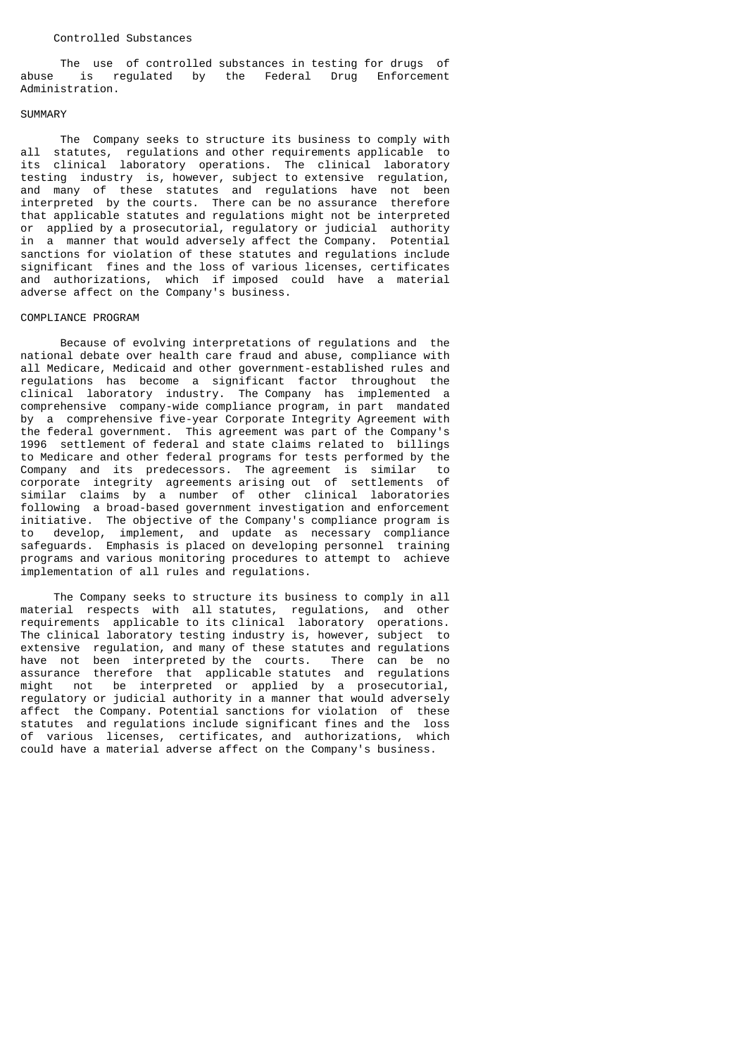### Controlled Substances

The use of controlled substances in testing for drugs of abuse is regulated by the Federal Drug Enforcement Administration.

## SUMMARY

The Company seeks to structure its business to comply with all statutes, regulations and other requirements applicable to its clinical laboratory operations. The clinical laboratory testing industry is, however, subject to extensive regulation, and many of these statutes and regulations have not been interpreted by the courts. There can be no assurance therefore that applicable statutes and regulations might not be interpreted or applied by a prosecutorial, regulatory or judicial authority in a manner that would adversely affect the Company. Potential sanctions for violation of these statutes and regulations include significant fines and the loss of various licenses, certificates and authorizations, which if imposed could have a material adverse affect on the Company's business.

## COMPLIANCE PROGRAM

Because of evolving interpretations of regulations and the national debate over health care fraud and abuse, compliance with all Medicare, Medicaid and other government-established rules and regulations has become a significant factor throughout the clinical laboratory industry. The Company has implemented a comprehensive company-wide compliance program, in part mandated by a comprehensive five-year Corporate Integrity Agreement with the federal government. This agreement was part of the Company's 1996 settlement of federal and state claims related to billings to Medicare and other federal programs for tests performed by the Company and its predecessors. The agreement is similar to corporate integrity agreements arising out of settlements of similar claims by a number of other clinical laboratories following a broad-based government investigation and enforcement initiative. The objective of the Company's compliance program is to develop, implement, and update as necessary compliance safeguards. Emphasis is placed on developing personnel training programs and various monitoring procedures to attempt to achieve implementation of all rules and regulations.

The Company seeks to structure its business to comply in all material respects with all statutes, regulations, and other requirements applicable to its clinical laboratory operations. The clinical laboratory testing industry is, however, subject to extensive regulation, and many of these statutes and regulations have not been interpreted by the courts. There can be no assurance therefore that applicable statutes and regulations might not be interpreted or applied by a prosecutorial, regulatory or judicial authority in a manner that would adversely affect the Company. Potential sanctions for violation of these statutes and regulations include significant fines and the loss of various licenses, certificates, and authorizations, which could have a material adverse affect on the Company's business.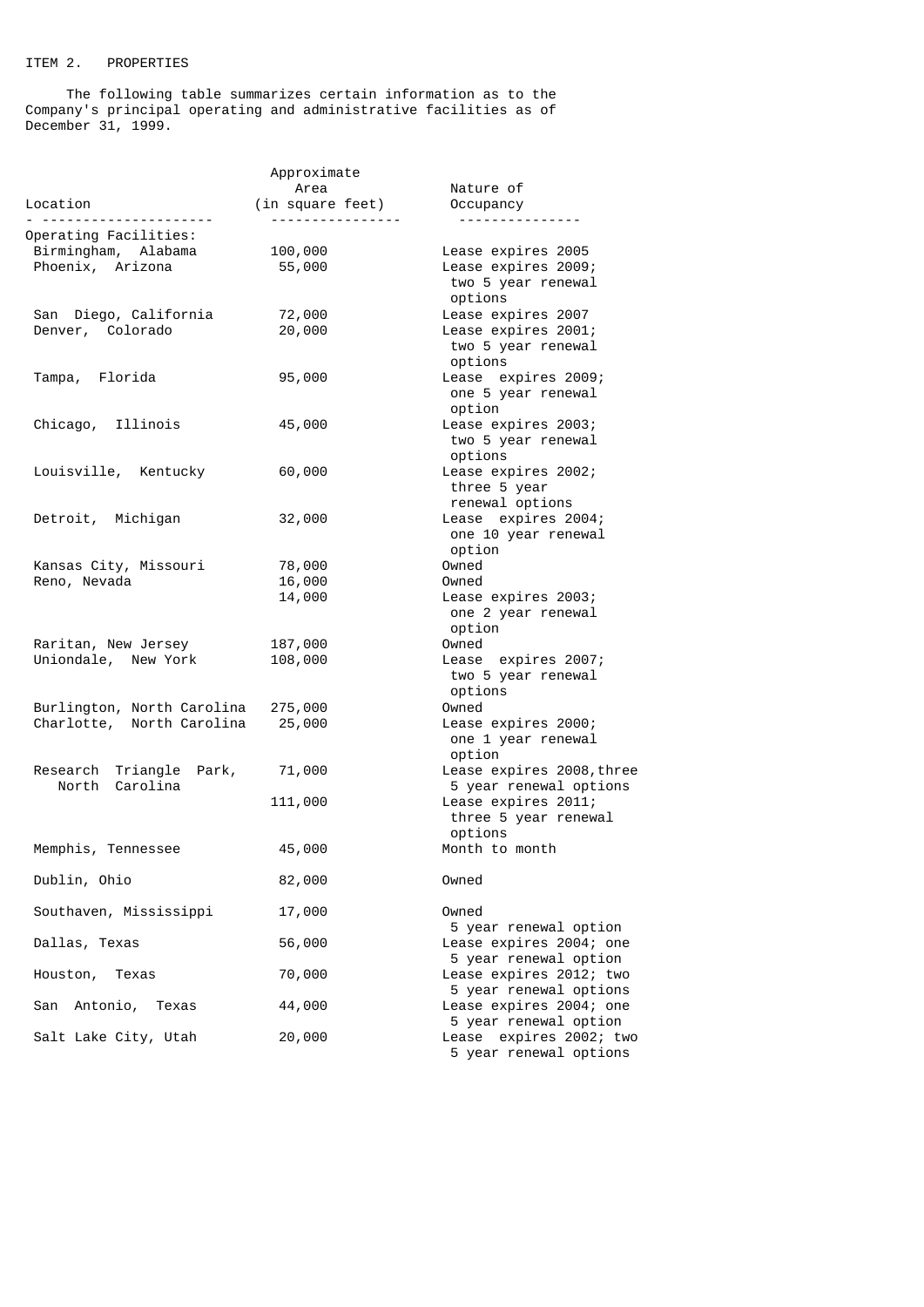## ITEM 2. PROPERTIES

The following table summarizes certain information as to the Company's principal operating and administrative facilities as of December 31, 1999.

| Location | Approximate Area (in square feet) | Nature of Occupancy |
|---|---|---|
| Operating Facilities: | | |
| Birmingham, Alabama | 100,000 | Lease expires 2005 |
| Phoenix, Arizona | 55,000 | Lease expires 2009; two 5 year renewal options |
| San Diego, California | 72,000 | Lease expires 2007 |
| Denver, Colorado | 20,000 | Lease expires 2001; two 5 year renewal options |
| Tampa, Florida | 95,000 | Lease expires 2009; one 5 year renewal option |
| Chicago, Illinois | 45,000 | Lease expires 2003; two 5 year renewal options |
| Louisville, Kentucky | 60,000 | Lease expires 2002; three 5 year renewal options |
| Detroit, Michigan | 32,000 | Lease expires 2004; one 10 year renewal option |
| Kansas City, Missouri | 78,000 | Owned |
| Reno, Nevada | 16,000 | Owned |
| | 14,000 | Lease expires 2003; one 2 year renewal option |
| Raritan, New Jersey | 187,000 | Owned |
| Uniondale, New York | 108,000 | Lease expires 2007; two 5 year renewal options |
| Burlington, North Carolina | 275,000 | Owned |
| Charlotte, North Carolina | 25,000 | Lease expires 2000; one 1 year renewal option |
| Research Triangle Park, North Carolina | 71,000 | Lease expires 2008, three 5 year renewal options |
| | 111,000 | Lease expires 2011; three 5 year renewal options |
| Memphis, Tennessee | 45,000 | Month to month |
| Dublin, Ohio | 82,000 | Owned |
| Southaven, Mississippi | 17,000 | Owned 5 year renewal option |
| Dallas, Texas | 56,000 | Lease expires 2004; one 5 year renewal option |
| Houston, Texas | 70,000 | Lease expires 2012; two 5 year renewal options |
| San Antonio, Texas | 44,000 | Lease expires 2004; one 5 year renewal option |
| Salt Lake City, Utah | 20,000 | Lease expires 2002; two 5 year renewal options |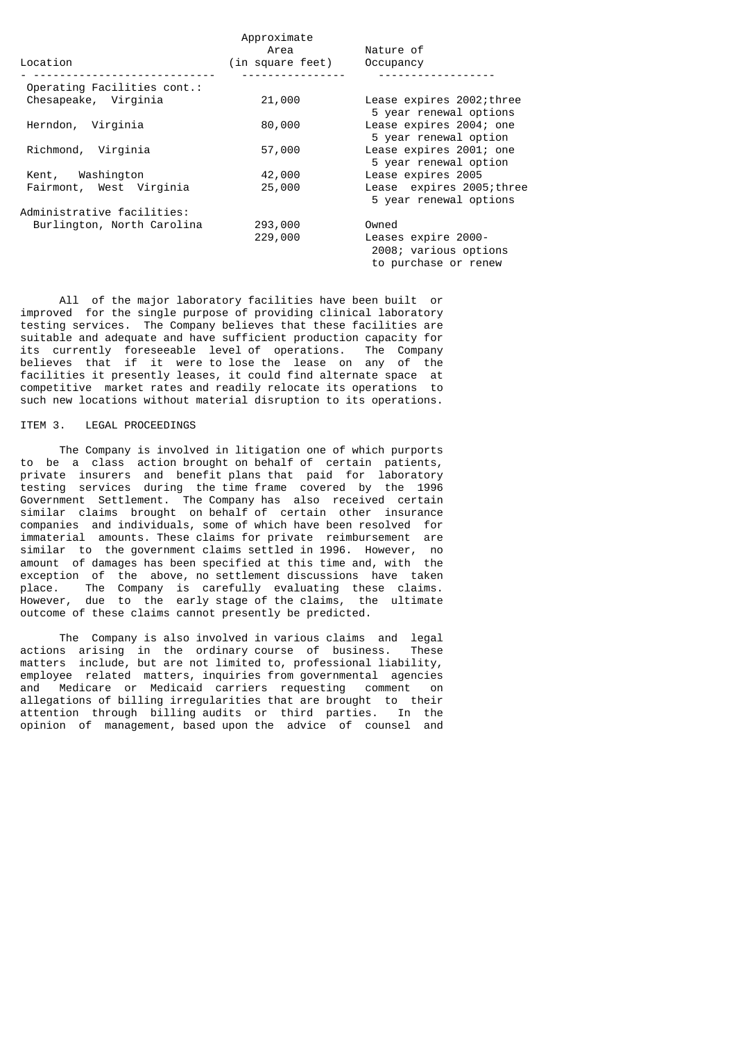| Location | Approximate Area (in square feet) | Nature of Occupancy |
|---|---|---|
| Operating Facilities cont.: | | |
| Chesapeake, Virginia | 21,000 | Lease expires 2002;three 5 year renewal options |
| Herndon, Virginia | 80,000 | Lease expires 2004; one 5 year renewal option |
| Richmond, Virginia | 57,000 | Lease expires 2001; one 5 year renewal option |
| Kent, Washington | 42,000 | Lease expires 2005 |
| Fairmont, West Virginia | 25,000 | Lease expires 2005;three 5 year renewal options |
| Administrative facilities: | | |
| Burlington, North Carolina | 293,000 | Owned |
| | 229,000 | Leases expire 2000-2008; various options to purchase or renew |

All of the major laboratory facilities have been built or improved for the single purpose of providing clinical laboratory testing services. The Company believes that these facilities are suitable and adequate and have sufficient production capacity for its currently foreseeable level of operations. The Company believes that if it were to lose the lease on any of the facilities it presently leases, it could find alternate space at competitive market rates and readily relocate its operations to such new locations without material disruption to its operations.

ITEM 3. LEGAL PROCEEDINGS

The Company is involved in litigation one of which purports to be a class action brought on behalf of certain patients, private insurers and benefit plans that paid for laboratory testing services during the time frame covered by the 1996 Government Settlement. The Company has also received certain similar claims brought on behalf of certain other insurance companies and individuals, some of which have been resolved for immaterial amounts. These claims for private reimbursement are similar to the government claims settled in 1996. However, no amount of damages has been specified at this time and, with the exception of the above, no settlement discussions have taken place. The Company is carefully evaluating these claims. However, due to the early stage of the claims, the ultimate outcome of these claims cannot presently be predicted.

The Company is also involved in various claims and legal actions arising in the ordinary course of business. These matters include, but are not limited to, professional liability, employee related matters, inquiries from governmental agencies and Medicare or Medicaid carriers requesting comment on allegations of billing irregularities that are brought to their attention through billing audits or third parties. In the opinion of management, based upon the advice of counsel and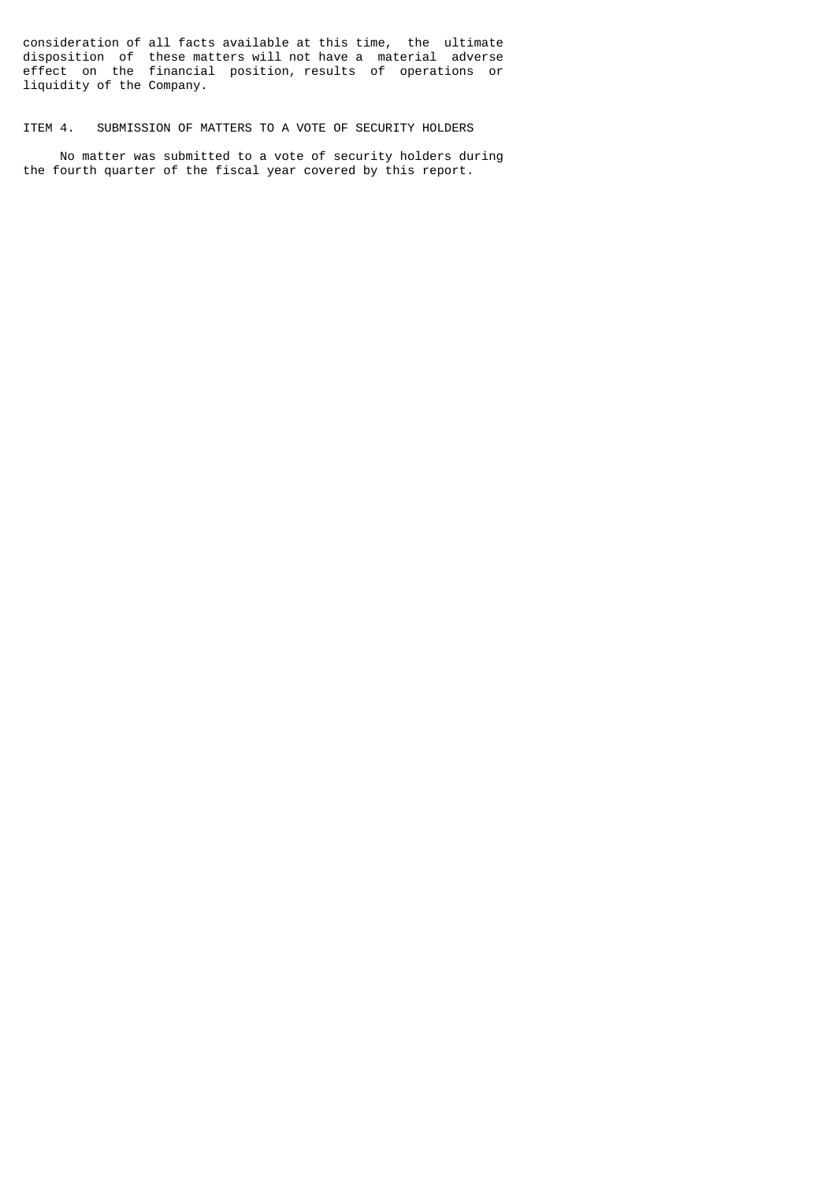consideration of all facts available at this time, the ultimate disposition of these matters will not have a material adverse effect on the financial position, results of operations or liquidity of the Company.

## ITEM 4. SUBMISSION OF MATTERS TO A VOTE OF SECURITY HOLDERS

No matter was submitted to a vote of security holders during the fourth quarter of the fiscal year covered by this report.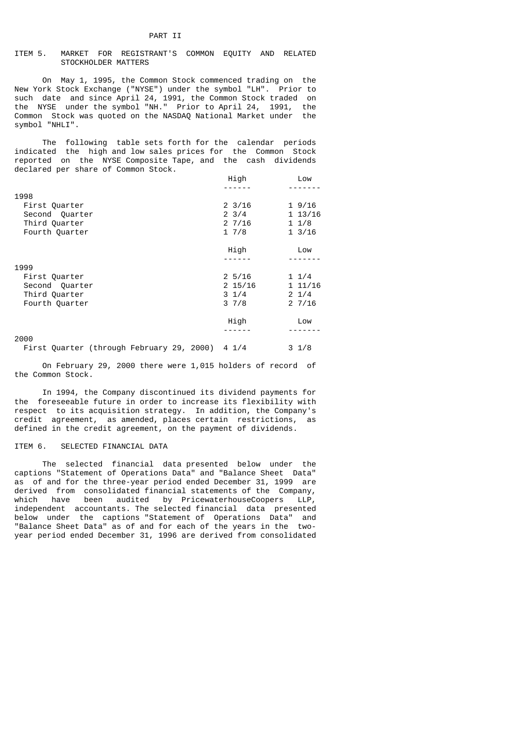PART II

## ITEM 5. MARKET FOR REGISTRANT'S COMMON EQUITY AND RELATED STOCKHOLDER MATTERS

On May 1, 1995, the Common Stock commenced trading on the New York Stock Exchange ("NYSE") under the symbol "LH". Prior to such date and since April 24, 1991, the Common Stock traded on the NYSE under the symbol "NH." Prior to April 24, 1991, the Common Stock was quoted on the NASDAQ National Market under the symbol "NHLI".

The following table sets forth for the calendar periods indicated the high and low sales prices for the Common Stock reported on the NYSE Composite Tape, and the cash dividends declared per share of Common Stock.

| | High | Low |
|---|---|---|
| **1998** | | |
| First Quarter | 2 3/16 | 1 9/16 |
| Second Quarter | 2 3/4 | 1 13/16 |
| Third Quarter | 2 7/16 | 1 1/8 |
| Fourth Quarter | 1 7/8 | 1 3/16 |
| | **High** | **Low** |
| **1999** | | |
| First Quarter | 2 5/16 | 1 1/4 |
| Second Quarter | 2 15/16 | 1 11/16 |
| Third Quarter | 3 1/4 | 2 1/4 |
| Fourth Quarter | 3 7/8 | 2 7/16 |
| | **High** | **Low** |
| **2000** | | |
| First Quarter (through February 29, 2000) | 4 1/4 | 3 1/8 |

On February 29, 2000 there were 1,015 holders of record of the Common Stock.

In 1994, the Company discontinued its dividend payments for the foreseeable future in order to increase its flexibility with respect to its acquisition strategy. In addition, the Company's credit agreement, as amended, places certain restrictions, as defined in the credit agreement, on the payment of dividends.

## ITEM 6. SELECTED FINANCIAL DATA

The selected financial data presented below under the captions "Statement of Operations Data" and "Balance Sheet Data" as of and for the three-year period ended December 31, 1999 are derived from consolidated financial statements of the Company, which have been audited by PricewaterhouseCoopers LLP, independent accountants. The selected financial data presented below under the captions "Statement of Operations Data" and "Balance Sheet Data" as of and for each of the years in the two-year period ended December 31, 1996 are derived from consolidated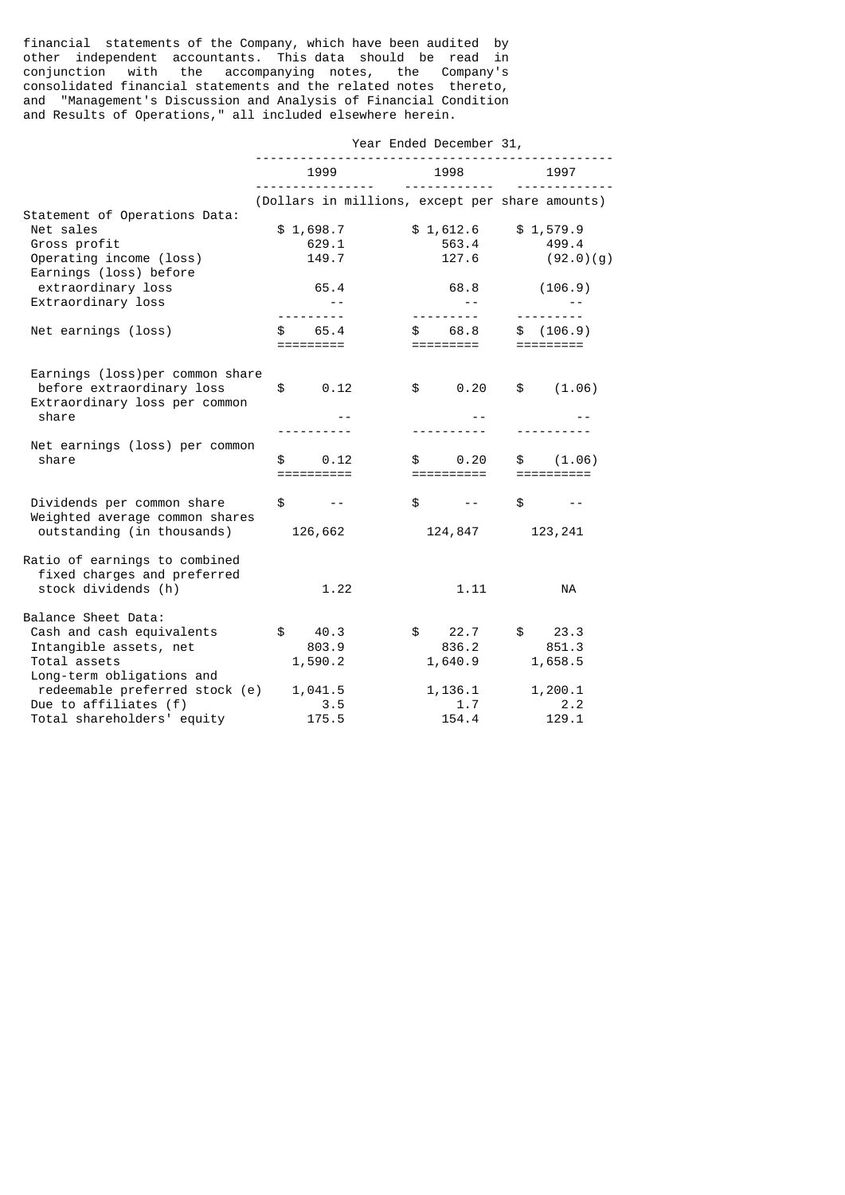financial statements of the Company, which have been audited by other independent accountants. This data should be read in conjunction with the accompanying notes, the Company's consolidated financial statements and the related notes thereto, and "Management's Discussion and Analysis of Financial Condition and Results of Operations," all included elsewhere herein.

| | Year Ended December 31, | | |
|---|---|---|---|
| | 1999 | 1998 | 1997 |
| | (Dollars in millions, except per share amounts) | | |
| **Statement of Operations Data:** | | | |
| Net sales | $ 1,698.7 | $ 1,612.6 | $ 1,579.9 |
| Gross profit | 629.1 | 563.4 | 499.4 |
| Operating income (loss) | 149.7 | 127.6 | (92.0)(g) |
| Earnings (loss) before extraordinary loss | 65.4 | 68.8 | (106.9) |
| Extraordinary loss | -- | -- | -- |
| Net earnings (loss) | $ 65.4 | $ 68.8 | $ (106.9) |
| Earnings (loss)per common share before extraordinary loss | $ 0.12 | $ 0.20 | $ (1.06) |
| Extraordinary loss per common share | -- | -- | -- |
| Net earnings (loss) per common share | $ 0.12 | $ 0.20 | $ (1.06) |
| Dividends per common share | $ -- | $ -- | $ -- |
| Weighted average common shares outstanding (in thousands) | 126,662 | 124,847 | 123,241 |
| Ratio of earnings to combined fixed charges and preferred stock dividends (h) | 1.22 | 1.11 | NA |
| **Balance Sheet Data:** | | | |
| Cash and cash equivalents | $ 40.3 | $ 22.7 | $ 23.3 |
| Intangible assets, net | 803.9 | 836.2 | 851.3 |
| Total assets | 1,590.2 | 1,640.9 | 1,658.5 |
| Long-term obligations and redeemable preferred stock (e) | 1,041.5 | 1,136.1 | 1,200.1 |
| Due to affiliates (f) | 3.5 | 1.7 | 2.2 |
| Total shareholders' equity | 175.5 | 154.4 | 129.1 |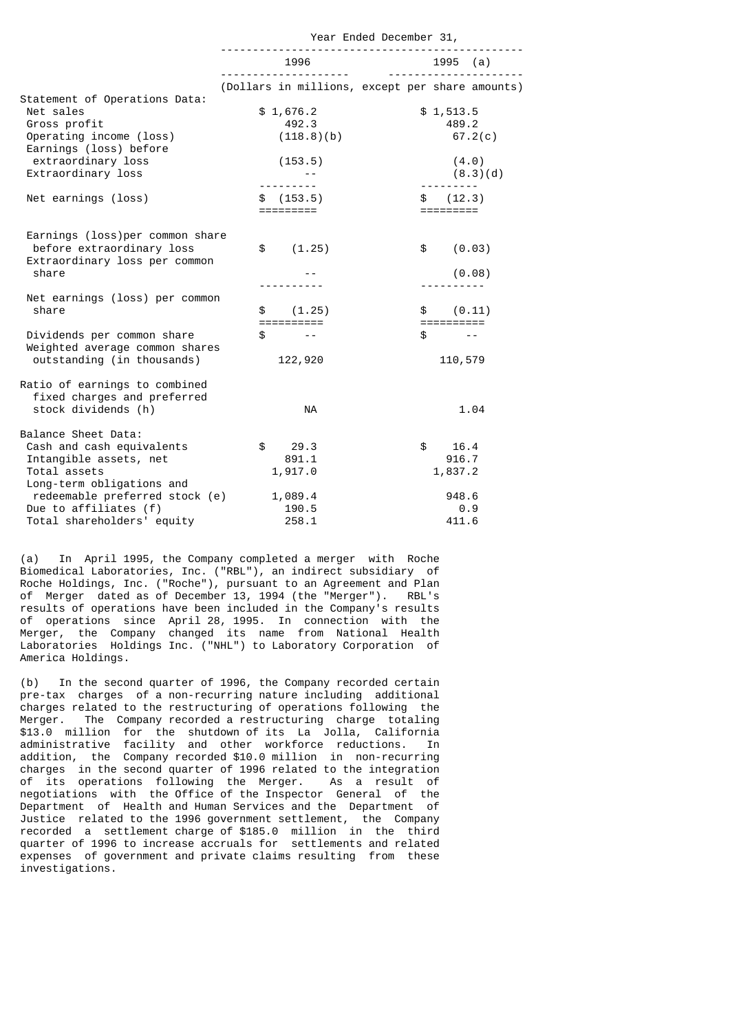| | Year Ended December 31, | |
|---|---|---|
| | 1996 | 1995 (a) |
| | (Dollars in millions, except per share amounts) | |
| Statement of Operations Data: | | |
| Net sales | $ 1,676.2 | $ 1,513.5 |
| Gross profit | 492.3 | 489.2 |
| Operating income (loss) | (118.8)(b) | 67.2(c) |
| Earnings (loss) before extraordinary loss | (153.5) | (4.0) |
| Extraordinary loss | -- | (8.3)(d) |
| Net earnings (loss) | $ (153.5) | $ (12.3) |
| Earnings (loss)per common share before extraordinary loss | $ (1.25) | $ (0.03) |
| Extraordinary loss per common share | -- | (0.08) |
| Net earnings (loss) per common share | $ (1.25) | $ (0.11) |
| Dividends per common share | $ -- | $ -- |
| Weighted average common shares outstanding (in thousands) | 122,920 | 110,579 |
| Ratio of earnings to combined fixed charges and preferred stock dividends (h) | NA | 1.04 |
| Balance Sheet Data: | | |
| Cash and cash equivalents | $ 29.3 | $ 16.4 |
| Intangible assets, net | 891.1 | 916.7 |
| Total assets | 1,917.0 | 1,837.2 |
| Long-term obligations and redeemable preferred stock (e) | 1,089.4 | 948.6 |
| Due to affiliates (f) | 190.5 | 0.9 |
| Total shareholders' equity | 258.1 | 411.6 |

(a) In April 1995, the Company completed a merger with Roche Biomedical Laboratories, Inc. ("RBL"), an indirect subsidiary of Roche Holdings, Inc. ("Roche"), pursuant to an Agreement and Plan of Merger dated as of December 13, 1994 (the "Merger"). RBL's results of operations have been included in the Company's results of operations since April 28, 1995. In connection with the Merger, the Company changed its name from National Health Laboratories Holdings Inc. ("NHL") to Laboratory Corporation of America Holdings.

(b) In the second quarter of 1996, the Company recorded certain pre-tax charges of a non-recurring nature including additional charges related to the restructuring of operations following the Merger. The Company recorded a restructuring charge totaling $13.0 million for the shutdown of its La Jolla, California administrative facility and other workforce reductions. In addition, the Company recorded $10.0 million in non-recurring charges in the second quarter of 1996 related to the integration of its operations following the Merger. As a result of negotiations with the Office of the Inspector General of the Department of Health and Human Services and the Department of Justice related to the 1996 government settlement, the Company recorded a settlement charge of $185.0 million in the third quarter of 1996 to increase accruals for settlements and related expenses of government and private claims resulting from these investigations.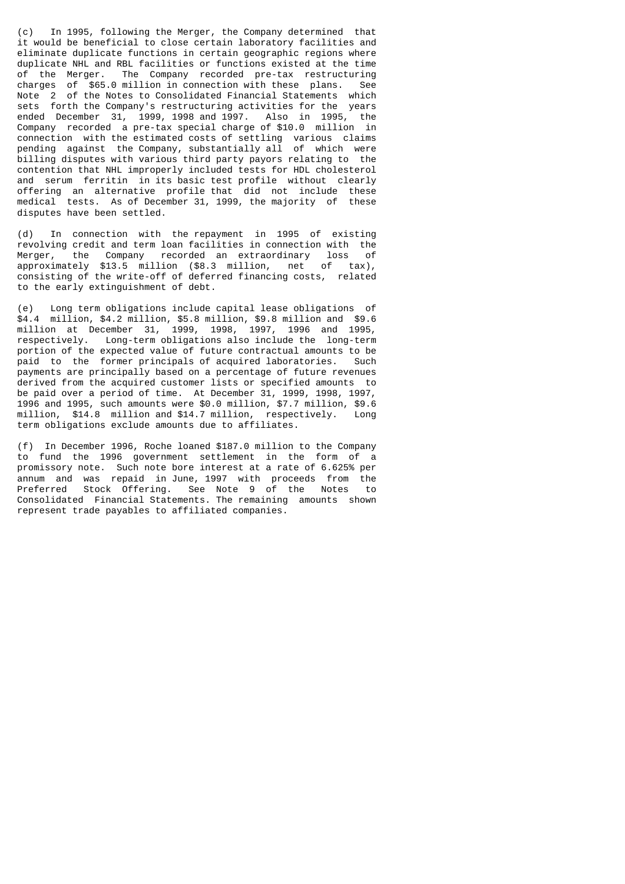(c) In 1995, following the Merger, the Company determined that it would be beneficial to close certain laboratory facilities and eliminate duplicate functions in certain geographic regions where duplicate NHL and RBL facilities or functions existed at the time of the Merger. The Company recorded pre-tax restructuring charges of $65.0 million in connection with these plans. See Note 2 of the Notes to Consolidated Financial Statements which sets forth the Company's restructuring activities for the years ended December 31, 1999, 1998 and 1997. Also in 1995, the Company recorded a pre-tax special charge of $10.0 million in connection with the estimated costs of settling various claims pending against the Company, substantially all of which were billing disputes with various third party payors relating to the contention that NHL improperly included tests for HDL cholesterol and serum ferritin in its basic test profile without clearly offering an alternative profile that did not include these medical tests. As of December 31, 1999, the majority of these disputes have been settled.

(d) In connection with the repayment in 1995 of existing revolving credit and term loan facilities in connection with the Merger, the Company recorded an extraordinary loss of approximately $13.5 million ($8.3 million, net of tax), consisting of the write-off of deferred financing costs, related to the early extinguishment of debt.

(e) Long term obligations include capital lease obligations of $4.4 million, $4.2 million, $5.8 million, $9.8 million and $9.6 million at December 31, 1999, 1998, 1997, 1996 and 1995, respectively. Long-term obligations also include the long-term portion of the expected value of future contractual amounts to be paid to the former principals of acquired laboratories. Such payments are principally based on a percentage of future revenues derived from the acquired customer lists or specified amounts to be paid over a period of time. At December 31, 1999, 1998, 1997, 1996 and 1995, such amounts were $0.0 million, $7.7 million, $9.6 million, $14.8 million and $14.7 million, respectively. Long term obligations exclude amounts due to affiliates.

(f) In December 1996, Roche loaned $187.0 million to the Company to fund the 1996 government settlement in the form of a promissory note. Such note bore interest at a rate of 6.625% per annum and was repaid in June, 1997 with proceeds from the Preferred Stock Offering. See Note 9 of the Notes to Consolidated Financial Statements. The remaining amounts shown represent trade payables to affiliated companies.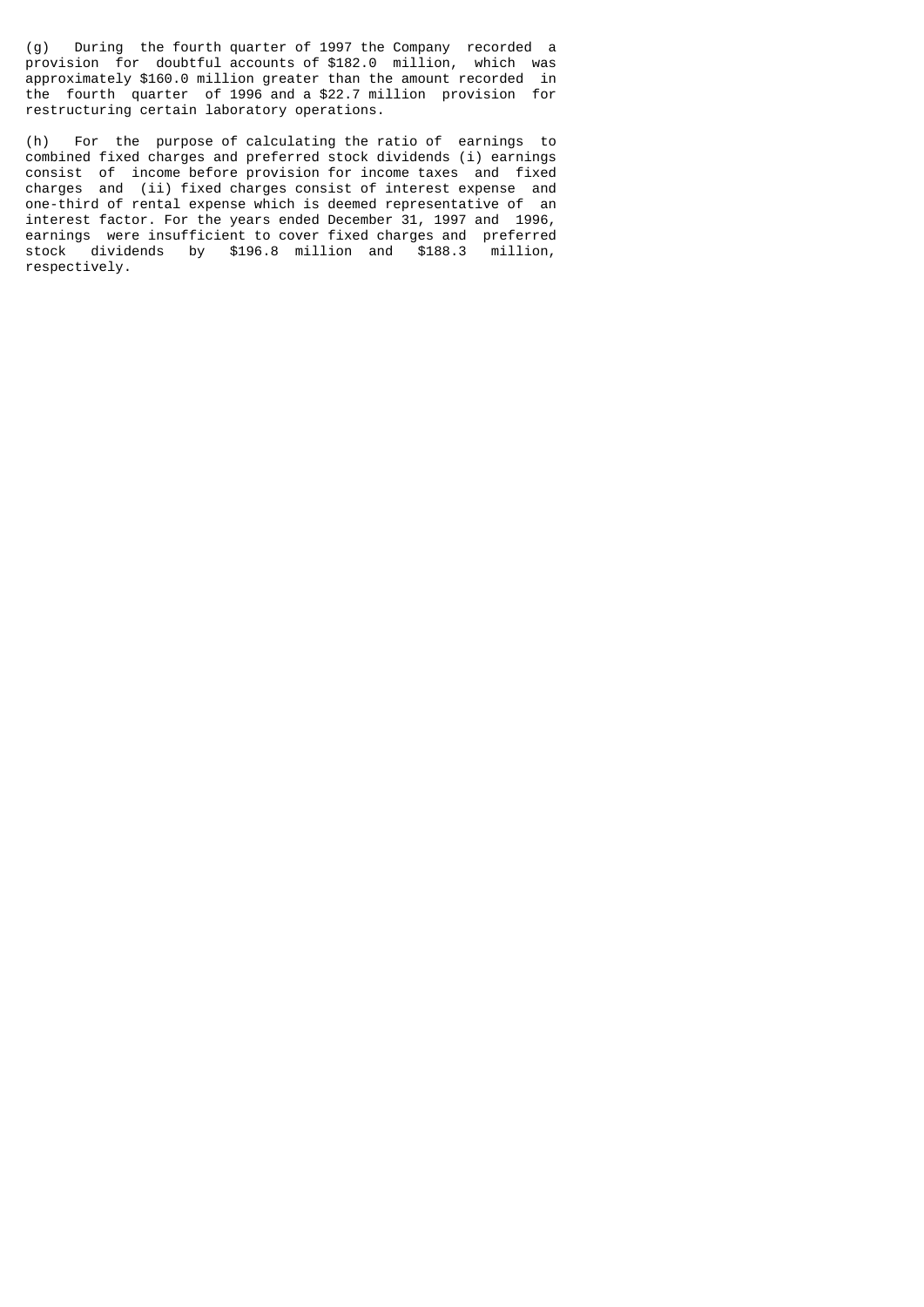(g) During the fourth quarter of 1997 the Company recorded a provision for doubtful accounts of $182.0 million, which was approximately $160.0 million greater than the amount recorded in the fourth quarter of 1996 and a $22.7 million provision for restructuring certain laboratory operations.

(h) For the purpose of calculating the ratio of earnings to combined fixed charges and preferred stock dividends (i) earnings consist of income before provision for income taxes and fixed charges and (ii) fixed charges consist of interest expense and one-third of rental expense which is deemed representative of an interest factor. For the years ended December 31, 1997 and 1996, earnings were insufficient to cover fixed charges and preferred stock dividends by $196.8 million and $188.3 million, respectively.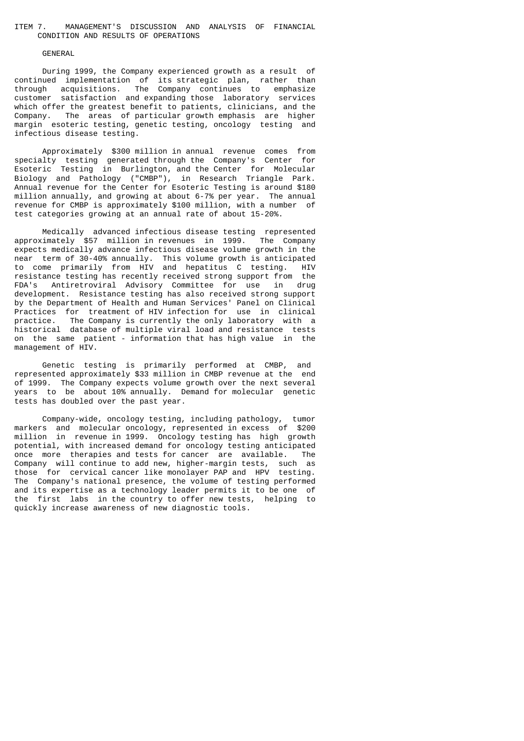## ITEM 7. MANAGEMENT'S DISCUSSION AND ANALYSIS OF FINANCIAL CONDITION AND RESULTS OF OPERATIONS

### GENERAL

During 1999, the Company experienced growth as a result of continued implementation of its strategic plan, rather than through acquisitions. The Company continues to emphasize customer satisfaction and expanding those laboratory services which offer the greatest benefit to patients, clinicians, and the Company. The areas of particular growth emphasis are higher margin esoteric testing, genetic testing, oncology testing and infectious disease testing.

Approximately $300 million in annual revenue comes from specialty testing generated through the Company's Center for Esoteric Testing in Burlington, and the Center for Molecular Biology and Pathology ("CMBP"), in Research Triangle Park. Annual revenue for the Center for Esoteric Testing is around $180 million annually, and growing at about 6-7% per year. The annual revenue for CMBP is approximately $100 million, with a number of test categories growing at an annual rate of about 15-20%.

Medically advanced infectious disease testing represented approximately $57 million in revenues in 1999. The Company expects medically advance infectious disease volume growth in the near term of 30-40% annually. This volume growth is anticipated to come primarily from HIV and hepatitus C testing. HIV resistance testing has recently received strong support from the FDA's Antiretroviral Advisory Committee for use in drug development. Resistance testing has also received strong support by the Department of Health and Human Services' Panel on Clinical Practices for treatment of HIV infection for use in clinical practice. The Company is currently the only laboratory with a historical database of multiple viral load and resistance tests on the same patient - information that has high value in the management of HIV.

Genetic testing is primarily performed at CMBP, and represented approximately $33 million in CMBP revenue at the end of 1999. The Company expects volume growth over the next several years to be about 10% annually. Demand for molecular genetic tests has doubled over the past year.

Company-wide, oncology testing, including pathology, tumor markers and molecular oncology, represented in excess of $200 million in revenue in 1999. Oncology testing has high growth potential, with increased demand for oncology testing anticipated once more therapies and tests for cancer are available. The Company will continue to add new, higher-margin tests, such as those for cervical cancer like monolayer PAP and HPV testing. The Company's national presence, the volume of testing performed and its expertise as a technology leader permits it to be one of the first labs in the country to offer new tests, helping to quickly increase awareness of new diagnostic tools.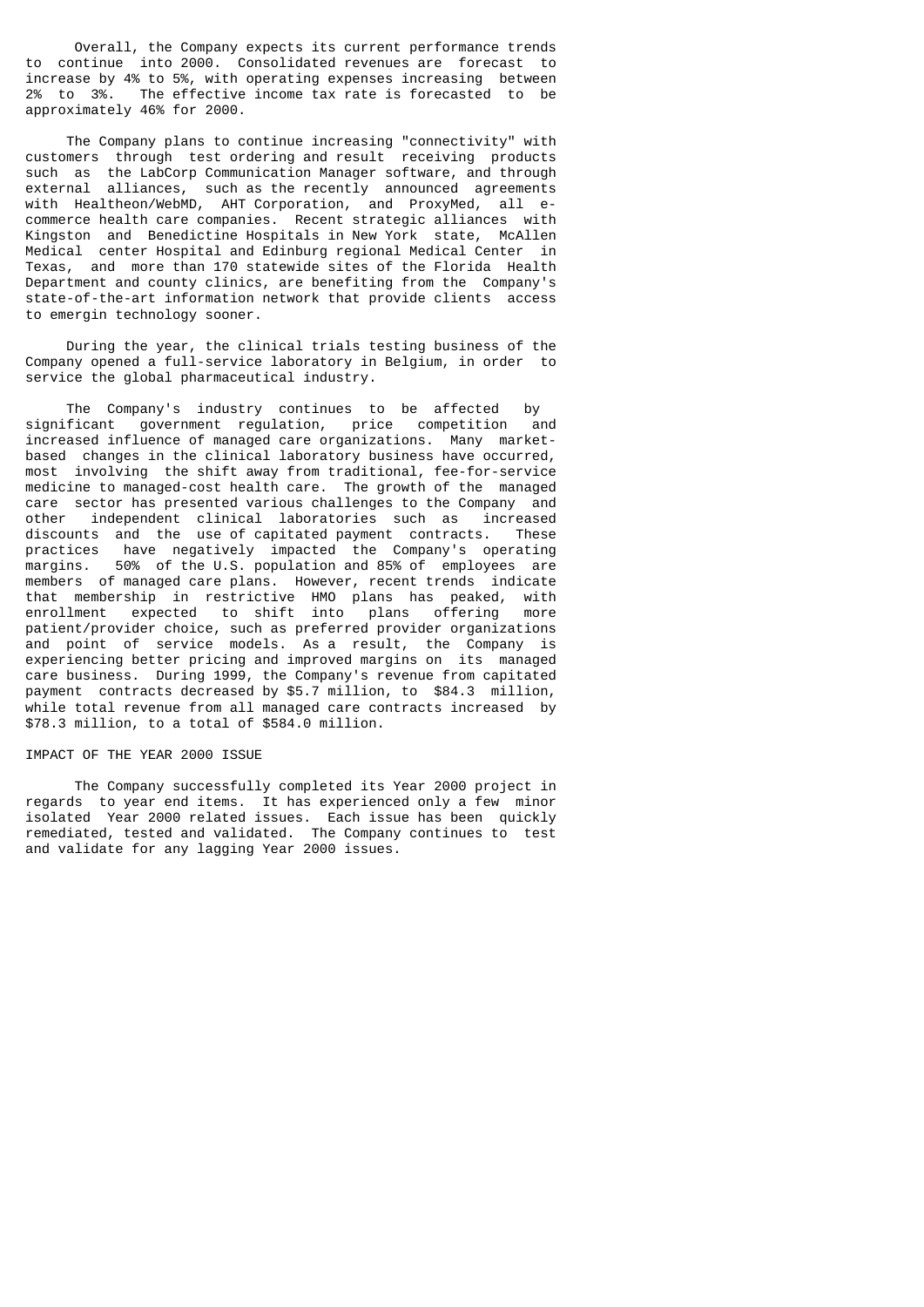Overall, the Company expects its current performance trends to continue into 2000. Consolidated revenues are forecast to increase by 4% to 5%, with operating expenses increasing between 2% to 3%. The effective income tax rate is forecasted to be approximately 46% for 2000.

The Company plans to continue increasing "connectivity" with customers through test ordering and result receiving products such as the LabCorp Communication Manager software, and through external alliances, such as the recently announced agreements with Healtheon/WebMD, AHT Corporation, and ProxyMed, all e-commerce health care companies. Recent strategic alliances with Kingston and Benedictine Hospitals in New York state, McAllen Medical center Hospital and Edinburg regional Medical Center in Texas, and more than 170 statewide sites of the Florida Health Department and county clinics, are benefiting from the Company's state-of-the-art information network that provide clients access to emergin technology sooner.

During the year, the clinical trials testing business of the Company opened a full-service laboratory in Belgium, in order to service the global pharmaceutical industry.

The Company's industry continues to be affected by significant government regulation, price competition and increased influence of managed care organizations. Many market-based changes in the clinical laboratory business have occurred, most involving the shift away from traditional, fee-for-service medicine to managed-cost health care. The growth of the managed care sector has presented various challenges to the Company and other independent clinical laboratories such as increased discounts and the use of capitated payment contracts. These practices have negatively impacted the Company's operating margins. 50% of the U.S. population and 85% of employees are members of managed care plans. However, recent trends indicate that membership in restrictive HMO plans has peaked, with enrollment expected to shift into plans offering more patient/provider choice, such as preferred provider organizations and point of service models. As a result, the Company is experiencing better pricing and improved margins on its managed care business. During 1999, the Company's revenue from capitated payment contracts decreased by $5.7 million, to $84.3 million, while total revenue from all managed care contracts increased by $78.3 million, to a total of $584.0 million.

IMPACT OF THE YEAR 2000 ISSUE

The Company successfully completed its Year 2000 project in regards to year end items. It has experienced only a few minor isolated Year 2000 related issues. Each issue has been quickly remediated, tested and validated. The Company continues to test and validate for any lagging Year 2000 issues.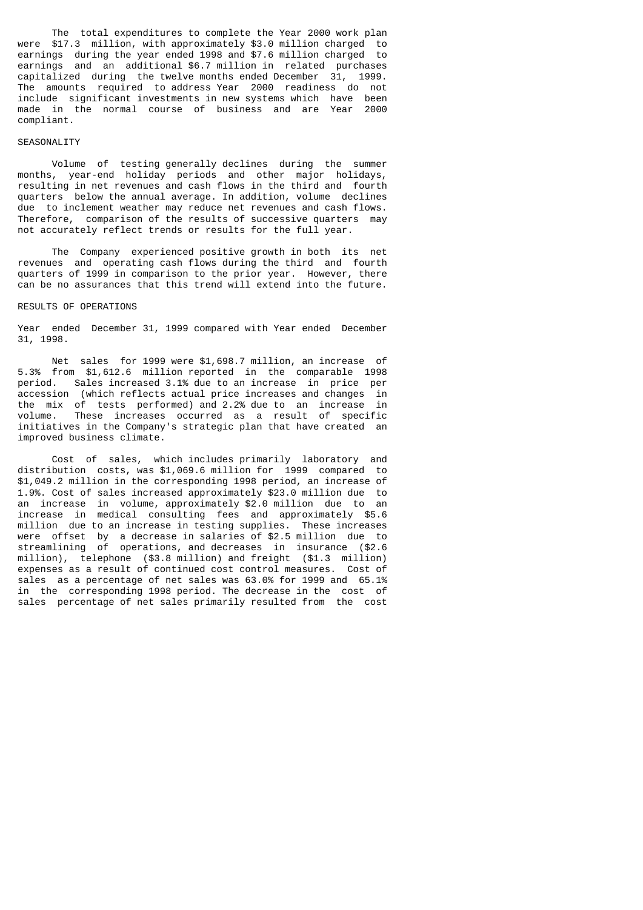The total expenditures to complete the Year 2000 work plan were $17.3 million, with approximately $3.0 million charged to earnings during the year ended 1998 and $7.6 million charged to earnings and an additional $6.7 million in related purchases capitalized during the twelve months ended December 31, 1999. The amounts required to address Year 2000 readiness do not include significant investments in new systems which have been made in the normal course of business and are Year 2000 compliant.

## SEASONALITY

Volume of testing generally declines during the summer months, year-end holiday periods and other major holidays, resulting in net revenues and cash flows in the third and fourth quarters below the annual average. In addition, volume declines due to inclement weather may reduce net revenues and cash flows. Therefore, comparison of the results of successive quarters may not accurately reflect trends or results for the full year.

The Company experienced positive growth in both its net revenues and operating cash flows during the third and fourth quarters of 1999 in comparison to the prior year. However, there can be no assurances that this trend will extend into the future.

## RESULTS OF OPERATIONS

Year ended December 31, 1999 compared with Year ended December 31, 1998.

Net sales for 1999 were $1,698.7 million, an increase of 5.3% from $1,612.6 million reported in the comparable 1998 period. Sales increased 3.1% due to an increase in price per accession (which reflects actual price increases and changes in the mix of tests performed) and 2.2% due to an increase in volume. These increases occurred as a result of specific initiatives in the Company's strategic plan that have created an improved business climate.

Cost of sales, which includes primarily laboratory and distribution costs, was $1,069.6 million for 1999 compared to $1,049.2 million in the corresponding 1998 period, an increase of 1.9%. Cost of sales increased approximately $23.0 million due to an increase in volume, approximately $2.0 million due to an increase in medical consulting fees and approximately $5.6 million due to an increase in testing supplies. These increases were offset by a decrease in salaries of $2.5 million due to streamlining of operations, and decreases in insurance ($2.6 million), telephone ($3.8 million) and freight ($1.3 million) expenses as a result of continued cost control measures. Cost of sales as a percentage of net sales was 63.0% for 1999 and 65.1% in the corresponding 1998 period. The decrease in the cost of sales percentage of net sales primarily resulted from the cost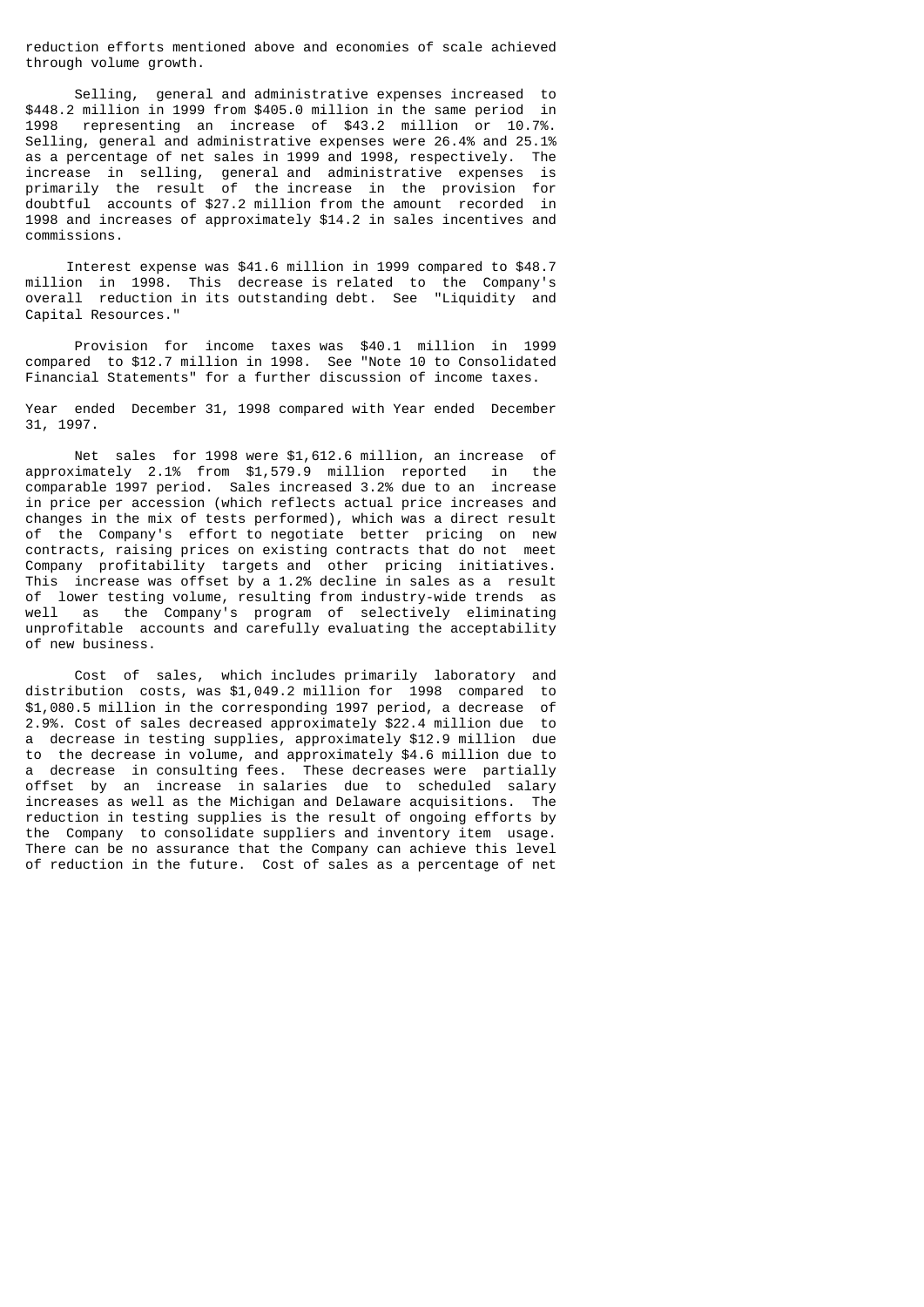reduction efforts mentioned above and economies of scale achieved through volume growth.

Selling, general and administrative expenses increased to $448.2 million in 1999 from $405.0 million in the same period in 1998 representing an increase of $43.2 million or 10.7%. Selling, general and administrative expenses were 26.4% and 25.1% as a percentage of net sales in 1999 and 1998, respectively. The increase in selling, general and administrative expenses is primarily the result of the increase in the provision for doubtful accounts of $27.2 million from the amount recorded in 1998 and increases of approximately $14.2 in sales incentives and commissions.

Interest expense was $41.6 million in 1999 compared to $48.7 million in 1998. This decrease is related to the Company's overall reduction in its outstanding debt. See "Liquidity and Capital Resources."

Provision for income taxes was $40.1 million in 1999 compared to $12.7 million in 1998. See "Note 10 to Consolidated Financial Statements" for a further discussion of income taxes.

Year ended December 31, 1998 compared with Year ended December 31, 1997.

Net sales for 1998 were $1,612.6 million, an increase of approximately 2.1% from $1,579.9 million reported in the comparable 1997 period. Sales increased 3.2% due to an increase in price per accession (which reflects actual price increases and changes in the mix of tests performed), which was a direct result of the Company's effort to negotiate better pricing on new contracts, raising prices on existing contracts that do not meet Company profitability targets and other pricing initiatives. This increase was offset by a 1.2% decline in sales as a result of lower testing volume, resulting from industry-wide trends as well as the Company's program of selectively eliminating unprofitable accounts and carefully evaluating the acceptability of new business.

Cost of sales, which includes primarily laboratory and distribution costs, was $1,049.2 million for 1998 compared to $1,080.5 million in the corresponding 1997 period, a decrease of 2.9%. Cost of sales decreased approximately $22.4 million due to a decrease in testing supplies, approximately $12.9 million due to the decrease in volume, and approximately $4.6 million due to a decrease in consulting fees. These decreases were partially offset by an increase in salaries due to scheduled salary increases as well as the Michigan and Delaware acquisitions. The reduction in testing supplies is the result of ongoing efforts by the Company to consolidate suppliers and inventory item usage. There can be no assurance that the Company can achieve this level of reduction in the future. Cost of sales as a percentage of net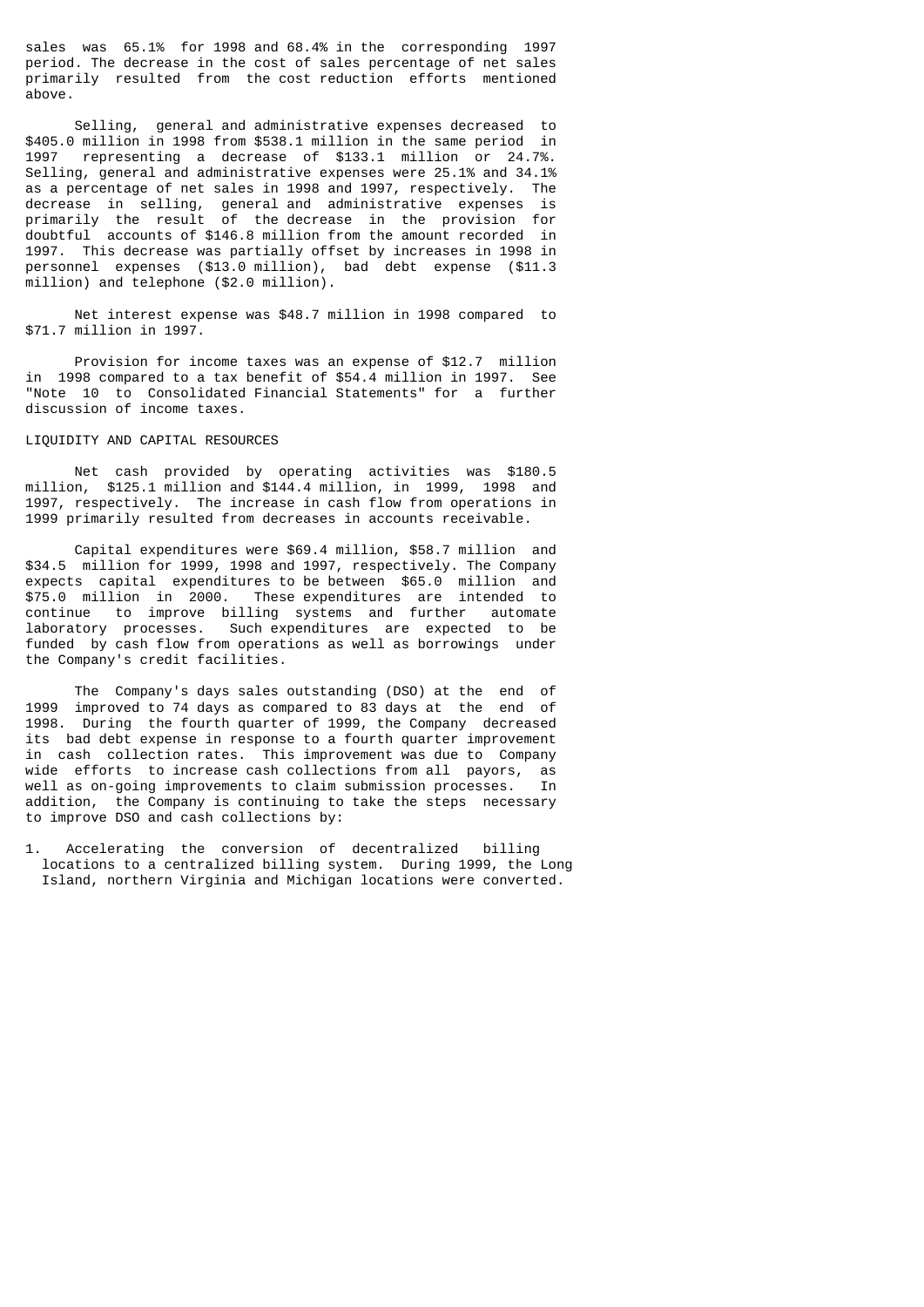sales was 65.1% for 1998 and 68.4% in the corresponding 1997 period. The decrease in the cost of sales percentage of net sales primarily resulted from the cost reduction efforts mentioned above.

Selling, general and administrative expenses decreased to $405.0 million in 1998 from $538.1 million in the same period in 1997 representing a decrease of $133.1 million or 24.7%. Selling, general and administrative expenses were 25.1% and 34.1% as a percentage of net sales in 1998 and 1997, respectively. The decrease in selling, general and administrative expenses is primarily the result of the decrease in the provision for doubtful accounts of $146.8 million from the amount recorded in 1997. This decrease was partially offset by increases in 1998 in personnel expenses ($13.0 million), bad debt expense ($11.3 million) and telephone ($2.0 million).

Net interest expense was $48.7 million in 1998 compared to $71.7 million in 1997.

Provision for income taxes was an expense of $12.7 million in 1998 compared to a tax benefit of $54.4 million in 1997. See "Note 10 to Consolidated Financial Statements" for a further discussion of income taxes.

LIQUIDITY AND CAPITAL RESOURCES

Net cash provided by operating activities was $180.5 million, $125.1 million and $144.4 million, in 1999, 1998 and 1997, respectively. The increase in cash flow from operations in 1999 primarily resulted from decreases in accounts receivable.

Capital expenditures were $69.4 million, $58.7 million and $34.5 million for 1999, 1998 and 1997, respectively. The Company expects capital expenditures to be between $65.0 million and $75.0 million in 2000. These expenditures are intended to continue to improve billing systems and further automate laboratory processes. Such expenditures are expected to be funded by cash flow from operations as well as borrowings under the Company's credit facilities.

The Company's days sales outstanding (DSO) at the end of 1999 improved to 74 days as compared to 83 days at the end of 1998. During the fourth quarter of 1999, the Company decreased its bad debt expense in response to a fourth quarter improvement in cash collection rates. This improvement was due to Company wide efforts to increase cash collections from all payors, as well as on-going improvements to claim submission processes. In addition, the Company is continuing to take the steps necessary to improve DSO and cash collections by:

1. Accelerating the conversion of decentralized billing locations to a centralized billing system. During 1999, the Long Island, northern Virginia and Michigan locations were converted.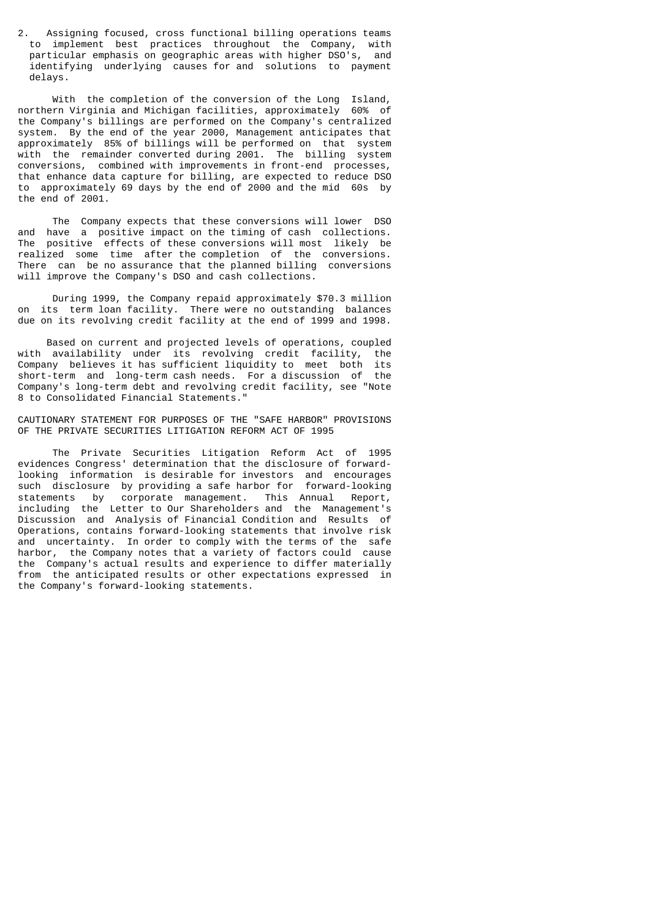2. Assigning focused, cross functional billing operations teams to implement best practices throughout the Company, with particular emphasis on geographic areas with higher DSO's, and identifying underlying causes for and solutions to payment delays.

With the completion of the conversion of the Long Island, northern Virginia and Michigan facilities, approximately 60% of the Company's billings are performed on the Company's centralized system. By the end of the year 2000, Management anticipates that approximately 85% of billings will be performed on that system with the remainder converted during 2001. The billing system conversions, combined with improvements in front-end processes, that enhance data capture for billing, are expected to reduce DSO to approximately 69 days by the end of 2000 and the mid 60s by the end of 2001.

The Company expects that these conversions will lower DSO and have a positive impact on the timing of cash collections. The positive effects of these conversions will most likely be realized some time after the completion of the conversions. There can be no assurance that the planned billing conversions will improve the Company's DSO and cash collections.

During 1999, the Company repaid approximately $70.3 million on its term loan facility. There were no outstanding balances due on its revolving credit facility at the end of 1999 and 1998.

Based on current and projected levels of operations, coupled with availability under its revolving credit facility, the Company believes it has sufficient liquidity to meet both its short-term and long-term cash needs. For a discussion of the Company's long-term debt and revolving credit facility, see "Note 8 to Consolidated Financial Statements."

## CAUTIONARY STATEMENT FOR PURPOSES OF THE "SAFE HARBOR" PROVISIONS OF THE PRIVATE SECURITIES LITIGATION REFORM ACT OF 1995

The Private Securities Litigation Reform Act of 1995 evidences Congress' determination that the disclosure of forward-looking information is desirable for investors and encourages such disclosure by providing a safe harbor for forward-looking statements by corporate management. This Annual Report, including the Letter to Our Shareholders and the Management's Discussion and Analysis of Financial Condition and Results of Operations, contains forward-looking statements that involve risk and uncertainty. In order to comply with the terms of the safe harbor, the Company notes that a variety of factors could cause the Company's actual results and experience to differ materially from the anticipated results or other expectations expressed in the Company's forward-looking statements.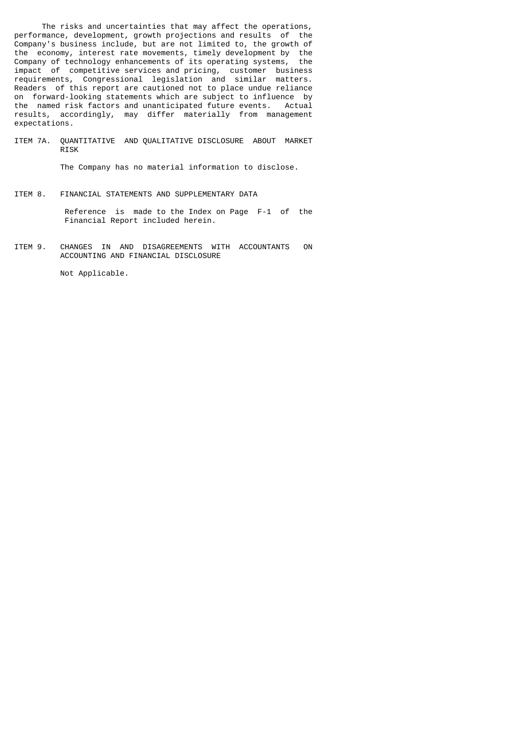The risks and uncertainties that may affect the operations, performance, development, growth projections and results of the Company's business include, but are not limited to, the growth of the economy, interest rate movements, timely development by the Company of technology enhancements of its operating systems, the impact of competitive services and pricing, customer business requirements, Congressional legislation and similar matters. Readers of this report are cautioned not to place undue reliance on forward-looking statements which are subject to influence by the named risk factors and unanticipated future events. Actual results, accordingly, may differ materially from management expectations.

## ITEM 7A. QUANTITATIVE AND QUALITATIVE DISCLOSURE ABOUT MARKET RISK

The Company has no material information to disclose.

## ITEM 8. FINANCIAL STATEMENTS AND SUPPLEMENTARY DATA

Reference is made to the Index on Page F-1 of the Financial Report included herein.

## ITEM 9. CHANGES IN AND DISAGREEMENTS WITH ACCOUNTANTS ON ACCOUNTING AND FINANCIAL DISCLOSURE

Not Applicable.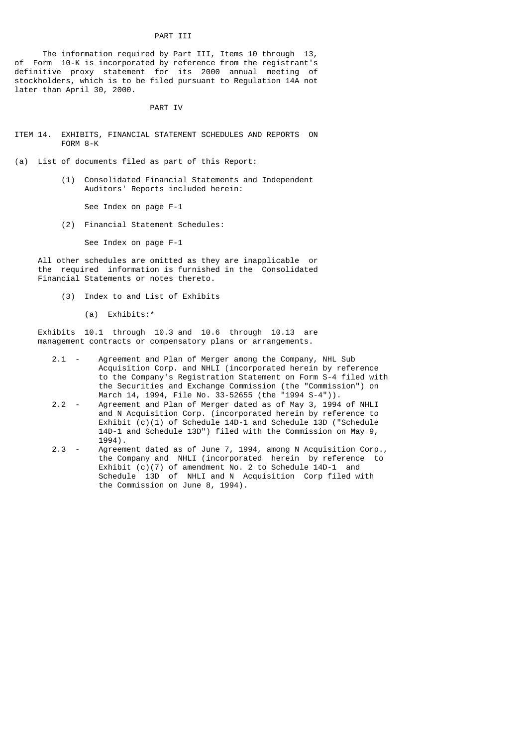## PART III

The information required by Part III, Items 10 through 13, of Form 10-K is incorporated by reference from the registrant's definitive proxy statement for its 2000 annual meeting of stockholders, which is to be filed pursuant to Regulation 14A not later than April 30, 2000.

## PART IV

### ITEM 14. EXHIBITS, FINANCIAL STATEMENT SCHEDULES AND REPORTS ON FORM 8-K

(a) List of documents filed as part of this Report:

(1) Consolidated Financial Statements and Independent Auditors' Reports included herein:

See Index on page F-1

(2) Financial Statement Schedules:

See Index on page F-1

All other schedules are omitted as they are inapplicable or the required information is furnished in the Consolidated Financial Statements or notes thereto.

(3) Index to and List of Exhibits

(a) Exhibits:*

Exhibits 10.1 through 10.3 and 10.6 through 10.13 are management contracts or compensatory plans or arrangements.

- 2.1 - Agreement and Plan of Merger among the Company, NHL Sub Acquisition Corp. and NHLI (incorporated herein by reference to the Company's Registration Statement on Form S-4 filed with the Securities and Exchange Commission (the "Commission") on March 14, 1994, File No. 33-52655 (the "1994 S-4")).
- 2.2 - Agreement and Plan of Merger dated as of May 3, 1994 of NHLI and N Acquisition Corp. (incorporated herein by reference to Exhibit (c)(1) of Schedule 14D-1 and Schedule 13D ("Schedule 14D-1 and Schedule 13D") filed with the Commission on May 9, 1994).
- 2.3 - Agreement dated as of June 7, 1994, among N Acquisition Corp., the Company and NHLI (incorporated herein by reference to Exhibit (c)(7) of amendment No. 2 to Schedule 14D-1 and Schedule 13D of NHLI and N Acquisition Corp filed with the Commission on June 8, 1994).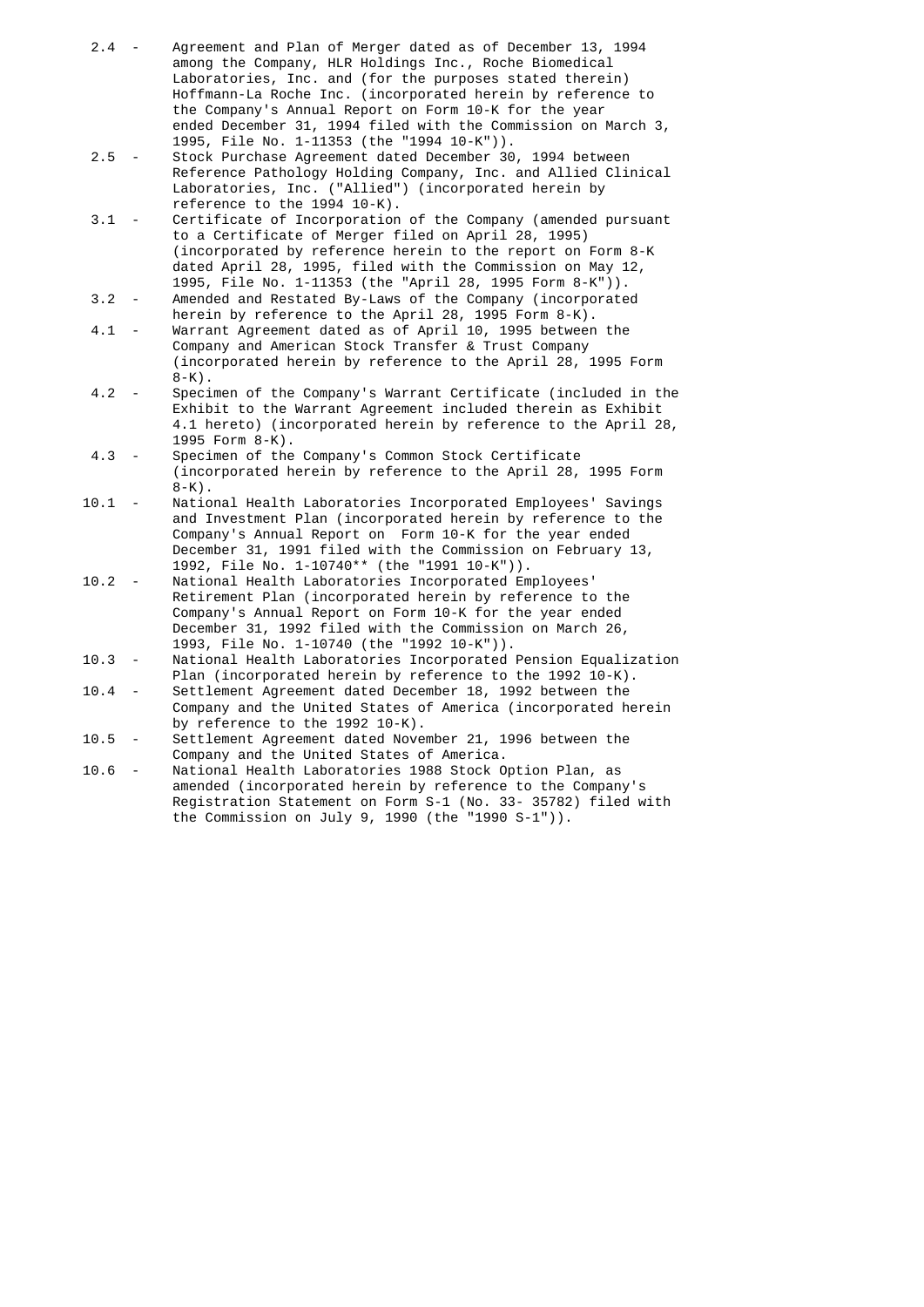2.4 - Agreement and Plan of Merger dated as of December 13, 1994 among the Company, HLR Holdings Inc., Roche Biomedical Laboratories, Inc. and (for the purposes stated therein) Hoffmann-La Roche Inc. (incorporated herein by reference to the Company's Annual Report on Form 10-K for the year ended December 31, 1994 filed with the Commission on March 3, 1995, File No. 1-11353 (the "1994 10-K")).

2.5 - Stock Purchase Agreement dated December 30, 1994 between Reference Pathology Holding Company, Inc. and Allied Clinical Laboratories, Inc. ("Allied") (incorporated herein by reference to the 1994 10-K).

3.1 - Certificate of Incorporation of the Company (amended pursuant to a Certificate of Merger filed on April 28, 1995) (incorporated by reference herein to the report on Form 8-K dated April 28, 1995, filed with the Commission on May 12, 1995, File No. 1-11353 (the "April 28, 1995 Form 8-K")).

3.2 - Amended and Restated By-Laws of the Company (incorporated herein by reference to the April 28, 1995 Form 8-K).

4.1 - Warrant Agreement dated as of April 10, 1995 between the Company and American Stock Transfer & Trust Company (incorporated herein by reference to the April 28, 1995 Form 8-K).

4.2 - Specimen of the Company's Warrant Certificate (included in the Exhibit to the Warrant Agreement included therein as Exhibit 4.1 hereto) (incorporated herein by reference to the April 28, 1995 Form 8-K).

4.3 - Specimen of the Company's Common Stock Certificate (incorporated herein by reference to the April 28, 1995 Form 8-K).

10.1 - National Health Laboratories Incorporated Employees' Savings and Investment Plan (incorporated herein by reference to the Company's Annual Report on Form 10-K for the year ended December 31, 1991 filed with the Commission on February 13, 1992, File No. 1-10740** (the "1991 10-K")).

10.2 - National Health Laboratories Incorporated Employees' Retirement Plan (incorporated herein by reference to the Company's Annual Report on Form 10-K for the year ended December 31, 1992 filed with the Commission on March 26, 1993, File No. 1-10740 (the "1992 10-K")).

10.3 - National Health Laboratories Incorporated Pension Equalization Plan (incorporated herein by reference to the 1992 10-K).

10.4 - Settlement Agreement dated December 18, 1992 between the Company and the United States of America (incorporated herein by reference to the 1992 10-K).

10.5 - Settlement Agreement dated November 21, 1996 between the Company and the United States of America.

10.6 - National Health Laboratories 1988 Stock Option Plan, as amended (incorporated herein by reference to the Company's Registration Statement on Form S-1 (No. 33- 35782) filed with the Commission on July 9, 1990 (the "1990 S-1")).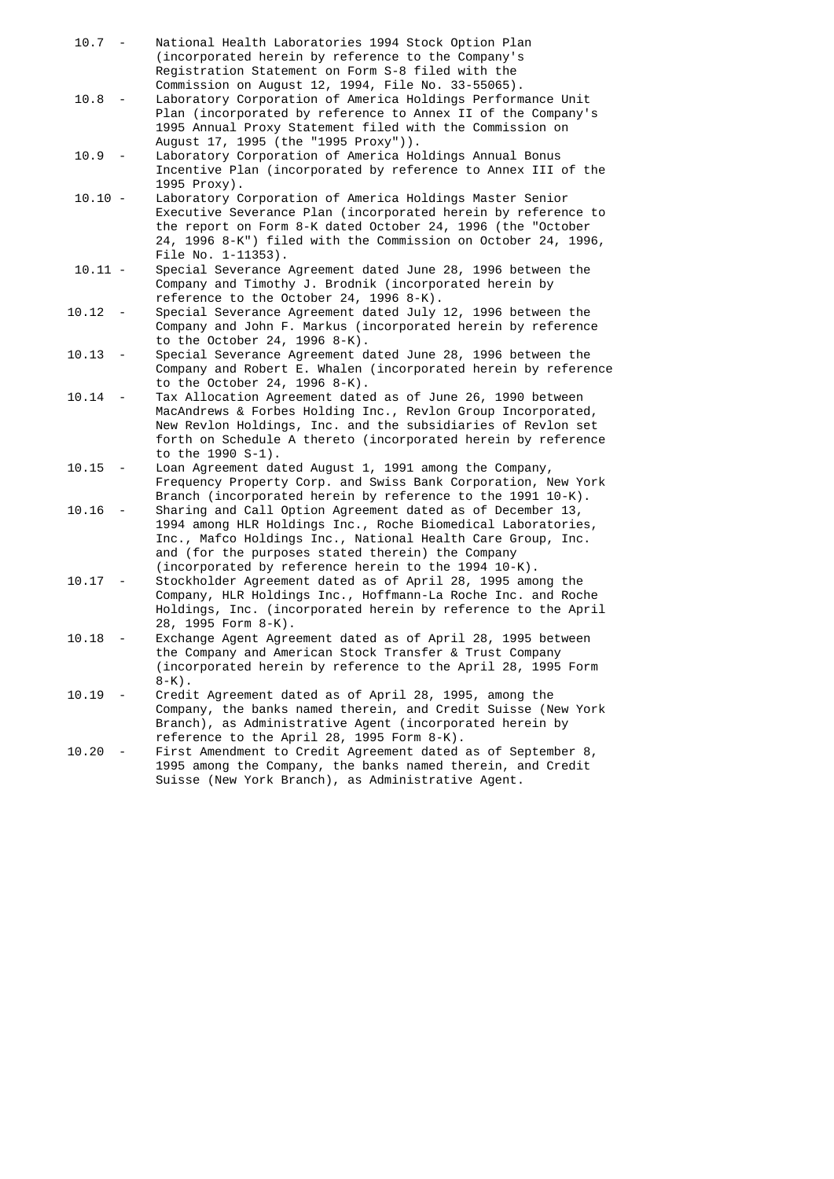10.7 - National Health Laboratories 1994 Stock Option Plan (incorporated herein by reference to the Company's Registration Statement on Form S-8 filed with the Commission on August 12, 1994, File No. 33-55065).

10.8 - Laboratory Corporation of America Holdings Performance Unit Plan (incorporated by reference to Annex II of the Company's 1995 Annual Proxy Statement filed with the Commission on August 17, 1995 (the "1995 Proxy")).

10.9 - Laboratory Corporation of America Holdings Annual Bonus Incentive Plan (incorporated by reference to Annex III of the 1995 Proxy).

10.10 - Laboratory Corporation of America Holdings Master Senior Executive Severance Plan (incorporated herein by reference to the report on Form 8-K dated October 24, 1996 (the "October 24, 1996 8-K") filed with the Commission on October 24, 1996, File No. 1-11353).

10.11 - Special Severance Agreement dated June 28, 1996 between the Company and Timothy J. Brodnik (incorporated herein by reference to the October 24, 1996 8-K).

10.12 - Special Severance Agreement dated July 12, 1996 between the Company and John F. Markus (incorporated herein by reference to the October 24, 1996 8-K).

10.13 - Special Severance Agreement dated June 28, 1996 between the Company and Robert E. Whalen (incorporated herein by reference to the October 24, 1996 8-K).

10.14 - Tax Allocation Agreement dated as of June 26, 1990 between MacAndrews & Forbes Holding Inc., Revlon Group Incorporated, New Revlon Holdings, Inc. and the subsidiaries of Revlon set forth on Schedule A thereto (incorporated herein by reference to the 1990 S-1).

10.15 - Loan Agreement dated August 1, 1991 among the Company, Frequency Property Corp. and Swiss Bank Corporation, New York Branch (incorporated herein by reference to the 1991 10-K).

10.16 - Sharing and Call Option Agreement dated as of December 13, 1994 among HLR Holdings Inc., Roche Biomedical Laboratories, Inc., Mafco Holdings Inc., National Health Care Group, Inc. and (for the purposes stated therein) the Company (incorporated by reference herein to the 1994 10-K).

10.17 - Stockholder Agreement dated as of April 28, 1995 among the Company, HLR Holdings Inc., Hoffmann-La Roche Inc. and Roche Holdings, Inc. (incorporated herein by reference to the April 28, 1995 Form 8-K).

10.18 - Exchange Agent Agreement dated as of April 28, 1995 between the Company and American Stock Transfer & Trust Company (incorporated herein by reference to the April 28, 1995 Form 8-K).

10.19 - Credit Agreement dated as of April 28, 1995, among the Company, the banks named therein, and Credit Suisse (New York Branch), as Administrative Agent (incorporated herein by reference to the April 28, 1995 Form 8-K).

10.20 - First Amendment to Credit Agreement dated as of September 8, 1995 among the Company, the banks named therein, and Credit Suisse (New York Branch), as Administrative Agent.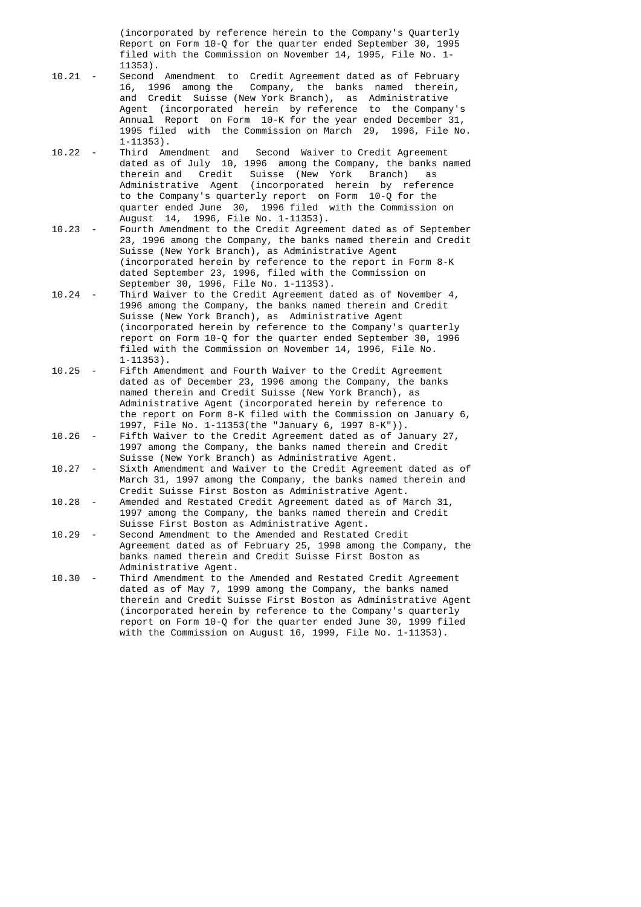(incorporated by reference herein to the Company's Quarterly Report on Form 10-Q for the quarter ended September 30, 1995 filed with the Commission on November 14, 1995, File No. 1-11353).

10.21 - Second Amendment to Credit Agreement dated as of February 16, 1996 among the Company, the banks named therein, and Credit Suisse (New York Branch), as Administrative Agent (incorporated herein by reference to the Company's Annual Report on Form 10-K for the year ended December 31, 1995 filed with the Commission on March 29, 1996, File No. 1-11353).

10.22 - Third Amendment and Second Waiver to Credit Agreement dated as of July 10, 1996 among the Company, the banks named therein and Credit Suisse (New York Branch) as Administrative Agent (incorporated herein by reference to the Company's quarterly report on Form 10-Q for the quarter ended June 30, 1996 filed with the Commission on August 14, 1996, File No. 1-11353).

10.23 - Fourth Amendment to the Credit Agreement dated as of September 23, 1996 among the Company, the banks named therein and Credit Suisse (New York Branch), as Administrative Agent (incorporated herein by reference to the report in Form 8-K dated September 23, 1996, filed with the Commission on September 30, 1996, File No. 1-11353).

10.24 - Third Waiver to the Credit Agreement dated as of November 4, 1996 among the Company, the banks named therein and Credit Suisse (New York Branch), as Administrative Agent (incorporated herein by reference to the Company's quarterly report on Form 10-Q for the quarter ended September 30, 1996 filed with the Commission on November 14, 1996, File No. 1-11353).

10.25 - Fifth Amendment and Fourth Waiver to the Credit Agreement dated as of December 23, 1996 among the Company, the banks named therein and Credit Suisse (New York Branch), as Administrative Agent (incorporated herein by reference to the report on Form 8-K filed with the Commission on January 6, 1997, File No. 1-11353(the "January 6, 1997 8-K")).

10.26 - Fifth Waiver to the Credit Agreement dated as of January 27, 1997 among the Company, the banks named therein and Credit Suisse (New York Branch) as Administrative Agent.

10.27 - Sixth Amendment and Waiver to the Credit Agreement dated as of March 31, 1997 among the Company, the banks named therein and Credit Suisse First Boston as Administrative Agent.

10.28 - Amended and Restated Credit Agreement dated as of March 31, 1997 among the Company, the banks named therein and Credit Suisse First Boston as Administrative Agent.

10.29 - Second Amendment to the Amended and Restated Credit Agreement dated as of February 25, 1998 among the Company, the banks named therein and Credit Suisse First Boston as Administrative Agent.

10.30 - Third Amendment to the Amended and Restated Credit Agreement dated as of May 7, 1999 among the Company, the banks named therein and Credit Suisse First Boston as Administrative Agent (incorporated herein by reference to the Company's quarterly report on Form 10-Q for the quarter ended June 30, 1999 filed with the Commission on August 16, 1999, File No. 1-11353).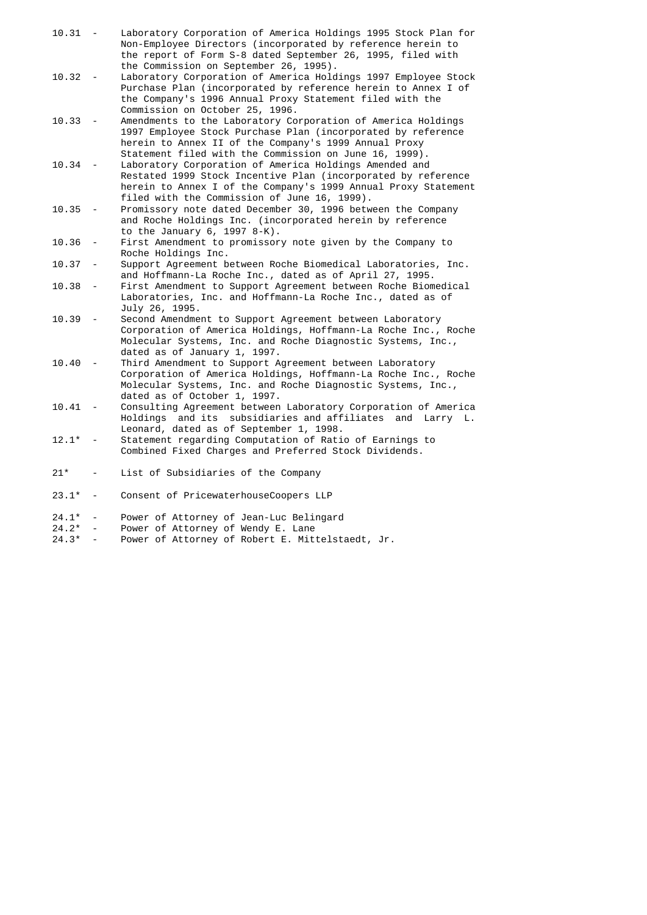10.31 - Laboratory Corporation of America Holdings 1995 Stock Plan for Non-Employee Directors (incorporated by reference herein to the report of Form S-8 dated September 26, 1995, filed with the Commission on September 26, 1995).

10.32 - Laboratory Corporation of America Holdings 1997 Employee Stock Purchase Plan (incorporated by reference herein to Annex I of the Company's 1996 Annual Proxy Statement filed with the Commission on October 25, 1996.

10.33 - Amendments to the Laboratory Corporation of America Holdings 1997 Employee Stock Purchase Plan (incorporated by reference herein to Annex II of the Company's 1999 Annual Proxy Statement filed with the Commission on June 16, 1999).

10.34 - Laboratory Corporation of America Holdings Amended and Restated 1999 Stock Incentive Plan (incorporated by reference herein to Annex I of the Company's 1999 Annual Proxy Statement filed with the Commission of June 16, 1999).

10.35 - Promissory note dated December 30, 1996 between the Company and Roche Holdings Inc. (incorporated herein by reference to the January 6, 1997 8-K).

10.36 - First Amendment to promissory note given by the Company to Roche Holdings Inc.

10.37 - Support Agreement between Roche Biomedical Laboratories, Inc. and Hoffmann-La Roche Inc., dated as of April 27, 1995.

10.38 - First Amendment to Support Agreement between Roche Biomedical Laboratories, Inc. and Hoffmann-La Roche Inc., dated as of July 26, 1995.

10.39 - Second Amendment to Support Agreement between Laboratory Corporation of America Holdings, Hoffmann-La Roche Inc., Roche Molecular Systems, Inc. and Roche Diagnostic Systems, Inc., dated as of January 1, 1997.

10.40 - Third Amendment to Support Agreement between Laboratory Corporation of America Holdings, Hoffmann-La Roche Inc., Roche Molecular Systems, Inc. and Roche Diagnostic Systems, Inc., dated as of October 1, 1997.

10.41 - Consulting Agreement between Laboratory Corporation of America Holdings and its subsidiaries and affiliates and Larry L. Leonard, dated as of September 1, 1998.

12.1* - Statement regarding Computation of Ratio of Earnings to Combined Fixed Charges and Preferred Stock Dividends.

21* - List of Subsidiaries of the Company

23.1* - Consent of PricewaterhouseCoopers LLP

24.1* - Power of Attorney of Jean-Luc Belingard

24.2* - Power of Attorney of Wendy E. Lane

24.3* - Power of Attorney of Robert E. Mittelstaedt, Jr.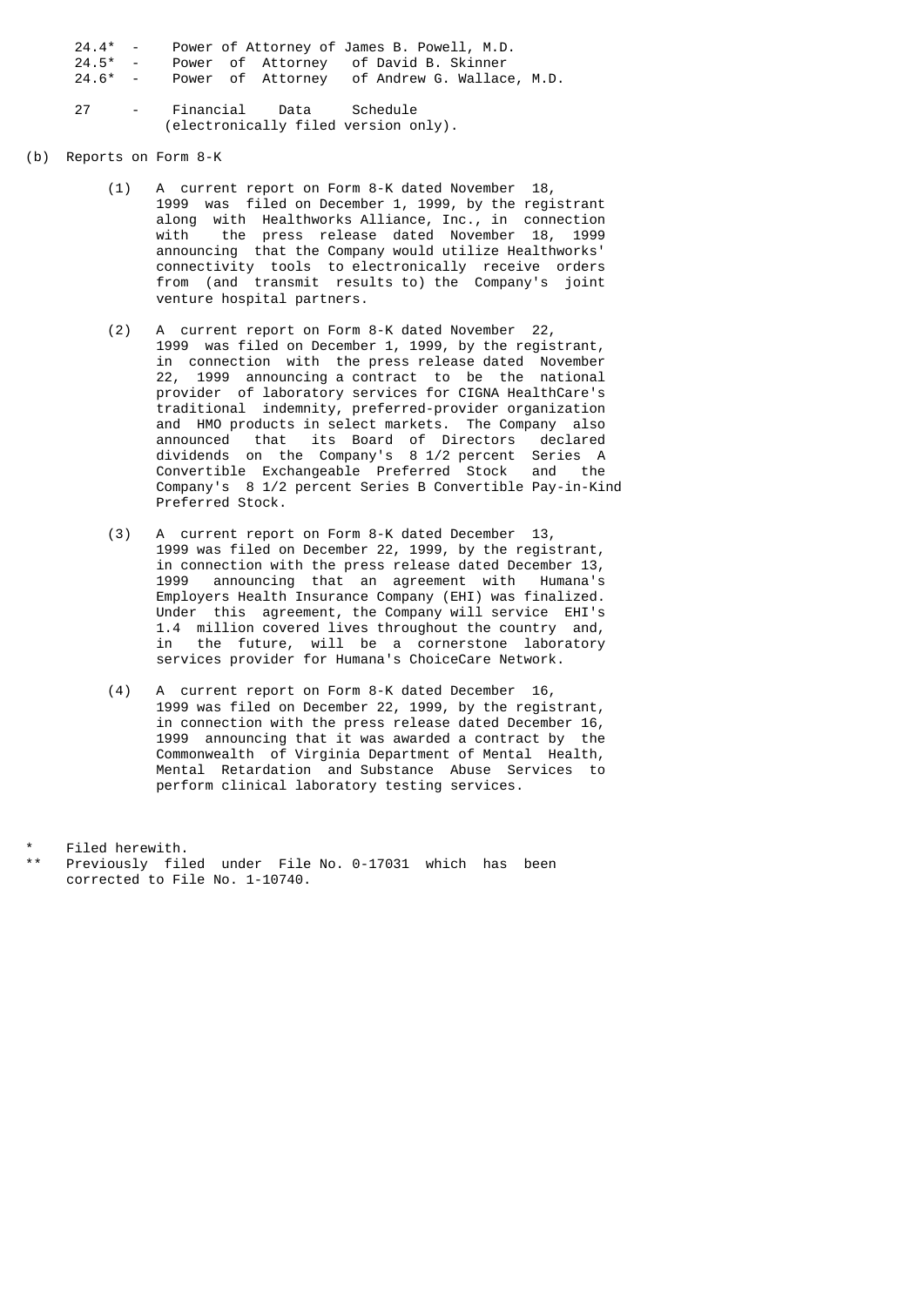24.4* - Power of Attorney of James B. Powell, M.D.
24.5* - Power of Attorney of David B. Skinner
24.6* - Power of Attorney of Andrew G. Wallace, M.D.

27 - Financial Data Schedule (electronically filed version only).

(b) Reports on Form 8-K

(1) A current report on Form 8-K dated November 18, 1999 was filed on December 1, 1999, by the registrant along with Healthworks Alliance, Inc., in connection with the press release dated November 18, 1999 announcing that the Company would utilize Healthworks' connectivity tools to electronically receive orders from (and transmit results to) the Company's joint venture hospital partners.

(2) A current report on Form 8-K dated November 22, 1999 was filed on December 1, 1999, by the registrant, in connection with the press release dated November 22, 1999 announcing a contract to be the national provider of laboratory services for CIGNA HealthCare's traditional indemnity, preferred-provider organization and HMO products in select markets. The Company also announced that its Board of Directors declared dividends on the Company's 8 1/2 percent Series A Convertible Exchangeable Preferred Stock and the Company's 8 1/2 percent Series B Convertible Pay-in-Kind Preferred Stock.

(3) A current report on Form 8-K dated December 13, 1999 was filed on December 22, 1999, by the registrant, in connection with the press release dated December 13, 1999 announcing that an agreement with Humana's Employers Health Insurance Company (EHI) was finalized. Under this agreement, the Company will service EHI's 1.4 million covered lives throughout the country and, in the future, will be a cornerstone laboratory services provider for Humana's ChoiceCare Network.

(4) A current report on Form 8-K dated December 16, 1999 was filed on December 22, 1999, by the registrant, in connection with the press release dated December 16, 1999 announcing that it was awarded a contract by the Commonwealth of Virginia Department of Mental Health, Mental Retardation and Substance Abuse Services to perform clinical laboratory testing services.

\* Filed herewith.
\*\* Previously filed under File No. 0-17031 which has been corrected to File No. 1-10740.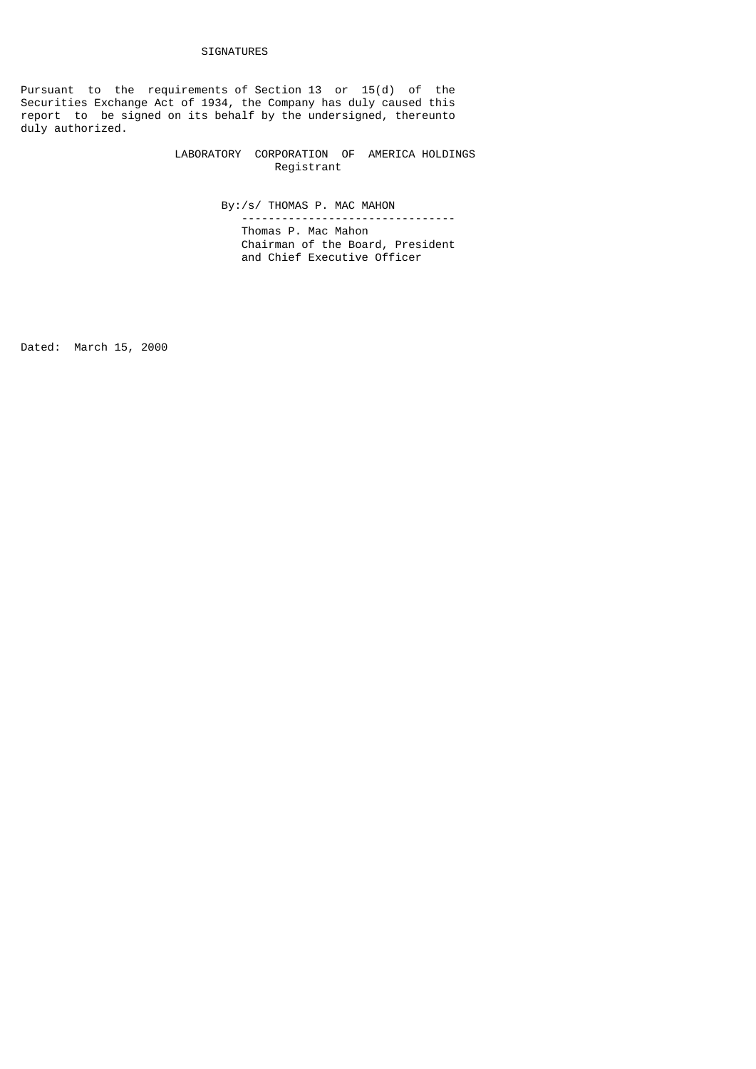# SIGNATURES

Pursuant to the requirements of Section 13 or 15(d) of the Securities Exchange Act of 1934, the Company has duly caused this report to be signed on its behalf by the undersigned, thereunto duly authorized.

LABORATORY CORPORATION OF AMERICA HOLDINGS
Registrant

By:/s/ THOMAS P. MAC MAHON
--------------------------------
Thomas P. Mac Mahon
Chairman of the Board, President
and Chief Executive Officer

Dated: March 15, 2000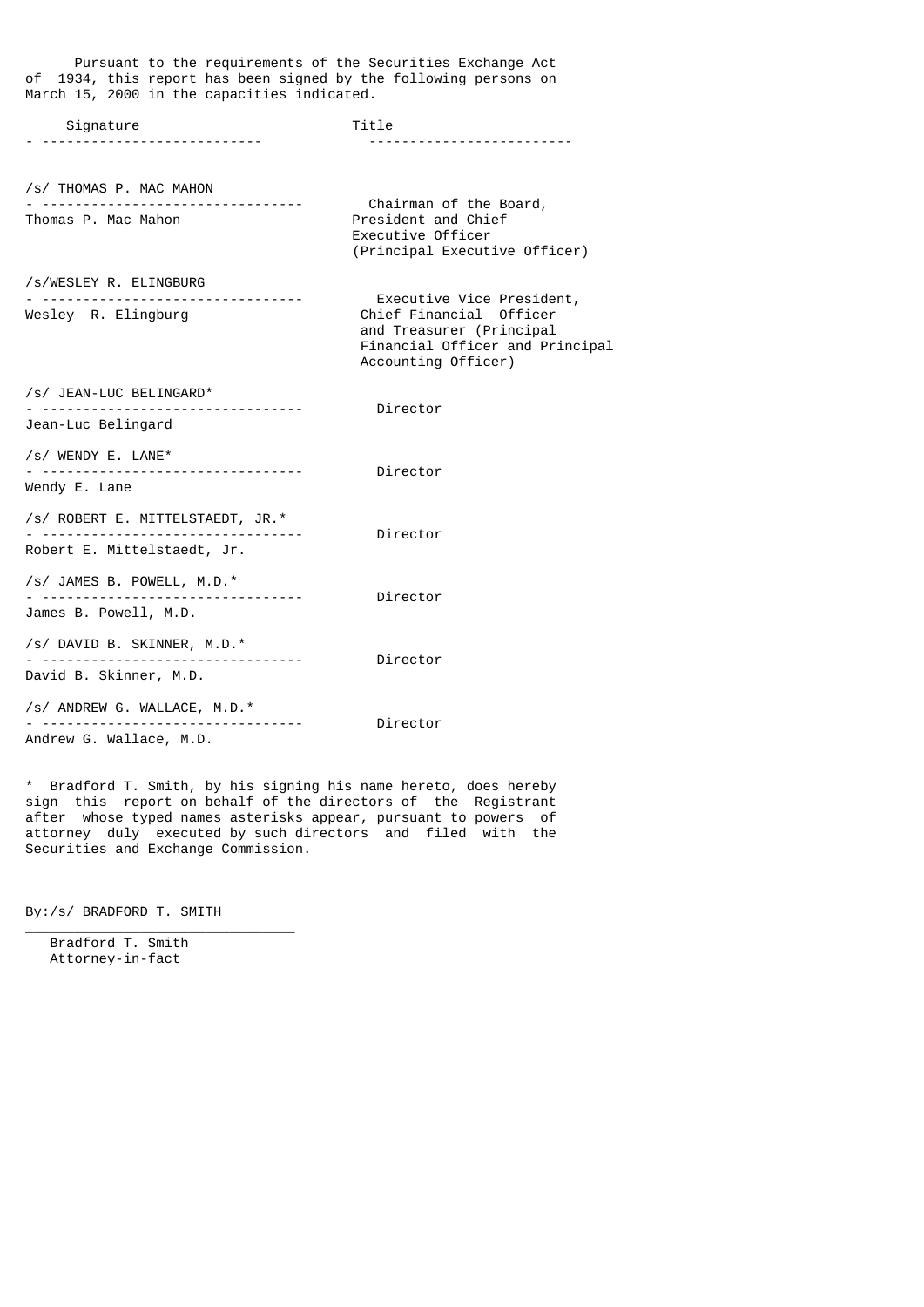Pursuant to the requirements of the Securities Exchange Act of 1934, this report has been signed by the following persons on March 15, 2000 in the capacities indicated.

| Signature | Title |
|---|---|
| /s/ THOMAS P. MAC MAHON<br>Thomas P. Mac Mahon | Chairman of the Board, President and Chief Executive Officer (Principal Executive Officer) |
| /s/WESLEY R. ELINGBURG<br>Wesley R. Elingburg | Executive Vice President, Chief Financial Officer and Treasurer (Principal Financial Officer and Principal Accounting Officer) |
| /s/ JEAN-LUC BELINGARD*<br>Jean-Luc Belingard | Director |
| /s/ WENDY E. LANE*<br>Wendy E. Lane | Director |
| /s/ ROBERT E. MITTELSTAEDT, JR.*<br>Robert E. Mittelstaedt, Jr. | Director |
| /s/ JAMES B. POWELL, M.D.*<br>James B. Powell, M.D. | Director |
| /s/ DAVID B. SKINNER, M.D.*<br>David B. Skinner, M.D. | Director |
| /s/ ANDREW G. WALLACE, M.D.*<br>Andrew G. Wallace, M.D. | Director |

* Bradford T. Smith, by his signing his name hereto, does hereby sign this report on behalf of the directors of the Registrant after whose typed names asterisks appear, pursuant to powers of attorney duly executed by such directors and filed with the Securities and Exchange Commission.

By:/s/ BRADFORD T. SMITH

Bradford T. Smith
Attorney-in-fact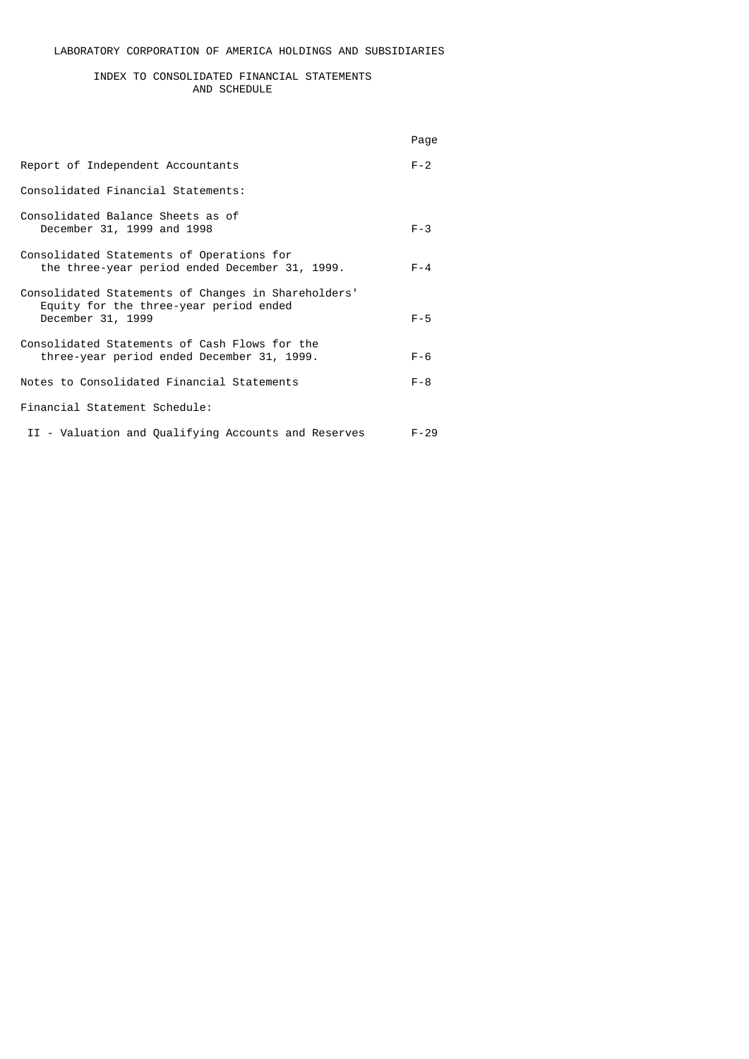# LABORATORY CORPORATION OF AMERICA HOLDINGS AND SUBSIDIARIES

## INDEX TO CONSOLIDATED FINANCIAL STATEMENTS AND SCHEDULE

| | Page |
|---|---|
| Report of Independent Accountants | F-2 |
| Consolidated Financial Statements: | |
| Consolidated Balance Sheets as of December 31, 1999 and 1998 | F-3 |
| Consolidated Statements of Operations for the three-year period ended December 31, 1999. | F-4 |
| Consolidated Statements of Changes in Shareholders' Equity for the three-year period ended December 31, 1999 | F-5 |
| Consolidated Statements of Cash Flows for the three-year period ended December 31, 1999. | F-6 |
| Notes to Consolidated Financial Statements | F-8 |
| Financial Statement Schedule: | |
| II - Valuation and Qualifying Accounts and Reserves | F-29 |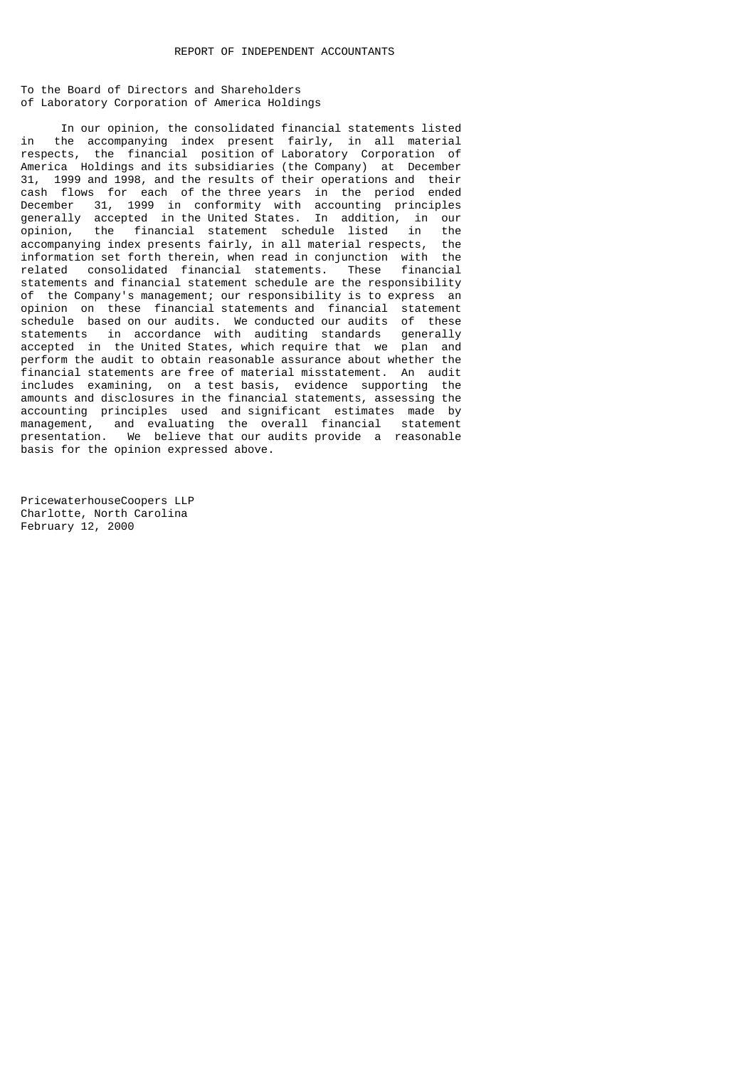# REPORT OF INDEPENDENT ACCOUNTANTS

To the Board of Directors and Shareholders
of Laboratory Corporation of America Holdings

In our opinion, the consolidated financial statements listed in the accompanying index present fairly, in all material respects, the financial position of Laboratory Corporation of America Holdings and its subsidiaries (the Company) at December 31, 1999 and 1998, and the results of their operations and their cash flows for each of the three years in the period ended December 31, 1999 in conformity with accounting principles generally accepted in the United States. In addition, in our opinion, the financial statement schedule listed in the accompanying index presents fairly, in all material respects, the information set forth therein, when read in conjunction with the related consolidated financial statements. These financial statements and financial statement schedule are the responsibility of the Company's management; our responsibility is to express an opinion on these financial statements and financial statement schedule based on our audits. We conducted our audits of these statements in accordance with auditing standards generally accepted in the United States, which require that we plan and perform the audit to obtain reasonable assurance about whether the financial statements are free of material misstatement. An audit includes examining, on a test basis, evidence supporting the amounts and disclosures in the financial statements, assessing the accounting principles used and significant estimates made by management, and evaluating the overall financial statement presentation. We believe that our audits provide a reasonable basis for the opinion expressed above.

PricewaterhouseCoopers LLP
Charlotte, North Carolina
February 12, 2000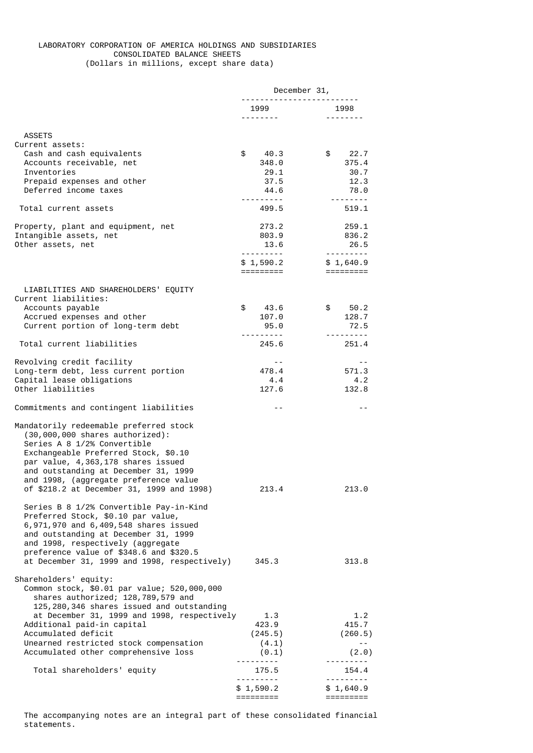# LABORATORY CORPORATION OF AMERICA HOLDINGS AND SUBSIDIARIES
## CONSOLIDATED BALANCE SHEETS
(Dollars in millions, except share data)

| | December 31, 1999 | December 31, 1998 |
|---|---|---|
| **ASSETS** | | |
| Current assets: | | |
| Cash and cash equivalents | $ 40.3 | $ 22.7 |
| Accounts receivable, net | 348.0 | 375.4 |
| Inventories | 29.1 | 30.7 |
| Prepaid expenses and other | 37.5 | 12.3 |
| Deferred income taxes | 44.6 | 78.0 |
| Total current assets | 499.5 | 519.1 |
| Property, plant and equipment, net | 273.2 | 259.1 |
| Intangible assets, net | 803.9 | 836.2 |
| Other assets, net | 13.6 | 26.5 |
| | $ 1,590.2 | $ 1,640.9 |
| **LIABILITIES AND SHAREHOLDERS' EQUITY** | | |
| Current liabilities: | | |
| Accounts payable | $ 43.6 | $ 50.2 |
| Accrued expenses and other | 107.0 | 128.7 |
| Current portion of long-term debt | 95.0 | 72.5 |
| Total current liabilities | 245.6 | 251.4 |
| Revolving credit facility | -- | -- |
| Long-term debt, less current portion | 478.4 | 571.3 |
| Capital lease obligations | 4.4 | 4.2 |
| Other liabilities | 127.6 | 132.8 |
| Commitments and contingent liabilities | -- | -- |
| Mandatorily redeemable preferred stock (30,000,000 shares authorized): | | |
| Series A 8 1/2% Convertible Exchangeable Preferred Stock, $0.10 par value, 4,363,178 shares issued and outstanding at December 31, 1999 and 1998, (aggregate preference value of $218.2 at December 31, 1999 and 1998) | 213.4 | 213.0 |
| Series B 8 1/2% Convertible Pay-in-Kind Preferred Stock, $0.10 par value, 6,971,970 and 6,409,548 shares issued and outstanding at December 31, 1999 and 1998, respectively (aggregate preference value of $348.6 and $320.5 at December 31, 1999 and 1998, respectively) | 345.3 | 313.8 |
| Shareholders' equity: | | |
| Common stock, $0.01 par value; 520,000,000 shares authorized; 128,789,579 and 125,280,346 shares issued and outstanding at December 31, 1999 and 1998, respectively | 1.3 | 1.2 |
| Additional paid-in capital | 423.9 | 415.7 |
| Accumulated deficit | (245.5) | (260.5) |
| Unearned restricted stock compensation | (4.1) | -- |
| Accumulated other comprehensive loss | (0.1) | (2.0) |
| Total shareholders' equity | 175.5 | 154.4 |
| | $ 1,590.2 | $ 1,640.9 |

The accompanying notes are an integral part of these consolidated financial statements.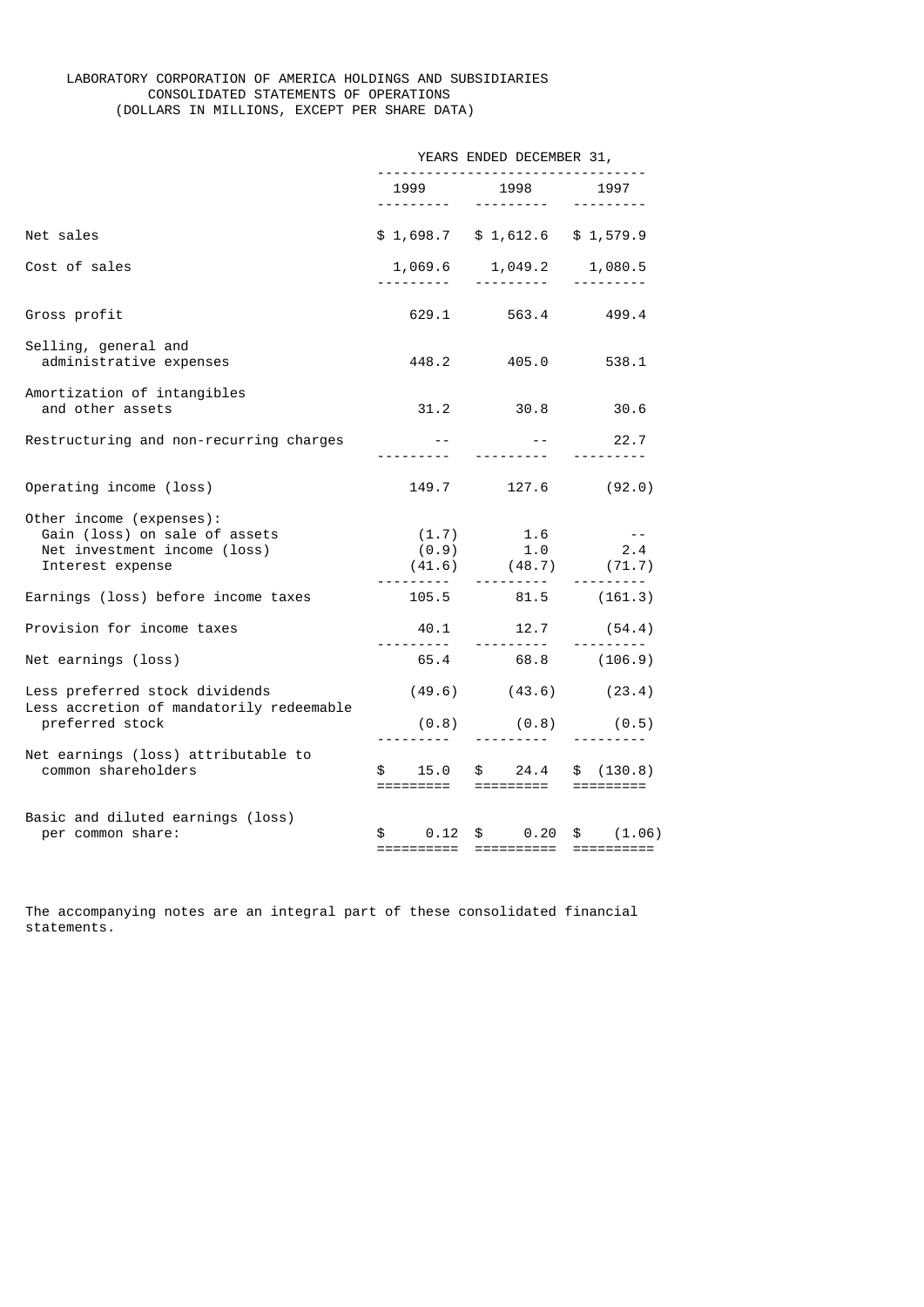# LABORATORY CORPORATION OF AMERICA HOLDINGS AND SUBSIDIARIES
## CONSOLIDATED STATEMENTS OF OPERATIONS
### (DOLLARS IN MILLIONS, EXCEPT PER SHARE DATA)

| | YEARS ENDED DECEMBER 31, | | |
|---|---|---|---|
| | 1999 | 1998 | 1997 |
| Net sales | $ 1,698.7 | $ 1,612.6 | $ 1,579.9 |
| Cost of sales | 1,069.6 | 1,049.2 | 1,080.5 |
| Gross profit | 629.1 | 563.4 | 499.4 |
| Selling, general and administrative expenses | 448.2 | 405.0 | 538.1 |
| Amortization of intangibles and other assets | 31.2 | 30.8 | 30.6 |
| Restructuring and non-recurring charges | -- | -- | 22.7 |
| Operating income (loss) | 149.7 | 127.6 | (92.0) |
| Other income (expenses): | | | |
| Gain (loss) on sale of assets | (1.7) | 1.6 | -- |
| Net investment income (loss) | (0.9) | 1.0 | 2.4 |
| Interest expense | (41.6) | (48.7) | (71.7) |
| Earnings (loss) before income taxes | 105.5 | 81.5 | (161.3) |
| Provision for income taxes | 40.1 | 12.7 | (54.4) |
| Net earnings (loss) | 65.4 | 68.8 | (106.9) |
| Less preferred stock dividends | (49.6) | (43.6) | (23.4) |
| Less accretion of mandatorily redeemable preferred stock | (0.8) | (0.8) | (0.5) |
| Net earnings (loss) attributable to common shareholders | $ 15.0 | $ 24.4 | $ (130.8) |
| Basic and diluted earnings (loss) per common share: | $ 0.12 | $ 0.20 | $ (1.06) |

The accompanying notes are an integral part of these consolidated financial statements.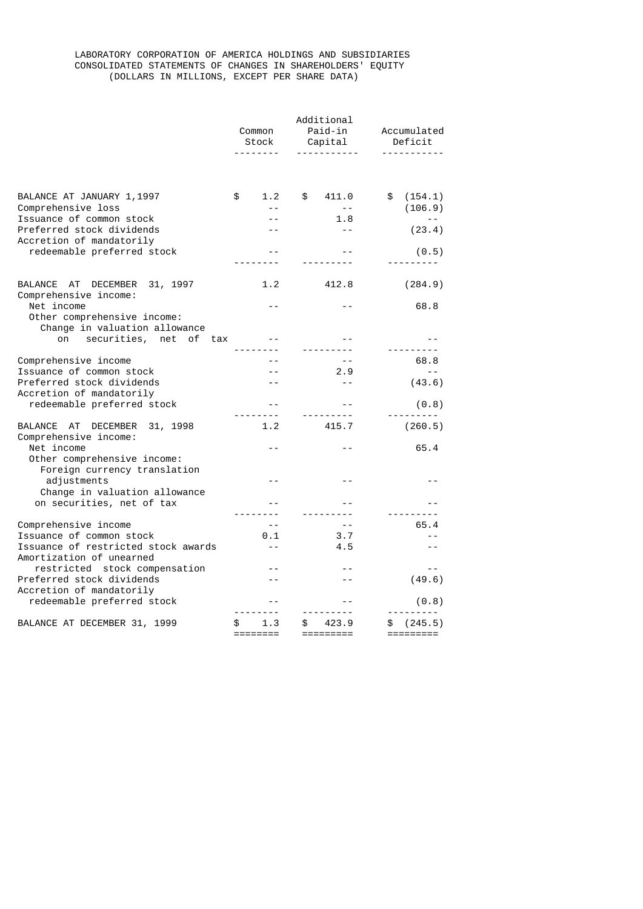LABORATORY CORPORATION OF AMERICA HOLDINGS AND SUBSIDIARIES
CONSOLIDATED STATEMENTS OF CHANGES IN SHAREHOLDERS' EQUITY
(DOLLARS IN MILLIONS, EXCEPT PER SHARE DATA)

| | Common Stock | Additional Paid-in Capital | Accumulated Deficit |
|---|---|---|---|
| BALANCE AT JANUARY 1,1997 | $ 1.2 | $ 411.0 | $ (154.1) |
| Comprehensive loss | -- | -- | (106.9) |
| Issuance of common stock | -- | 1.8 | -- |
| Preferred stock dividends | -- | -- | (23.4) |
| Accretion of mandatorily redeemable preferred stock | -- | -- | (0.5) |
| BALANCE AT DECEMBER 31, 1997 | 1.2 | 412.8 | (284.9) |
| Comprehensive income: | | | |
| Net income | -- | -- | 68.8 |
| Other comprehensive income: | | | |
| Change in valuation allowance on securities, net of tax | -- | -- | -- |
| Comprehensive income | -- | -- | 68.8 |
| Issuance of common stock | -- | 2.9 | -- |
| Preferred stock dividends | -- | -- | (43.6) |
| Accretion of mandatorily redeemable preferred stock | -- | -- | (0.8) |
| BALANCE AT DECEMBER 31, 1998 | 1.2 | 415.7 | (260.5) |
| Comprehensive income: | | | |
| Net income | -- | -- | 65.4 |
| Other comprehensive income: | | | |
| Foreign currency translation adjustments | -- | -- | -- |
| Change in valuation allowance on securities, net of tax | -- | -- | -- |
| Comprehensive income | -- | -- | 65.4 |
| Issuance of common stock | 0.1 | 3.7 | -- |
| Issuance of restricted stock awards | -- | 4.5 | -- |
| Amortization of unearned restricted stock compensation | -- | -- | -- |
| Preferred stock dividends | -- | -- | (49.6) |
| Accretion of mandatorily redeemable preferred stock | -- | -- | (0.8) |
| BALANCE AT DECEMBER 31, 1999 | $ 1.3 | $ 423.9 | $ (245.5) |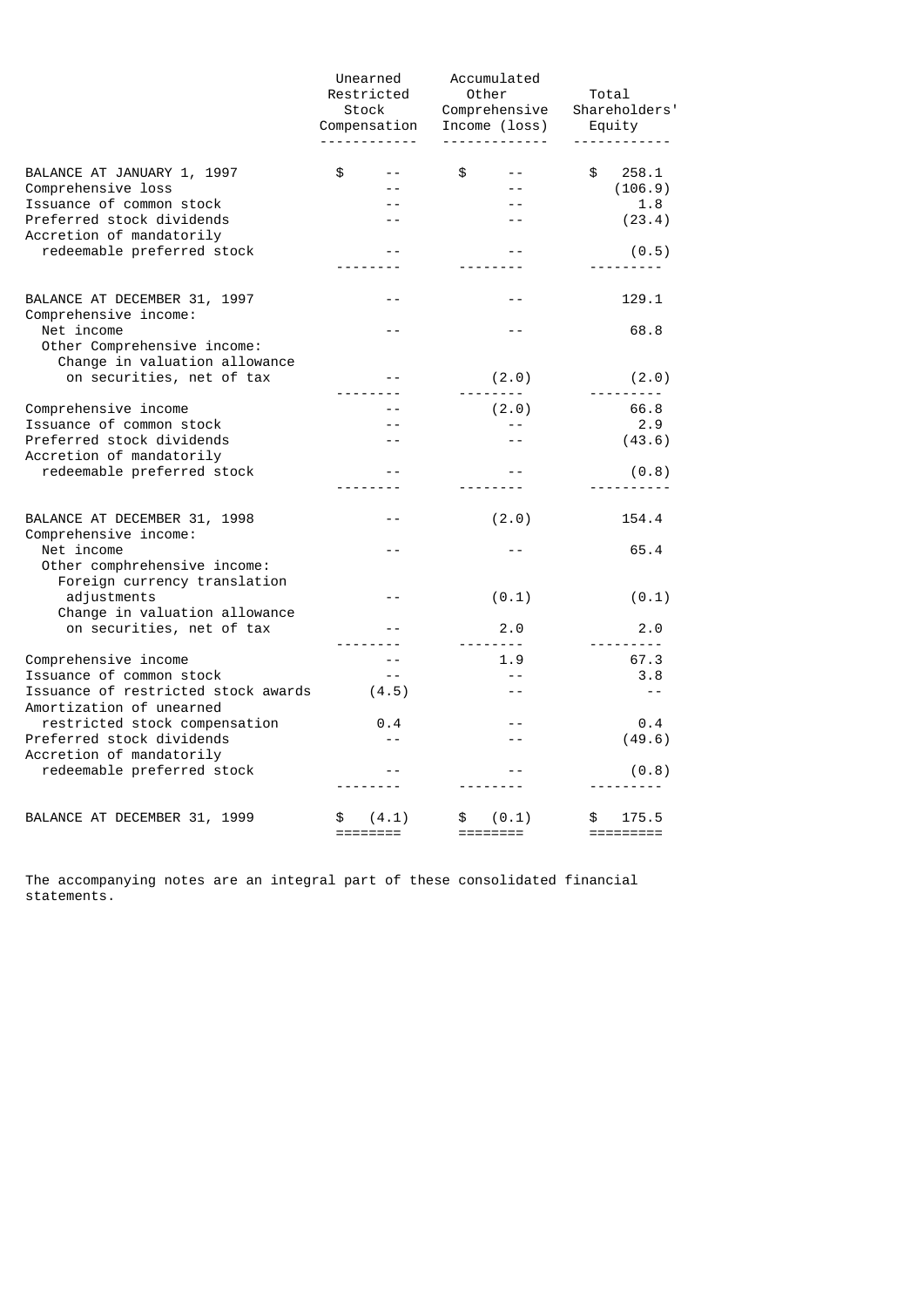| | Unearned Restricted Stock Compensation | Accumulated Other Comprehensive Income (loss) | Total Shareholders' Equity |
|---|---|---|---|
| BALANCE AT JANUARY 1, 1997 | $ -- | $ -- | $ 258.1 |
| Comprehensive loss | -- | -- | (106.9) |
| Issuance of common stock | -- | -- | 1.8 |
| Preferred stock dividends | -- | -- | (23.4) |
| Accretion of mandatorily redeemable preferred stock | -- | -- | (0.5) |
| BALANCE AT DECEMBER 31, 1997 | -- | -- | 129.1 |
| Comprehensive income: | | | |
| Net income | -- | -- | 68.8 |
| Other Comprehensive income: | | | |
| Change in valuation allowance on securities, net of tax | -- | (2.0) | (2.0) |
| Comprehensive income | -- | (2.0) | 66.8 |
| Issuance of common stock | -- | -- | 2.9 |
| Preferred stock dividends | -- | -- | (43.6) |
| Accretion of mandatorily redeemable preferred stock | -- | -- | (0.8) |
| BALANCE AT DECEMBER 31, 1998 | -- | (2.0) | 154.4 |
| Comprehensive income: | | | |
| Net income | -- | -- | 65.4 |
| Other comphrehensive income: | | | |
| Foreign currency translation adjustments | -- | (0.1) | (0.1) |
| Change in valuation allowance on securities, net of tax | -- | 2.0 | 2.0 |
| Comprehensive income | -- | 1.9 | 67.3 |
| Issuance of common stock | -- | -- | 3.8 |
| Issuance of restricted stock awards | (4.5) | -- | -- |
| Amortization of unearned restricted stock compensation | 0.4 | -- | 0.4 |
| Preferred stock dividends | -- | -- | (49.6) |
| Accretion of mandatorily redeemable preferred stock | -- | -- | (0.8) |
| BALANCE AT DECEMBER 31, 1999 | $ (4.1) | $ (0.1) | $ 175.5 |

The accompanying notes are an integral part of these consolidated financial statements.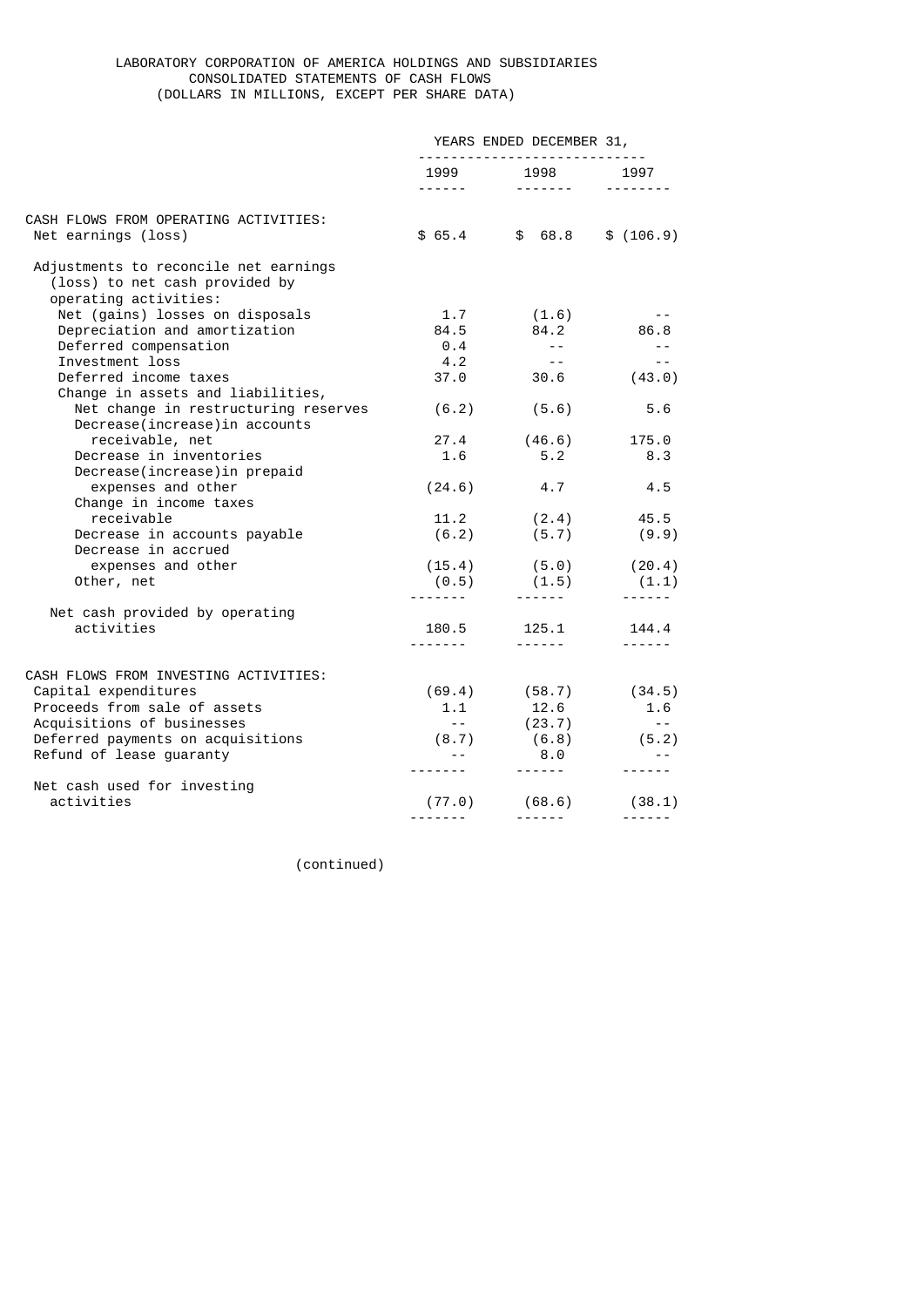LABORATORY CORPORATION OF AMERICA HOLDINGS AND SUBSIDIARIES
CONSOLIDATED STATEMENTS OF CASH FLOWS
(DOLLARS IN MILLIONS, EXCEPT PER SHARE DATA)

| | YEARS ENDED DECEMBER 31, | | |
|---|---|---|---|
| | 1999 | 1998 | 1997 |
| CASH FLOWS FROM OPERATING ACTIVITIES: | | | |
| Net earnings (loss) | $ 65.4 | $ 68.8 | $ (106.9) |
| Adjustments to reconcile net earnings (loss) to net cash provided by operating activities: | | | |
| Net (gains) losses on disposals | 1.7 | (1.6) | -- |
| Depreciation and amortization | 84.5 | 84.2 | 86.8 |
| Deferred compensation | 0.4 | -- | -- |
| Investment loss | 4.2 | -- | -- |
| Deferred income taxes | 37.0 | 30.6 | (43.0) |
| Change in assets and liabilities, | | | |
| Net change in restructuring reserves | (6.2) | (5.6) | 5.6 |
| Decrease(increase)in accounts receivable, net | 27.4 | (46.6) | 175.0 |
| Decrease in inventories | 1.6 | 5.2 | 8.3 |
| Decrease(increase)in prepaid expenses and other | (24.6) | 4.7 | 4.5 |
| Change in income taxes receivable | 11.2 | (2.4) | 45.5 |
| Decrease in accounts payable | (6.2) | (5.7) | (9.9) |
| Decrease in accrued expenses and other | (15.4) | (5.0) | (20.4) |
| Other, net | (0.5) | (1.5) | (1.1) |
| Net cash provided by operating activities | 180.5 | 125.1 | 144.4 |
| CASH FLOWS FROM INVESTING ACTIVITIES: | | | |
| Capital expenditures | (69.4) | (58.7) | (34.5) |
| Proceeds from sale of assets | 1.1 | 12.6 | 1.6 |
| Acquisitions of businesses | -- | (23.7) | -- |
| Deferred payments on acquisitions | (8.7) | (6.8) | (5.2) |
| Refund of lease guaranty | -- | 8.0 | -- |
| Net cash used for investing activities | (77.0) | (68.6) | (38.1) |

(continued)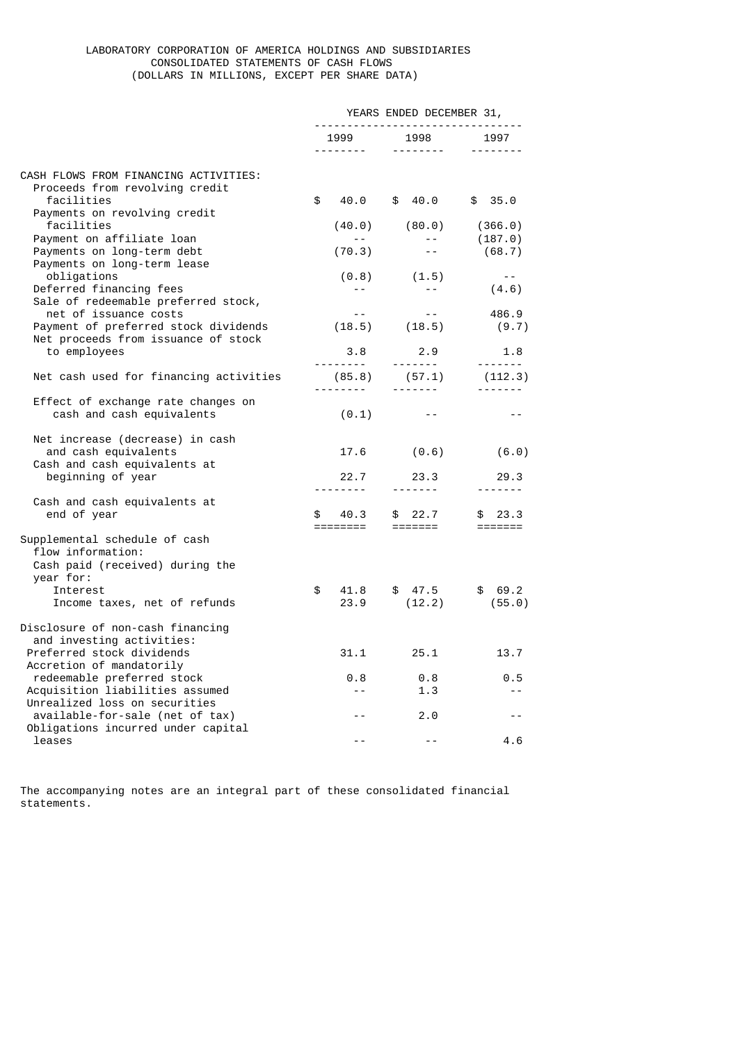# LABORATORY CORPORATION OF AMERICA HOLDINGS AND SUBSIDIARIES
## CONSOLIDATED STATEMENTS OF CASH FLOWS
### (DOLLARS IN MILLIONS, EXCEPT PER SHARE DATA)

| | YEARS ENDED DECEMBER 31, | | |
|---|---|---|---|
| | 1999 | 1998 | 1997 |
| **CASH FLOWS FROM FINANCING ACTIVITIES:** | | | |
| Proceeds from revolving credit facilities | $ 40.0 | $ 40.0 | $ 35.0 |
| Payments on revolving credit facilities | (40.0) | (80.0) | (366.0) |
| Payment on affiliate loan | -- | -- | (187.0) |
| Payments on long-term debt | (70.3) | -- | (68.7) |
| Payments on long-term lease obligations | (0.8) | (1.5) | -- |
| Deferred financing fees | -- | -- | (4.6) |
| Sale of redeemable preferred stock, net of issuance costs | -- | -- | 486.9 |
| Payment of preferred stock dividends | (18.5) | (18.5) | (9.7) |
| Net proceeds from issuance of stock to employees | 3.8 | 2.9 | 1.8 |
| Net cash used for financing activities | (85.8) | (57.1) | (112.3) |
| Effect of exchange rate changes on cash and cash equivalents | (0.1) | -- | -- |
| Net increase (decrease) in cash and cash equivalents | 17.6 | (0.6) | (6.0) |
| Cash and cash equivalents at beginning of year | 22.7 | 23.3 | 29.3 |
| Cash and cash equivalents at end of year | $ 40.3 | $ 22.7 | $ 23.3 |
| Supplemental schedule of cash flow information: | | | |
| Cash paid (received) during the year for: | | | |
| Interest | $ 41.8 | $ 47.5 | $ 69.2 |
| Income taxes, net of refunds | 23.9 | (12.2) | (55.0) |
| Disclosure of non-cash financing and investing activities: | | | |
| Preferred stock dividends | 31.1 | 25.1 | 13.7 |
| Accretion of mandatorily redeemable preferred stock | 0.8 | 0.8 | 0.5 |
| Acquisition liabilities assumed | -- | 1.3 | -- |
| Unrealized loss on securities available-for-sale (net of tax) | -- | 2.0 | -- |
| Obligations incurred under capital leases | -- | -- | 4.6 |

The accompanying notes are an integral part of these consolidated financial statements.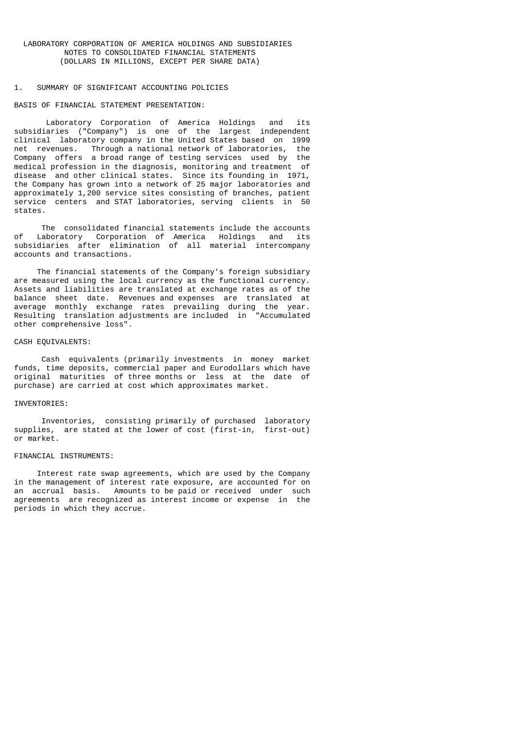LABORATORY CORPORATION OF AMERICA HOLDINGS AND SUBSIDIARIES
NOTES TO CONSOLIDATED FINANCIAL STATEMENTS
(DOLLARS IN MILLIONS, EXCEPT PER SHARE DATA)

## 1. SUMMARY OF SIGNIFICANT ACCOUNTING POLICIES

### BASIS OF FINANCIAL STATEMENT PRESENTATION:

Laboratory Corporation of America Holdings and its subsidiaries ("Company") is one of the largest independent clinical laboratory company in the United States based on 1999 net revenues. Through a national network of laboratories, the Company offers a broad range of testing services used by the medical profession in the diagnosis, monitoring and treatment of disease and other clinical states. Since its founding in 1971, the Company has grown into a network of 25 major laboratories and approximately 1,200 service sites consisting of branches, patient service centers and STAT laboratories, serving clients in 50 states.

The consolidated financial statements include the accounts of Laboratory Corporation of America Holdings and its subsidiaries after elimination of all material intercompany accounts and transactions.

The financial statements of the Company's foreign subsidiary are measured using the local currency as the functional currency. Assets and liabilities are translated at exchange rates as of the balance sheet date. Revenues and expenses are translated at average monthly exchange rates prevailing during the year. Resulting translation adjustments are included in "Accumulated other comprehensive loss".

### CASH EQUIVALENTS:

Cash equivalents (primarily investments in money market funds, time deposits, commercial paper and Eurodollars which have original maturities of three months or less at the date of purchase) are carried at cost which approximates market.

### INVENTORIES:

Inventories, consisting primarily of purchased laboratory supplies, are stated at the lower of cost (first-in, first-out) or market.

### FINANCIAL INSTRUMENTS:

Interest rate swap agreements, which are used by the Company in the management of interest rate exposure, are accounted for on an accrual basis. Amounts to be paid or received under such agreements are recognized as interest income or expense in the periods in which they accrue.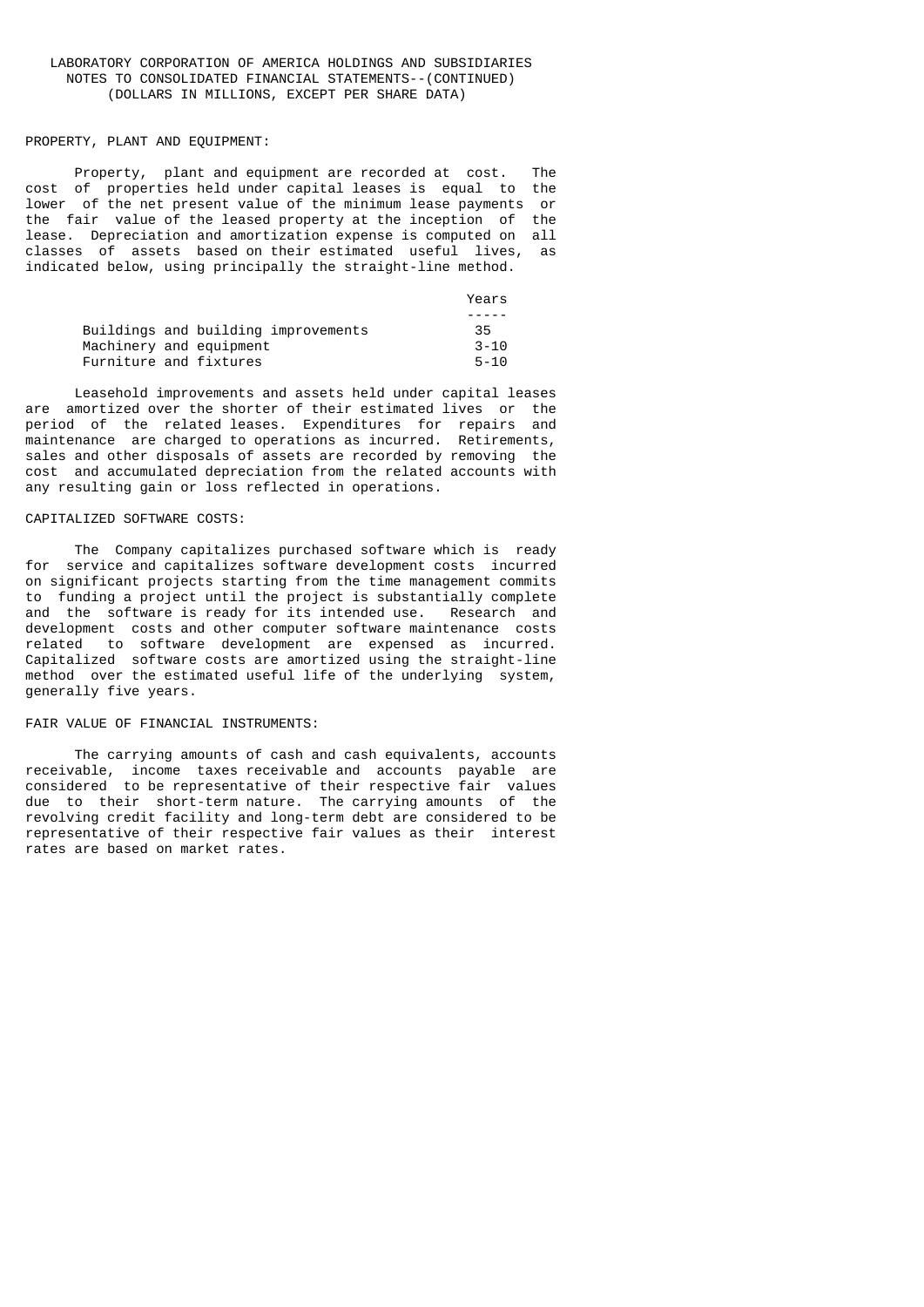PROPERTY, PLANT AND EQUIPMENT:

Property, plant and equipment are recorded at cost. The cost of properties held under capital leases is equal to the lower of the net present value of the minimum lease payments or the fair value of the leased property at the inception of the lease. Depreciation and amortization expense is computed on all classes of assets based on their estimated useful lives, as indicated below, using principally the straight-line method.

| | Years |
|---|---|
| Buildings and building improvements | 35 |
| Machinery and equipment | 3-10 |
| Furniture and fixtures | 5-10 |

Leasehold improvements and assets held under capital leases are amortized over the shorter of their estimated lives or the period of the related leases. Expenditures for repairs and maintenance are charged to operations as incurred. Retirements, sales and other disposals of assets are recorded by removing the cost and accumulated depreciation from the related accounts with any resulting gain or loss reflected in operations.

CAPITALIZED SOFTWARE COSTS:

The Company capitalizes purchased software which is ready for service and capitalizes software development costs incurred on significant projects starting from the time management commits to funding a project until the project is substantially complete and the software is ready for its intended use. Research and development costs and other computer software maintenance costs related to software development are expensed as incurred. Capitalized software costs are amortized using the straight-line method over the estimated useful life of the underlying system, generally five years.

FAIR VALUE OF FINANCIAL INSTRUMENTS:

The carrying amounts of cash and cash equivalents, accounts receivable, income taxes receivable and accounts payable are considered to be representative of their respective fair values due to their short-term nature. The carrying amounts of the revolving credit facility and long-term debt are considered to be representative of their respective fair values as their interest rates are based on market rates.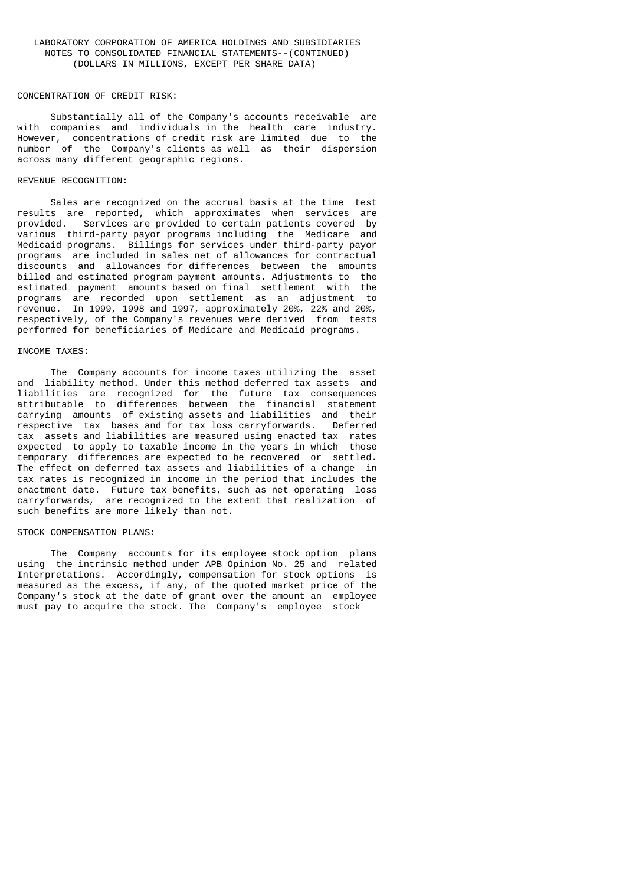CONCENTRATION OF CREDIT RISK:

Substantially all of the Company's accounts receivable are with companies and individuals in the health care industry. However, concentrations of credit risk are limited due to the number of the Company's clients as well as their dispersion across many different geographic regions.

REVENUE RECOGNITION:

Sales are recognized on the accrual basis at the time test results are reported, which approximates when services are provided. Services are provided to certain patients covered by various third-party payor programs including the Medicare and Medicaid programs. Billings for services under third-party payor programs are included in sales net of allowances for contractual discounts and allowances for differences between the amounts billed and estimated program payment amounts. Adjustments to the estimated payment amounts based on final settlement with the programs are recorded upon settlement as an adjustment to revenue. In 1999, 1998 and 1997, approximately 20%, 22% and 20%, respectively, of the Company's revenues were derived from tests performed for beneficiaries of Medicare and Medicaid programs.

INCOME TAXES:

The Company accounts for income taxes utilizing the asset and liability method. Under this method deferred tax assets and liabilities are recognized for the future tax consequences attributable to differences between the financial statement carrying amounts of existing assets and liabilities and their respective tax bases and for tax loss carryforwards. Deferred tax assets and liabilities are measured using enacted tax rates expected to apply to taxable income in the years in which those temporary differences are expected to be recovered or settled. The effect on deferred tax assets and liabilities of a change in tax rates is recognized in income in the period that includes the enactment date. Future tax benefits, such as net operating loss carryforwards, are recognized to the extent that realization of such benefits are more likely than not.

STOCK COMPENSATION PLANS:

The Company accounts for its employee stock option plans using the intrinsic method under APB Opinion No. 25 and related Interpretations. Accordingly, compensation for stock options is measured as the excess, if any, of the quoted market price of the Company's stock at the date of grant over the amount an employee must pay to acquire the stock. The Company's employee stock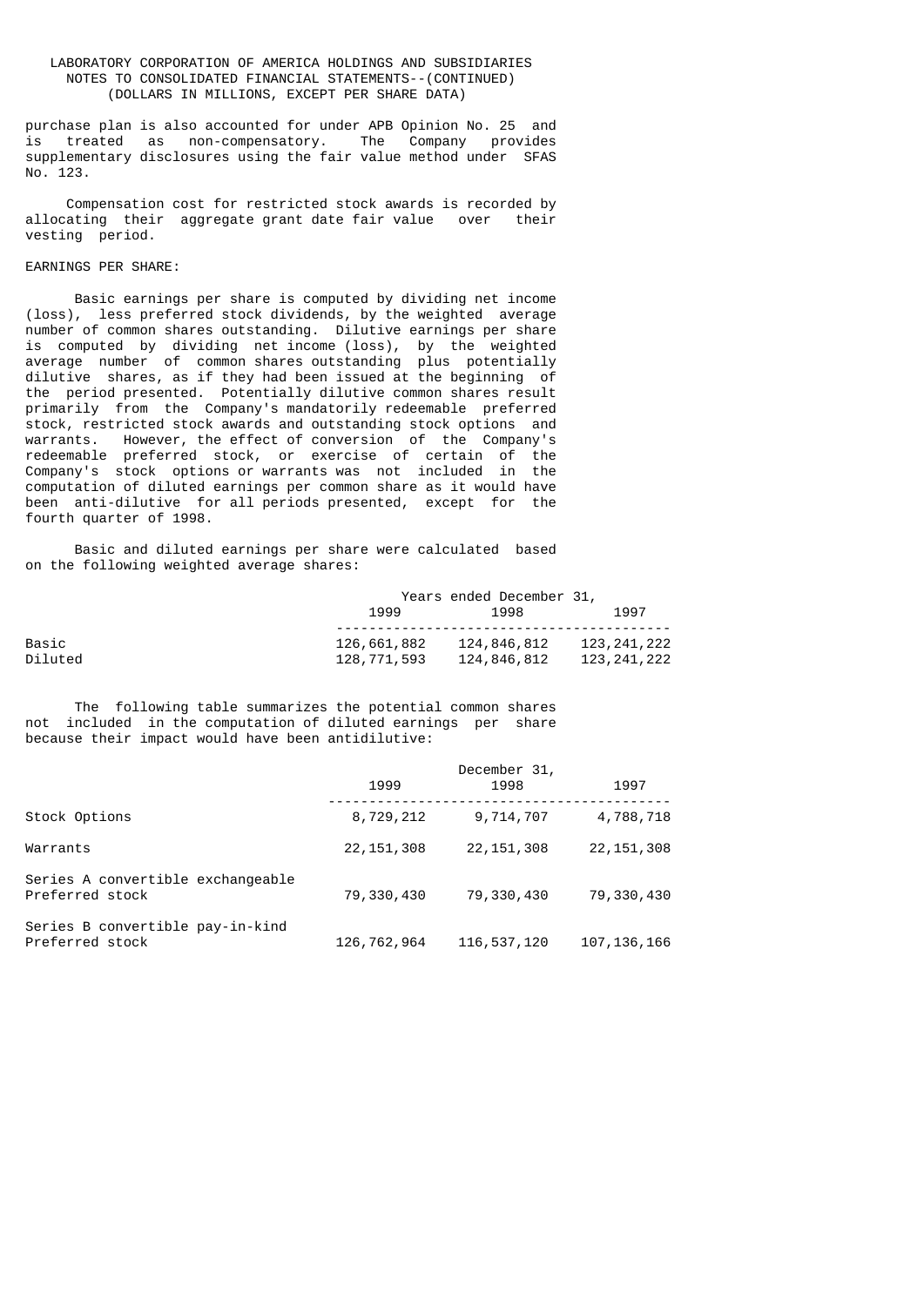purchase plan is also accounted for under APB Opinion No. 25 and is treated as non-compensatory. The Company provides supplementary disclosures using the fair value method under SFAS No. 123.

Compensation cost for restricted stock awards is recorded by allocating their aggregate grant date fair value over their vesting period.

EARNINGS PER SHARE:

Basic earnings per share is computed by dividing net income (loss), less preferred stock dividends, by the weighted average number of common shares outstanding. Dilutive earnings per share is computed by dividing net income (loss), by the weighted average number of common shares outstanding plus potentially dilutive shares, as if they had been issued at the beginning of the period presented. Potentially dilutive common shares result primarily from the Company's mandatorily redeemable preferred stock, restricted stock awards and outstanding stock options and warrants. However, the effect of conversion of the Company's redeemable preferred stock, or exercise of certain of the Company's stock options or warrants was not included in the computation of diluted earnings per common share as it would have been anti-dilutive for all periods presented, except for the fourth quarter of 1998.

Basic and diluted earnings per share were calculated based on the following weighted average shares:

| | Years ended December 31, | | |
|---|---|---|---|
| | 1999 | 1998 | 1997 |
| Basic | 126,661,882 | 124,846,812 | 123,241,222 |
| Diluted | 128,771,593 | 124,846,812 | 123,241,222 |

The following table summarizes the potential common shares not included in the computation of diluted earnings per share because their impact would have been antidilutive:

| | December 31, | | |
|---|---|---|---|
| | 1999 | 1998 | 1997 |
| Stock Options | 8,729,212 | 9,714,707 | 4,788,718 |
| Warrants | 22,151,308 | 22,151,308 | 22,151,308 |
| Series A convertible exchangeable Preferred stock | 79,330,430 | 79,330,430 | 79,330,430 |
| Series B convertible pay-in-kind Preferred stock | 126,762,964 | 116,537,120 | 107,136,166 |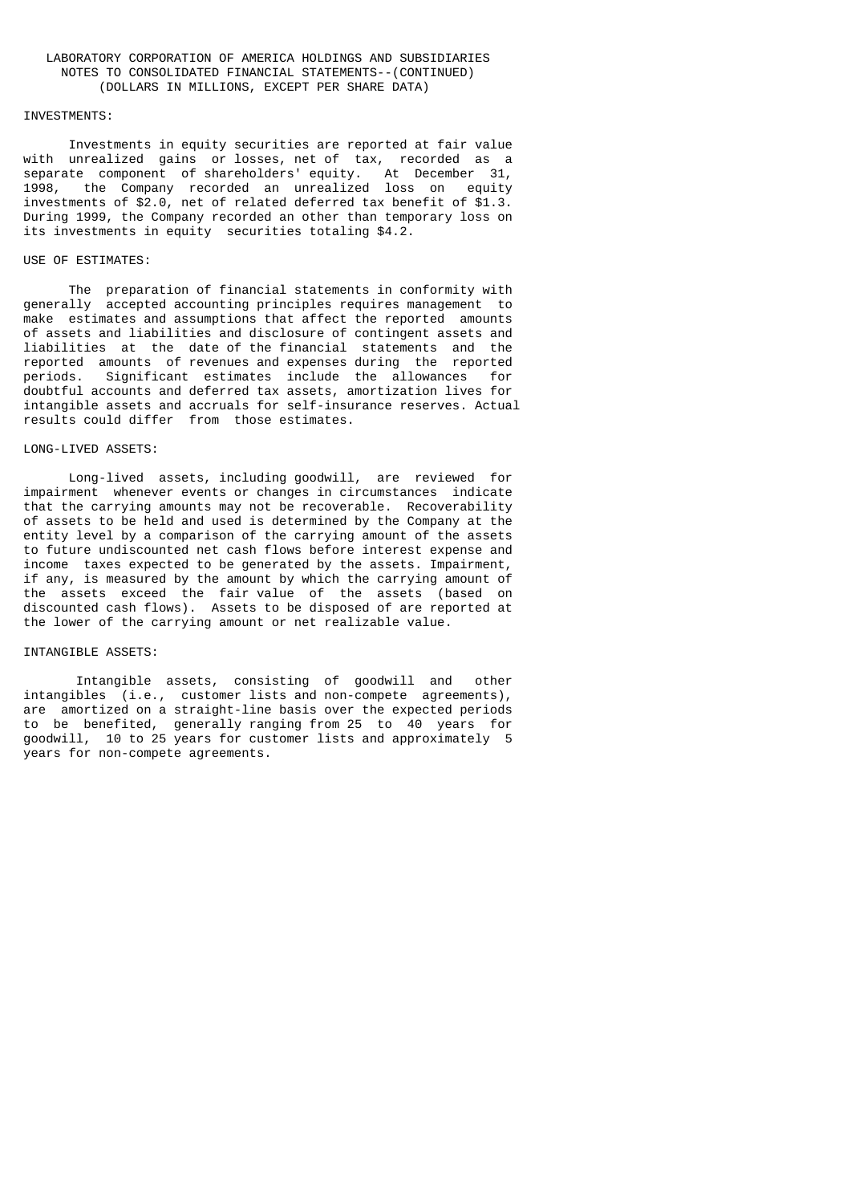LABORATORY CORPORATION OF AMERICA HOLDINGS AND SUBSIDIARIES
NOTES TO CONSOLIDATED FINANCIAL STATEMENTS--(CONTINUED)
(DOLLARS IN MILLIONS, EXCEPT PER SHARE DATA)

INVESTMENTS:

Investments in equity securities are reported at fair value with unrealized gains or losses, net of tax, recorded as a separate component of shareholders' equity. At December 31, 1998, the Company recorded an unrealized loss on equity investments of $2.0, net of related deferred tax benefit of $1.3. During 1999, the Company recorded an other than temporary loss on its investments in equity securities totaling $4.2.

USE OF ESTIMATES:

The preparation of financial statements in conformity with generally accepted accounting principles requires management to make estimates and assumptions that affect the reported amounts of assets and liabilities and disclosure of contingent assets and liabilities at the date of the financial statements and the reported amounts of revenues and expenses during the reported periods. Significant estimates include the allowances for doubtful accounts and deferred tax assets, amortization lives for intangible assets and accruals for self-insurance reserves. Actual results could differ from those estimates.

LONG-LIVED ASSETS:

Long-lived assets, including goodwill, are reviewed for impairment whenever events or changes in circumstances indicate that the carrying amounts may not be recoverable. Recoverability of assets to be held and used is determined by the Company at the entity level by a comparison of the carrying amount of the assets to future undiscounted net cash flows before interest expense and income taxes expected to be generated by the assets. Impairment, if any, is measured by the amount by which the carrying amount of the assets exceed the fair value of the assets (based on discounted cash flows). Assets to be disposed of are reported at the lower of the carrying amount or net realizable value.

INTANGIBLE ASSETS:

Intangible assets, consisting of goodwill and other intangibles (i.e., customer lists and non-compete agreements), are amortized on a straight-line basis over the expected periods to be benefited, generally ranging from 25 to 40 years for goodwill, 10 to 25 years for customer lists and approximately 5 years for non-compete agreements.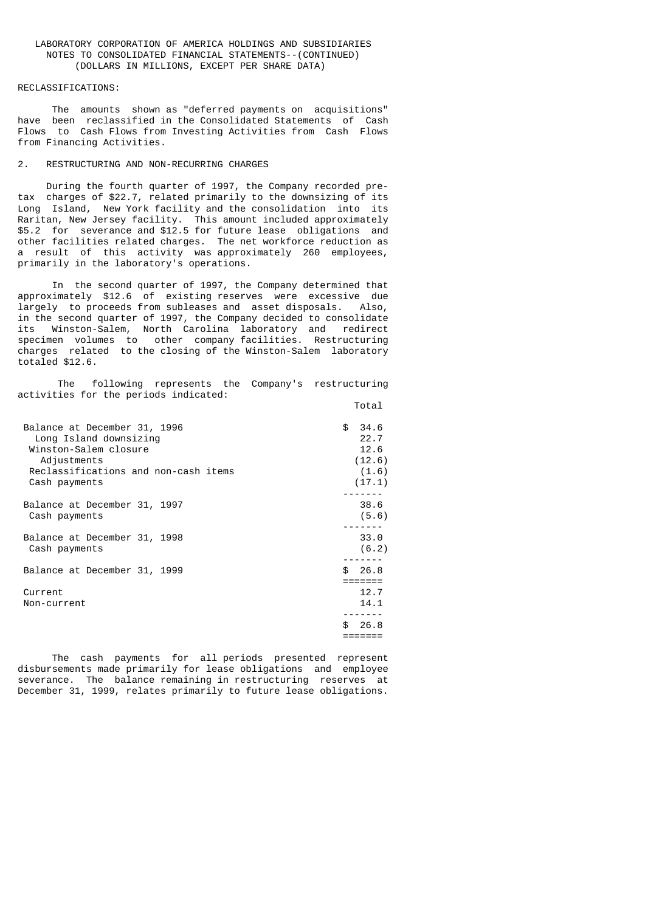LABORATORY CORPORATION OF AMERICA HOLDINGS AND SUBSIDIARIES
NOTES TO CONSOLIDATED FINANCIAL STATEMENTS--(CONTINUED)
(DOLLARS IN MILLIONS, EXCEPT PER SHARE DATA)

RECLASSIFICATIONS:

The amounts shown as "deferred payments on acquisitions" have been reclassified in the Consolidated Statements of Cash Flows to Cash Flows from Investing Activities from Cash Flows from Financing Activities.

## 2. RESTRUCTURING AND NON-RECURRING CHARGES

During the fourth quarter of 1997, the Company recorded pre-tax charges of $22.7, related primarily to the downsizing of its Long Island, New York facility and the consolidation into its Raritan, New Jersey facility. This amount included approximately $5.2 for severance and $12.5 for future lease obligations and other facilities related charges. The net workforce reduction as a result of this activity was approximately 260 employees, primarily in the laboratory's operations.

In the second quarter of 1997, the Company determined that approximately $12.6 of existing reserves were excessive due largely to proceeds from subleases and asset disposals. Also, in the second quarter of 1997, the Company decided to consolidate its Winston-Salem, North Carolina laboratory and redirect specimen volumes to other company facilities. Restructuring charges related to the closing of the Winston-Salem laboratory totaled $12.6.

The following represents the Company's restructuring activities for the periods indicated:

| | Total |
|---|---|
| Balance at December 31, 1996 | $ 34.6 |
| Long Island downsizing | 22.7 |
| Winston-Salem closure | 12.6 |
| Adjustments | (12.6) |
| Reclassifications and non-cash items | (1.6) |
| Cash payments | (17.1) |
| Balance at December 31, 1997 | 38.6 |
| Cash payments | (5.6) |
| Balance at December 31, 1998 | 33.0 |
| Cash payments | (6.2) |
| Balance at December 31, 1999 | $ 26.8 |
| Current | 12.7 |
| Non-current | 14.1 |
| | $ 26.8 |

The cash payments for all periods presented represent disbursements made primarily for lease obligations and employee severance. The balance remaining in restructuring reserves at December 31, 1999, relates primarily to future lease obligations.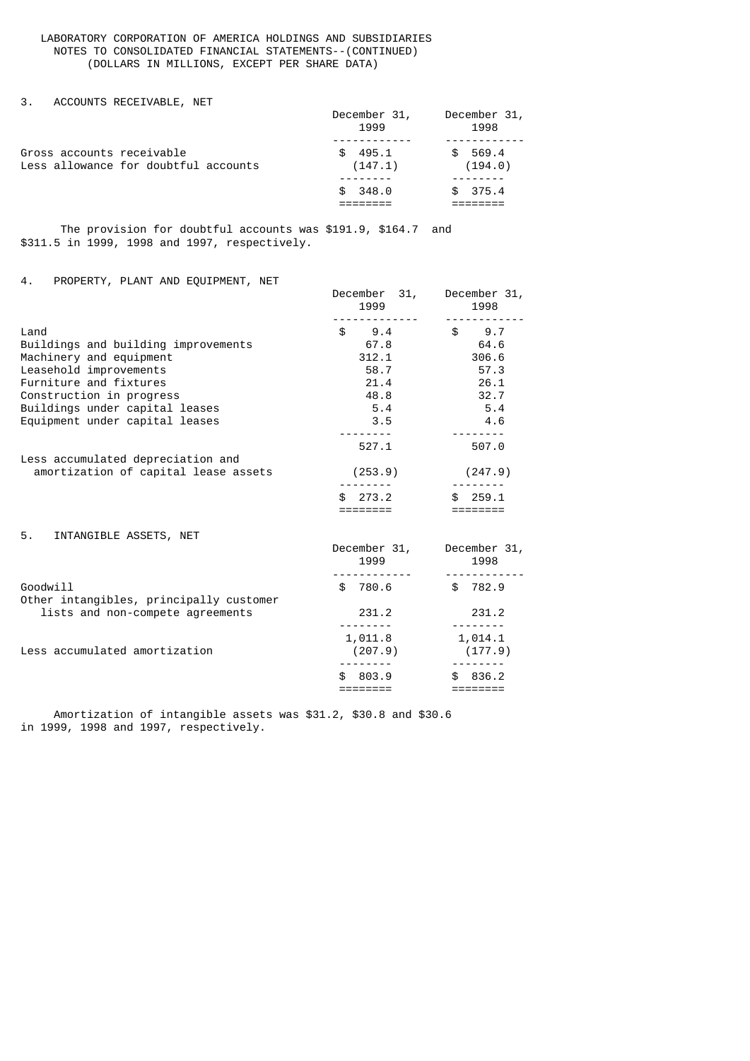LABORATORY CORPORATION OF AMERICA HOLDINGS AND SUBSIDIARIES
NOTES TO CONSOLIDATED FINANCIAL STATEMENTS--(CONTINUED)
(DOLLARS IN MILLIONS, EXCEPT PER SHARE DATA)

## 3. ACCOUNTS RECEIVABLE, NET

| | December 31, 1999 | December 31, 1998 |
|---|---|---|
| Gross accounts receivable | $ 495.1 | $ 569.4 |
| Less allowance for doubtful accounts | (147.1) | (194.0) |
| | $ 348.0 | $ 375.4 |

The provision for doubtful accounts was $191.9, $164.7 and $311.5 in 1999, 1998 and 1997, respectively.

## 4. PROPERTY, PLANT AND EQUIPMENT, NET

| | December 31, 1999 | December 31, 1998 |
|---|---|---|
| Land | $ 9.4 | $ 9.7 |
| Buildings and building improvements | 67.8 | 64.6 |
| Machinery and equipment | 312.1 | 306.6 |
| Leasehold improvements | 58.7 | 57.3 |
| Furniture and fixtures | 21.4 | 26.1 |
| Construction in progress | 48.8 | 32.7 |
| Buildings under capital leases | 5.4 | 5.4 |
| Equipment under capital leases | 3.5 | 4.6 |
| | 527.1 | 507.0 |
| Less accumulated depreciation and amortization of capital lease assets | (253.9) | (247.9) |
| | $ 273.2 | $ 259.1 |

## 5. INTANGIBLE ASSETS, NET

| | December 31, 1999 | December 31, 1998 |
|---|---|---|
| Goodwill | $ 780.6 | $ 782.9 |
| Other intangibles, principally customer lists and non-compete agreements | 231.2 | 231.2 |
| | 1,011.8 | 1,014.1 |
| Less accumulated amortization | (207.9) | (177.9) |
| | $ 803.9 | $ 836.2 |

Amortization of intangible assets was $31.2, $30.8 and $30.6 in 1999, 1998 and 1997, respectively.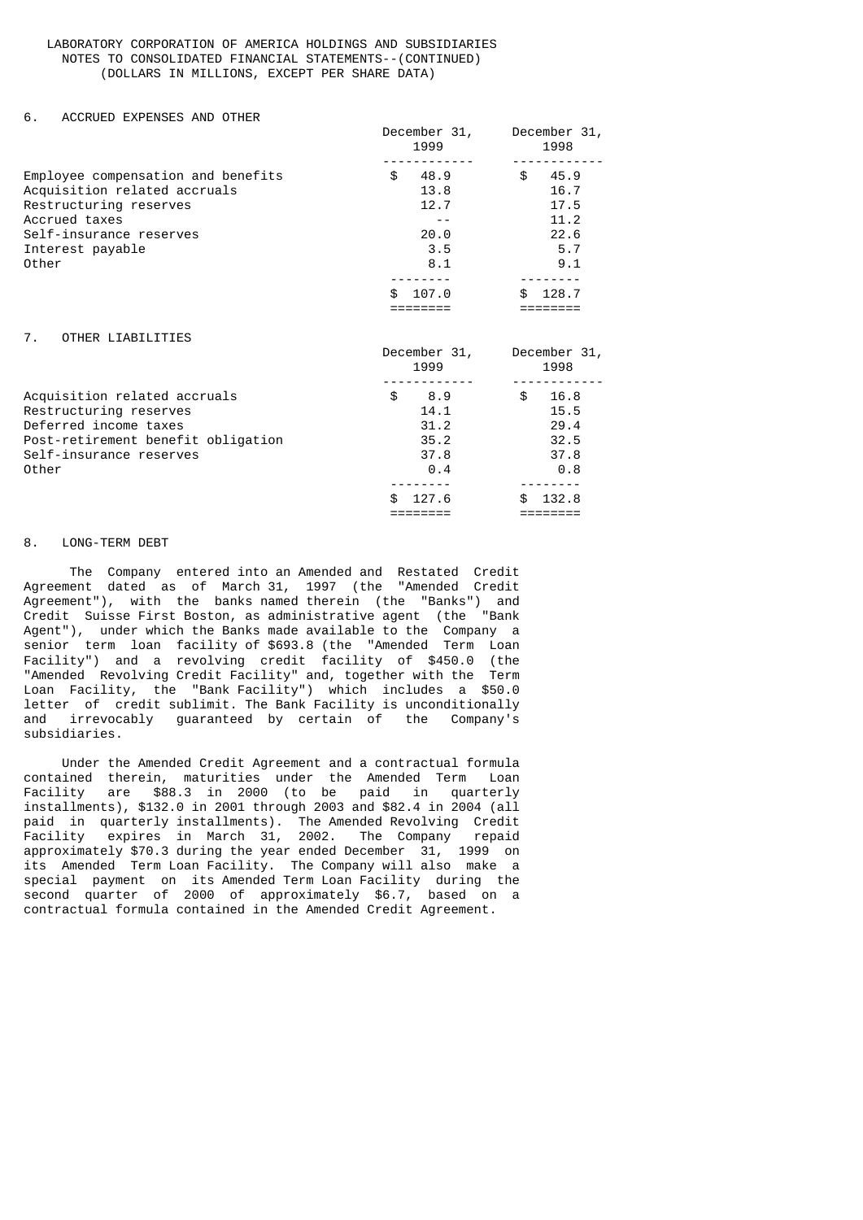LABORATORY CORPORATION OF AMERICA HOLDINGS AND SUBSIDIARIES
NOTES TO CONSOLIDATED FINANCIAL STATEMENTS--(CONTINUED)
(DOLLARS IN MILLIONS, EXCEPT PER SHARE DATA)

## 6. ACCRUED EXPENSES AND OTHER

| | December 31, 1999 | December 31, 1998 |
|---|---|---|
| Employee compensation and benefits | $ 48.9 | $ 45.9 |
| Acquisition related accruals | 13.8 | 16.7 |
| Restructuring reserves | 12.7 | 17.5 |
| Accrued taxes | -- | 11.2 |
| Self-insurance reserves | 20.0 | 22.6 |
| Interest payable | 3.5 | 5.7 |
| Other | 8.1 | 9.1 |
| | $ 107.0 | $ 128.7 |

## 7. OTHER LIABILITIES

| | December 31, 1999 | December 31, 1998 |
|---|---|---|
| Acquisition related accruals | $ 8.9 | $ 16.8 |
| Restructuring reserves | 14.1 | 15.5 |
| Deferred income taxes | 31.2 | 29.4 |
| Post-retirement benefit obligation | 35.2 | 32.5 |
| Self-insurance reserves | 37.8 | 37.8 |
| Other | 0.4 | 0.8 |
| | $ 127.6 | $ 132.8 |

## 8. LONG-TERM DEBT

The Company entered into an Amended and Restated Credit Agreement dated as of March 31, 1997 (the "Amended Credit Agreement"), with the banks named therein (the "Banks") and Credit Suisse First Boston, as administrative agent (the "Bank Agent"), under which the Banks made available to the Company a senior term loan facility of $693.8 (the "Amended Term Loan Facility") and a revolving credit facility of $450.0 (the "Amended Revolving Credit Facility" and, together with the Term Loan Facility, the "Bank Facility") which includes a $50.0 letter of credit sublimit. The Bank Facility is unconditionally and irrevocably guaranteed by certain of the Company's subsidiaries.

Under the Amended Credit Agreement and a contractual formula contained therein, maturities under the Amended Term Loan Facility are $88.3 in 2000 (to be paid in quarterly installments), $132.0 in 2001 through 2003 and $82.4 in 2004 (all paid in quarterly installments). The Amended Revolving Credit Facility expires in March 31, 2002. The Company repaid approximately $70.3 during the year ended December 31, 1999 on its Amended Term Loan Facility. The Company will also make a special payment on its Amended Term Loan Facility during the second quarter of 2000 of approximately $6.7, based on a contractual formula contained in the Amended Credit Agreement.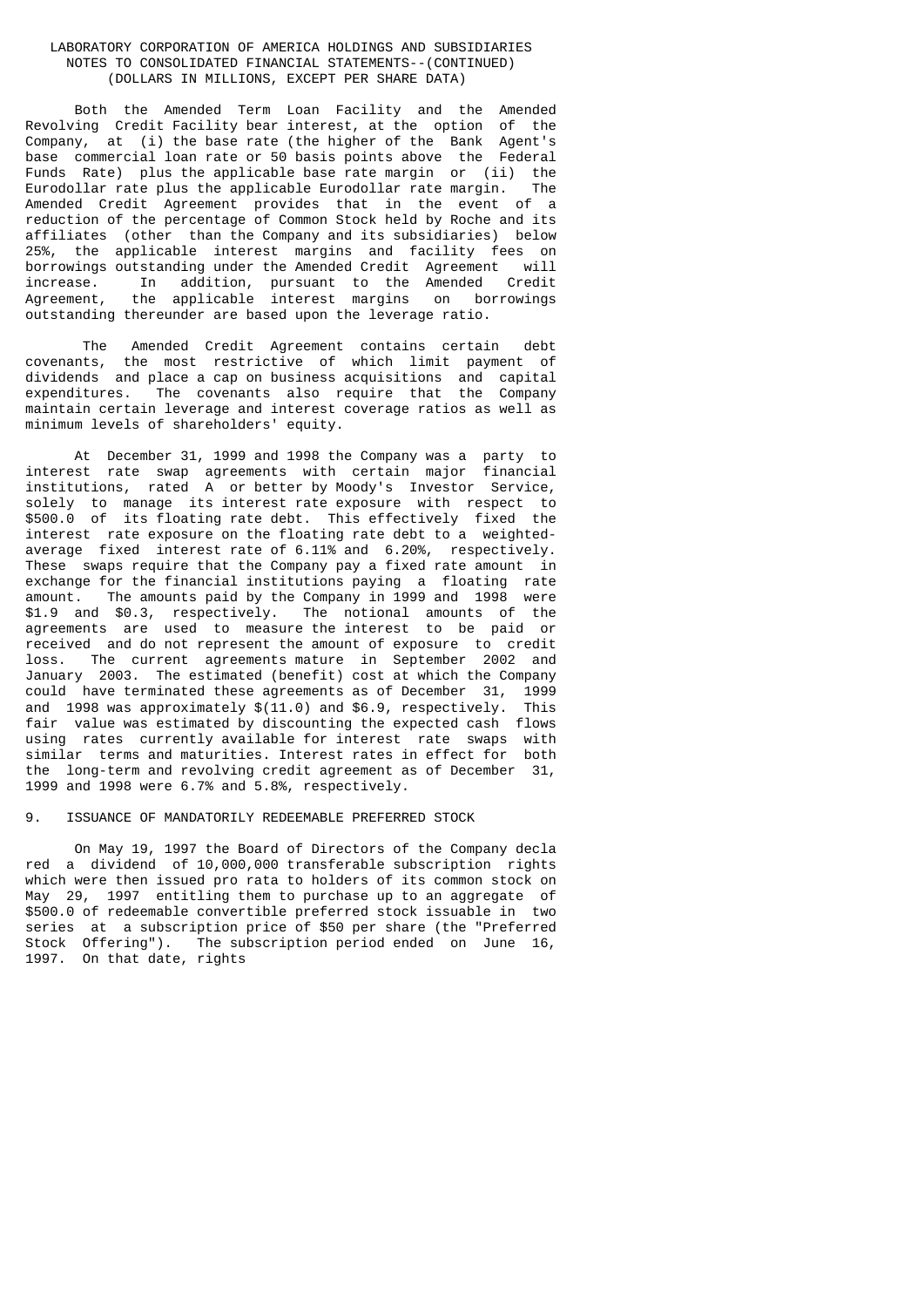Both the Amended Term Loan Facility and the Amended Revolving Credit Facility bear interest, at the option of the Company, at (i) the base rate (the higher of the Bank Agent's base commercial loan rate or 50 basis points above the Federal Funds Rate) plus the applicable base rate margin or (ii) the Eurodollar rate plus the applicable Eurodollar rate margin. The Amended Credit Agreement provides that in the event of a reduction of the percentage of Common Stock held by Roche and its affiliates (other than the Company and its subsidiaries) below 25%, the applicable interest margins and facility fees on borrowings outstanding under the Amended Credit Agreement will increase. In addition, pursuant to the Amended Credit Agreement, the applicable interest margins on borrowings outstanding thereunder are based upon the leverage ratio.

The Amended Credit Agreement contains certain debt covenants, the most restrictive of which limit payment of dividends and place a cap on business acquisitions and capital expenditures. The covenants also require that the Company maintain certain leverage and interest coverage ratios as well as minimum levels of shareholders' equity.

At December 31, 1999 and 1998 the Company was a party to interest rate swap agreements with certain major financial institutions, rated A or better by Moody's Investor Service, solely to manage its interest rate exposure with respect to $500.0 of its floating rate debt. This effectively fixed the interest rate exposure on the floating rate debt to a weighted-average fixed interest rate of 6.11% and 6.20%, respectively. These swaps require that the Company pay a fixed rate amount in exchange for the financial institutions paying a floating rate amount. The amounts paid by the Company in 1999 and 1998 were $1.9 and $0.3, respectively. The notional amounts of the agreements are used to measure the interest to be paid or received and do not represent the amount of exposure to credit loss. The current agreements mature in September 2002 and January 2003. The estimated (benefit) cost at which the Company could have terminated these agreements as of December 31, 1999 and 1998 was approximately $(11.0) and $6.9, respectively. This fair value was estimated by discounting the expected cash flows using rates currently available for interest rate swaps with similar terms and maturities. Interest rates in effect for both the long-term and revolving credit agreement as of December 31, 1999 and 1998 were 6.7% and 5.8%, respectively.

## 9. ISSUANCE OF MANDATORILY REDEEMABLE PREFERRED STOCK

On May 19, 1997 the Board of Directors of the Company declared a dividend of 10,000,000 transferable subscription rights which were then issued pro rata to holders of its common stock on May 29, 1997 entitling them to purchase up to an aggregate of $500.0 of redeemable convertible preferred stock issuable in two series at a subscription price of $50 per share (the "Preferred Stock Offering"). The subscription period ended on June 16, 1997. On that date, rights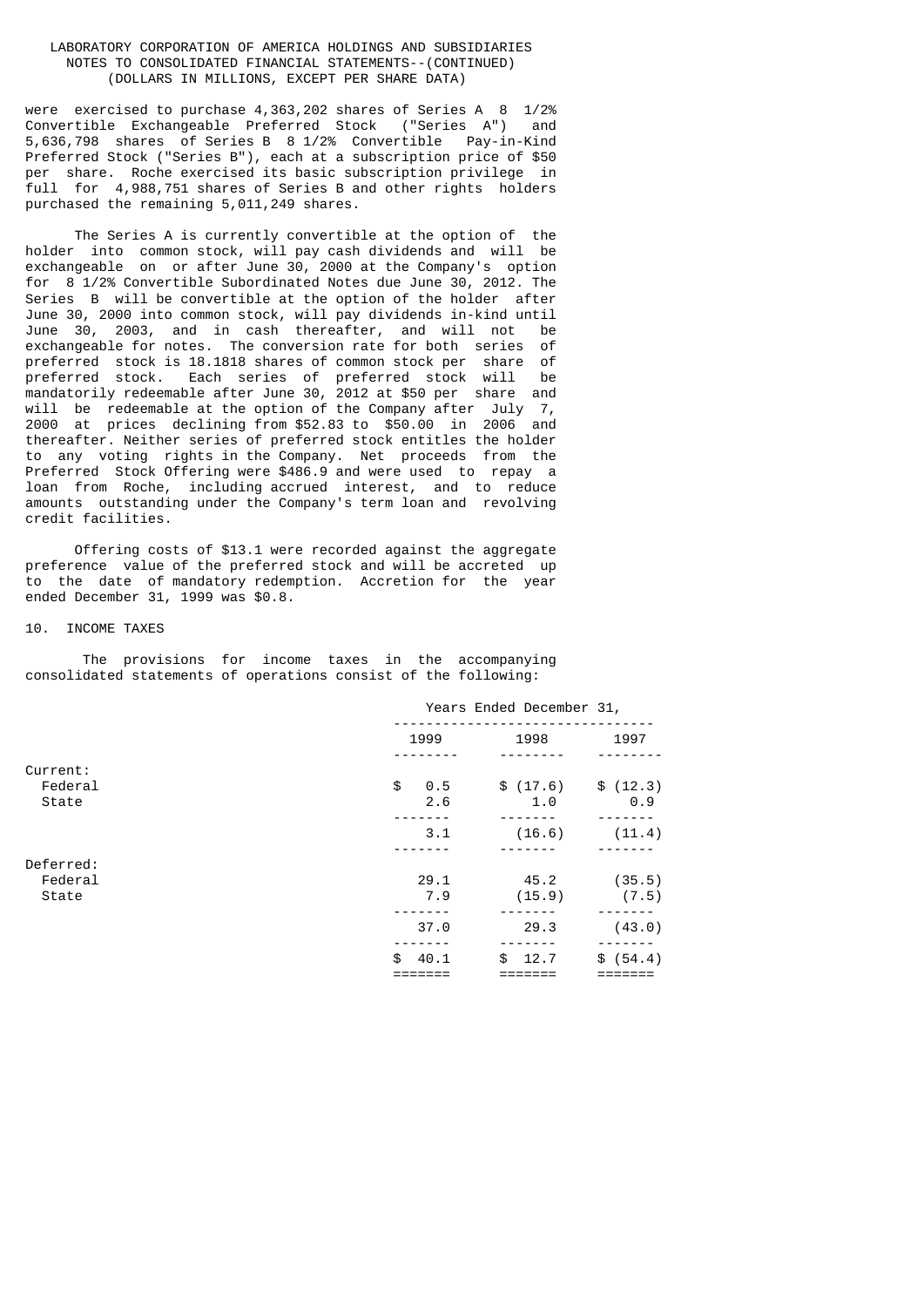were exercised to purchase 4,363,202 shares of Series A 8 1/2% Convertible Exchangeable Preferred Stock ("Series A") and 5,636,798 shares of Series B 8 1/2% Convertible Pay-in-Kind Preferred Stock ("Series B"), each at a subscription price of $50 per share. Roche exercised its basic subscription privilege in full for 4,988,751 shares of Series B and other rights holders purchased the remaining 5,011,249 shares.

The Series A is currently convertible at the option of the holder into common stock, will pay cash dividends and will be exchangeable on or after June 30, 2000 at the Company's option for 8 1/2% Convertible Subordinated Notes due June 30, 2012. The Series B will be convertible at the option of the holder after June 30, 2000 into common stock, will pay dividends in-kind until June 30, 2003, and in cash thereafter, and will not be exchangeable for notes. The conversion rate for both series of preferred stock is 18.1818 shares of common stock per share of preferred stock. Each series of preferred stock will be mandatorily redeemable after June 30, 2012 at $50 per share and will be redeemable at the option of the Company after July 7, 2000 at prices declining from $52.83 to $50.00 in 2006 and thereafter. Neither series of preferred stock entitles the holder to any voting rights in the Company. Net proceeds from the Preferred Stock Offering were $486.9 and were used to repay a loan from Roche, including accrued interest, and to reduce amounts outstanding under the Company's term loan and revolving credit facilities.

Offering costs of $13.1 were recorded against the aggregate preference value of the preferred stock and will be accreted up to the date of mandatory redemption. Accretion for the year ended December 31, 1999 was $0.8.

## 10. INCOME TAXES

The provisions for income taxes in the accompanying consolidated statements of operations consist of the following:

| | Years Ended December 31, | | |
|---|---|---|---|
| | 1999 | 1998 | 1997 |
| Current: | | | |
| Federal | $ 0.5 | $ (17.6) | $ (12.3) |
| State | 2.6 | 1.0 | 0.9 |
| | 3.1 | (16.6) | (11.4) |
| Deferred: | | | |
| Federal | 29.1 | 45.2 | (35.5) |
| State | 7.9 | (15.9) | (7.5) |
| | 37.0 | 29.3 | (43.0) |
| | $ 40.1 | $ 12.7 | $ (54.4) |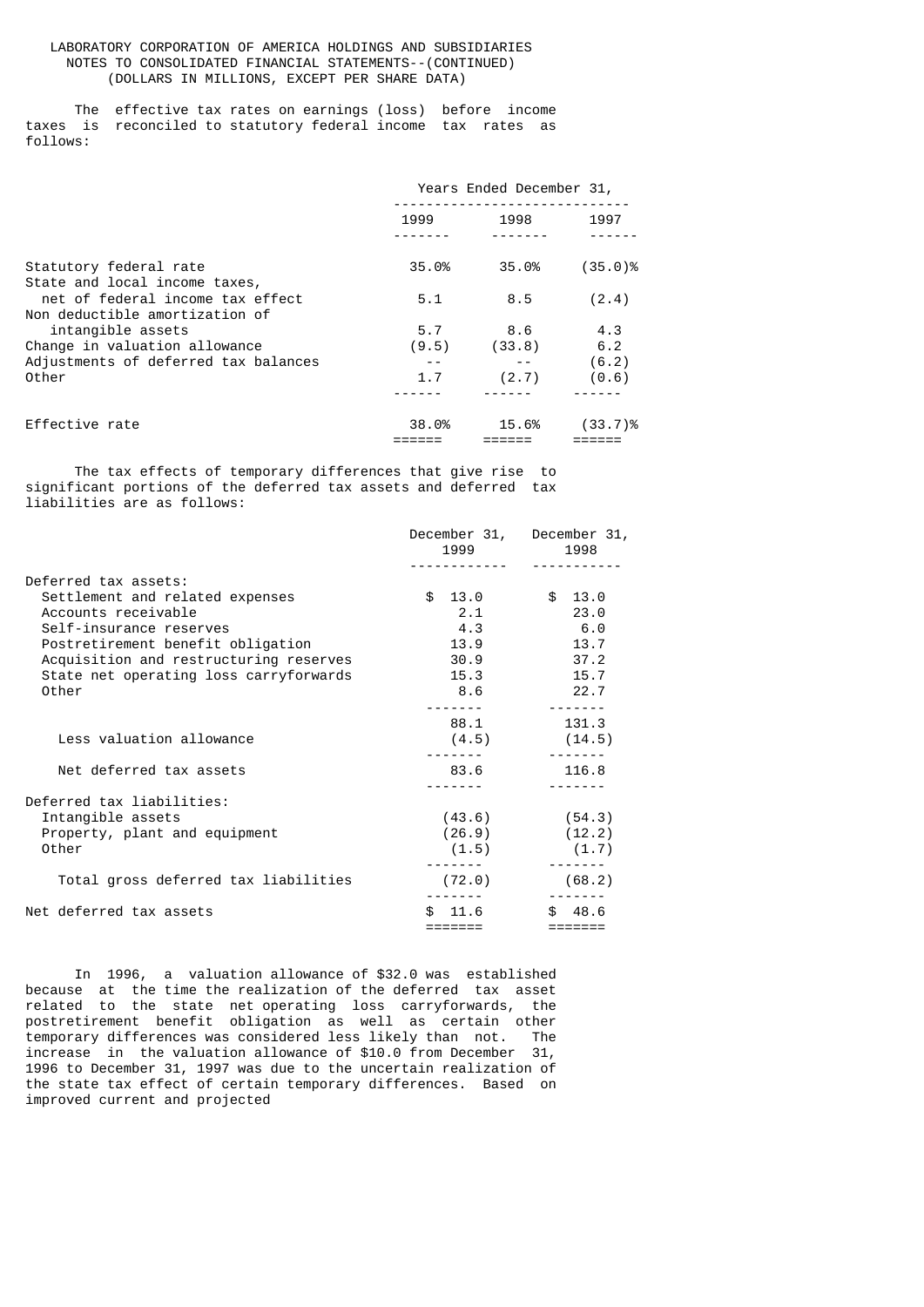LABORATORY CORPORATION OF AMERICA HOLDINGS AND SUBSIDIARIES
NOTES TO CONSOLIDATED FINANCIAL STATEMENTS--(CONTINUED)
(DOLLARS IN MILLIONS, EXCEPT PER SHARE DATA)

The effective tax rates on earnings (loss) before income taxes is reconciled to statutory federal income tax rates as follows:

| | Years Ended December 31, | | |
|---|---|---|---|
| | 1999 | 1998 | 1997 |
| Statutory federal rate | 35.0% | 35.0% | (35.0)% |
| State and local income taxes, net of federal income tax effect | 5.1 | 8.5 | (2.4) |
| Non deductible amortization of intangible assets | 5.7 | 8.6 | 4.3 |
| Change in valuation allowance | (9.5) | (33.8) | 6.2 |
| Adjustments of deferred tax balances | -- | -- | (6.2) |
| Other | 1.7 | (2.7) | (0.6) |
| Effective rate | 38.0% | 15.6% | (33.7)% |

The tax effects of temporary differences that give rise to significant portions of the deferred tax assets and deferred tax liabilities are as follows:

| | December 31, 1999 | December 31, 1998 |
|---|---|---|
| Deferred tax assets: | | |
| Settlement and related expenses | $ 13.0 | $ 13.0 |
| Accounts receivable | 2.1 | 23.0 |
| Self-insurance reserves | 4.3 | 6.0 |
| Postretirement benefit obligation | 13.9 | 13.7 |
| Acquisition and restructuring reserves | 30.9 | 37.2 |
| State net operating loss carryforwards | 15.3 | 15.7 |
| Other | 8.6 | 22.7 |
| | 88.1 | 131.3 |
| Less valuation allowance | (4.5) | (14.5) |
| Net deferred tax assets | 83.6 | 116.8 |
| Deferred tax liabilities: | | |
| Intangible assets | (43.6) | (54.3) |
| Property, plant and equipment | (26.9) | (12.2) |
| Other | (1.5) | (1.7) |
| Total gross deferred tax liabilities | (72.0) | (68.2) |
| Net deferred tax assets | $ 11.6 | $ 48.6 |

In 1996, a valuation allowance of $32.0 was established because at the time the realization of the deferred tax asset related to the state net operating loss carryforwards, the postretirement benefit obligation as well as certain other temporary differences was considered less likely than not. The increase in the valuation allowance of $10.0 from December 31, 1996 to December 31, 1997 was due to the uncertain realization of the state tax effect of certain temporary differences. Based on improved current and projected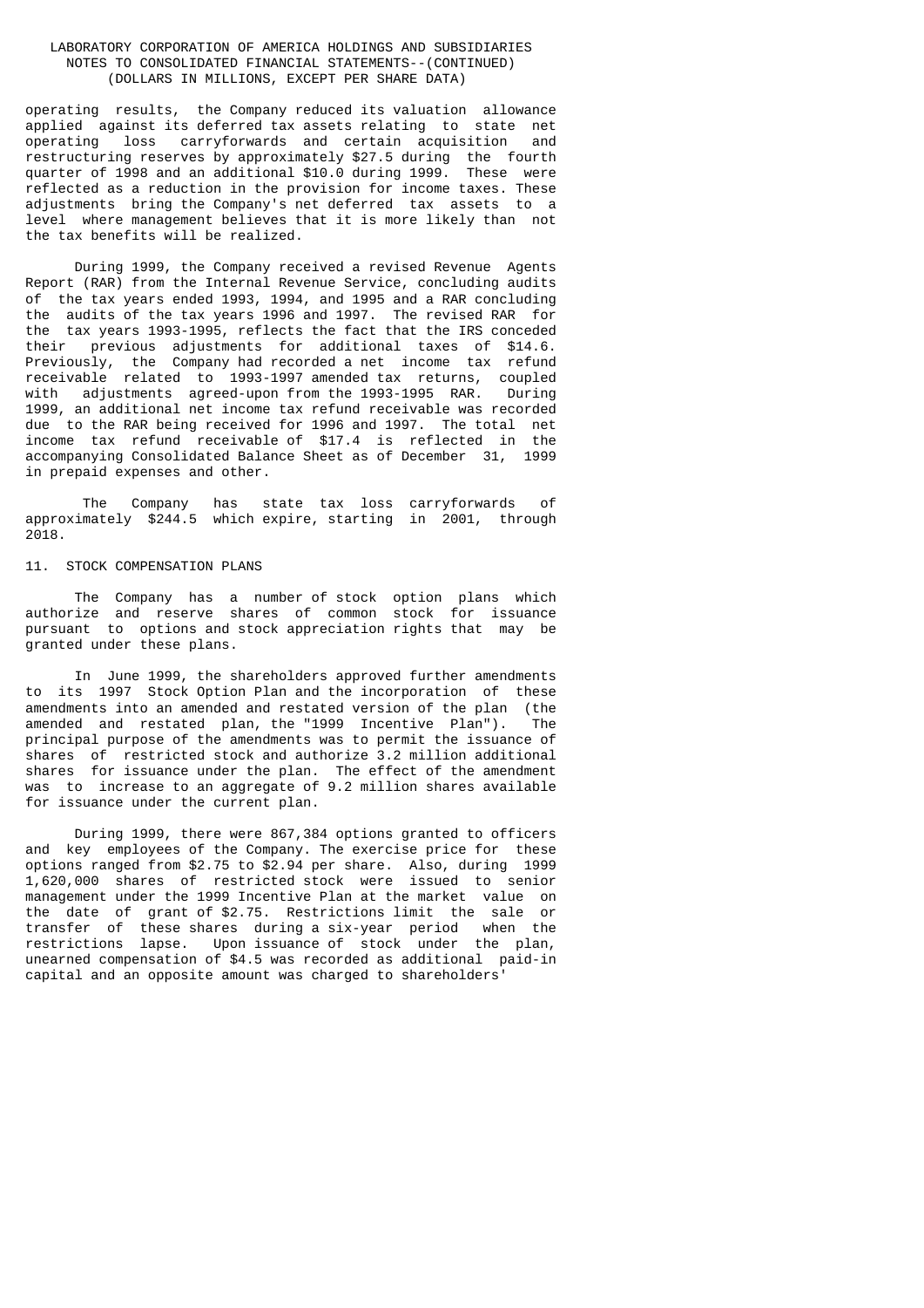operating results, the Company reduced its valuation allowance applied against its deferred tax assets relating to state net operating loss carryforwards and certain acquisition and restructuring reserves by approximately $27.5 during the fourth quarter of 1998 and an additional $10.0 during 1999. These were reflected as a reduction in the provision for income taxes. These adjustments bring the Company's net deferred tax assets to a level where management believes that it is more likely than not the tax benefits will be realized.

During 1999, the Company received a revised Revenue Agents Report (RAR) from the Internal Revenue Service, concluding audits of the tax years ended 1993, 1994, and 1995 and a RAR concluding the audits of the tax years 1996 and 1997. The revised RAR for the tax years 1993-1995, reflects the fact that the IRS conceded their previous adjustments for additional taxes of $14.6. Previously, the Company had recorded a net income tax refund receivable related to 1993-1997 amended tax returns, coupled with adjustments agreed-upon from the 1993-1995 RAR. During 1999, an additional net income tax refund receivable was recorded due to the RAR being received for 1996 and 1997. The total net income tax refund receivable of $17.4 is reflected in the accompanying Consolidated Balance Sheet as of December 31, 1999 in prepaid expenses and other.

The Company has state tax loss carryforwards of approximately $244.5 which expire, starting in 2001, through 2018.

## 11. STOCK COMPENSATION PLANS

The Company has a number of stock option plans which authorize and reserve shares of common stock for issuance pursuant to options and stock appreciation rights that may be granted under these plans.

In June 1999, the shareholders approved further amendments to its 1997 Stock Option Plan and the incorporation of these amendments into an amended and restated version of the plan (the amended and restated plan, the "1999 Incentive Plan"). The principal purpose of the amendments was to permit the issuance of shares of restricted stock and authorize 3.2 million additional shares for issuance under the plan. The effect of the amendment was to increase to an aggregate of 9.2 million shares available for issuance under the current plan.

During 1999, there were 867,384 options granted to officers and key employees of the Company. The exercise price for these options ranged from $2.75 to $2.94 per share. Also, during 1999 1,620,000 shares of restricted stock were issued to senior management under the 1999 Incentive Plan at the market value on the date of grant of $2.75. Restrictions limit the sale or transfer of these shares during a six-year period when the restrictions lapse. Upon issuance of stock under the plan, unearned compensation of $4.5 was recorded as additional paid-in capital and an opposite amount was charged to shareholders'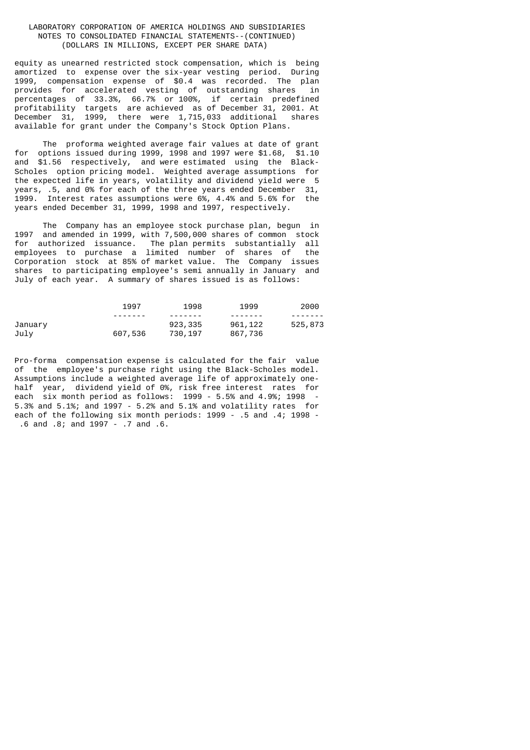equity as unearned restricted stock compensation, which is being amortized to expense over the six-year vesting period. During 1999, compensation expense of $0.4 was recorded. The plan provides for accelerated vesting of outstanding shares in percentages of 33.3%, 66.7% or 100%, if certain predefined profitability targets are achieved as of December 31, 2001. At December 31, 1999, there were 1,715,033 additional shares available for grant under the Company's Stock Option Plans.

The proforma weighted average fair values at date of grant for options issued during 1999, 1998 and 1997 were $1.68, $1.10 and $1.56 respectively, and were estimated using the Black-Scholes option pricing model. Weighted average assumptions for the expected life in years, volatility and dividend yield were 5 years, .5, and 0% for each of the three years ended December 31, 1999. Interest rates assumptions were 6%, 4.4% and 5.6% for the years ended December 31, 1999, 1998 and 1997, respectively.

The Company has an employee stock purchase plan, begun in 1997 and amended in 1999, with 7,500,000 shares of common stock for authorized issuance. The plan permits substantially all employees to purchase a limited number of shares of the Corporation stock at 85% of market value. The Company issues shares to participating employee's semi annually in January and July of each year. A summary of shares issued is as follows:

| | 1997 | 1998 | 1999 | 2000 |
|---|---|---|---|---|
| January | | 923,335 | 961,122 | 525,873 |
| July | 607,536 | 730,197 | 867,736 | |

Pro-forma compensation expense is calculated for the fair value of the employee's purchase right using the Black-Scholes model. Assumptions include a weighted average life of approximately one-half year, dividend yield of 0%, risk free interest rates for each six month period as follows: 1999 - 5.5% and 4.9%; 1998 - 5.3% and 5.1%; and 1997 - 5.2% and 5.1% and volatility rates for each of the following six month periods: 1999 - .5 and .4; 1998 - .6 and .8; and 1997 - .7 and .6.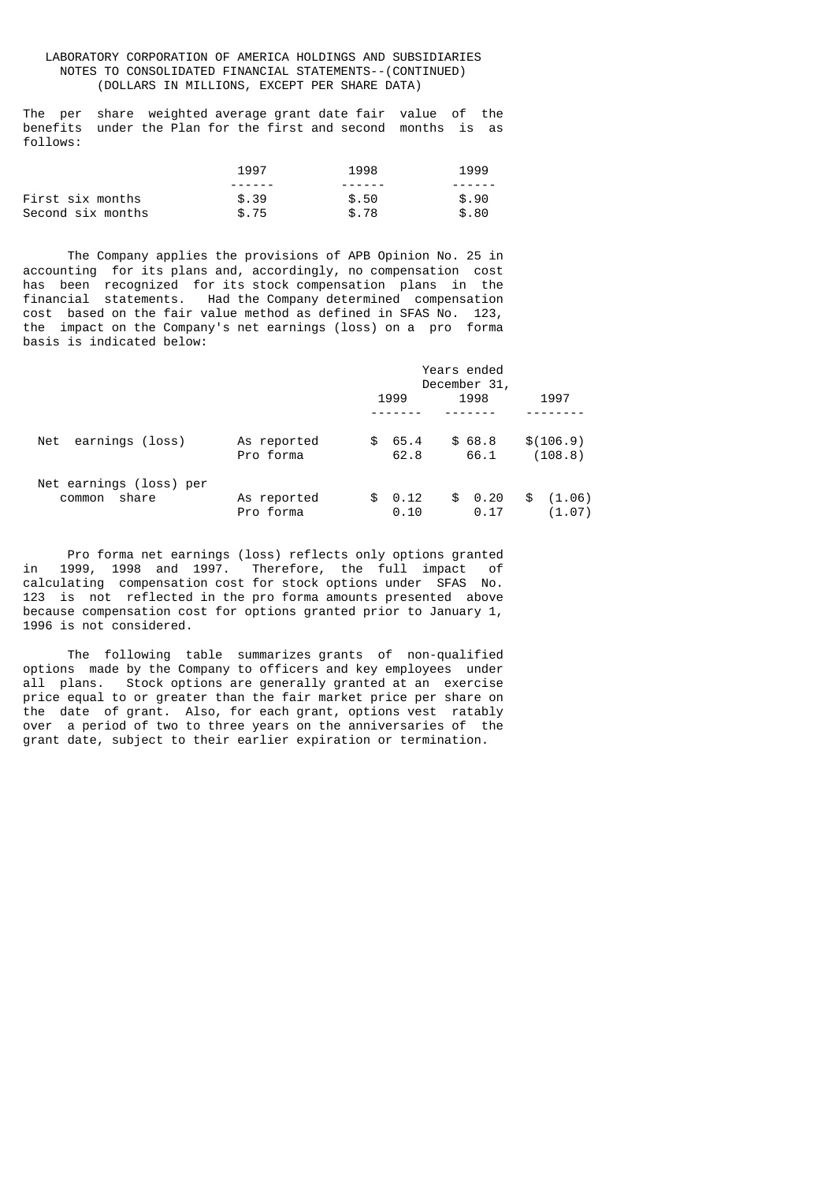LABORATORY CORPORATION OF AMERICA HOLDINGS AND SUBSIDIARIES
NOTES TO CONSOLIDATED FINANCIAL STATEMENTS--(CONTINUED)
(DOLLARS IN MILLIONS, EXCEPT PER SHARE DATA)

The per share weighted average grant date fair value of the benefits under the Plan for the first and second months is as follows:

| | 1997 | 1998 | 1999 |
|---|---|---|---|
| First six months | $.39 | $.50 | $.90 |
| Second six months | $.75 | $.78 | $.80 |

The Company applies the provisions of APB Opinion No. 25 in accounting for its plans and, accordingly, no compensation cost has been recognized for its stock compensation plans in the financial statements. Had the Company determined compensation cost based on the fair value method as defined in SFAS No. 123, the impact on the Company's net earnings (loss) on a pro forma basis is indicated below:

| | | Years ended December 31, 1999 | 1998 | 1997 |
|---|---|---|---|---|
| Net earnings (loss) | As reported | $ 65.4 | $ 68.8 | $(106.9) |
| | Pro forma | 62.8 | 66.1 | (108.8) |
| Net earnings (loss) per common share | As reported | $ 0.12 | $ 0.20 | $ (1.06) |
| | Pro forma | 0.10 | 0.17 | (1.07) |

Pro forma net earnings (loss) reflects only options granted in 1999, 1998 and 1997. Therefore, the full impact of calculating compensation cost for stock options under SFAS No. 123 is not reflected in the pro forma amounts presented above because compensation cost for options granted prior to January 1, 1996 is not considered.

The following table summarizes grants of non-qualified options made by the Company to officers and key employees under all plans. Stock options are generally granted at an exercise price equal to or greater than the fair market price per share on the date of grant. Also, for each grant, options vest ratably over a period of two to three years on the anniversaries of the grant date, subject to their earlier expiration or termination.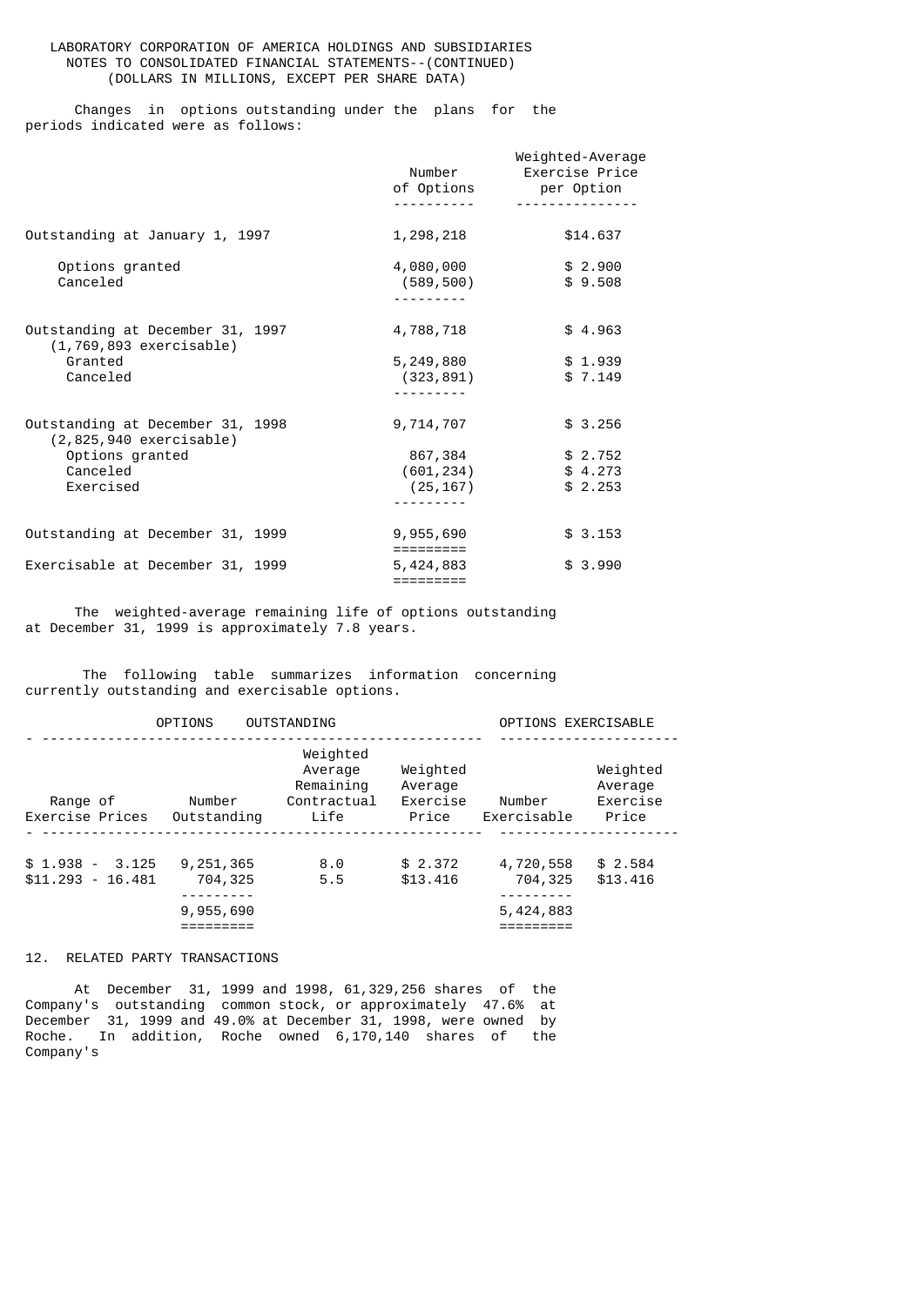LABORATORY CORPORATION OF AMERICA HOLDINGS AND SUBSIDIARIES
NOTES TO CONSOLIDATED FINANCIAL STATEMENTS--(CONTINUED)
(DOLLARS IN MILLIONS, EXCEPT PER SHARE DATA)

Changes in options outstanding under the plans for the periods indicated were as follows:

| | Number of Options | Weighted-Average Exercise Price per Option |
|---|---|---|
| Outstanding at January 1, 1997 | 1,298,218 | $14.637 |
| Options granted | 4,080,000 | $ 2.900 |
| Canceled | (589,500) | $ 9.508 |
| Outstanding at December 31, 1997 (1,769,893 exercisable) | 4,788,718 | $ 4.963 |
| Granted | 5,249,880 | $ 1.939 |
| Canceled | (323,891) | $ 7.149 |
| Outstanding at December 31, 1998 (2,825,940 exercisable) | 9,714,707 | $ 3.256 |
| Options granted | 867,384 | $ 2.752 |
| Canceled | (601,234) | $ 4.273 |
| Exercised | (25,167) | $ 2.253 |
| Outstanding at December 31, 1999 | 9,955,690 | $ 3.153 |
| Exercisable at December 31, 1999 | 5,424,883 | $ 3.990 |

The weighted-average remaining life of options outstanding at December 31, 1999 is approximately 7.8 years.

The following table summarizes information concerning currently outstanding and exercisable options.

| OPTIONS OUTSTANDING | | | | OPTIONS EXERCISABLE | |
|---|---|---|---|---|---|
| Range of Exercise Prices | Number Outstanding | Weighted Average Remaining Contractual Life | Weighted Average Exercise Price | Number Exercisable | Weighted Average Exercise Price |
| $ 1.938 - 3.125 | 9,251,365 | 8.0 | $ 2.372 | 4,720,558 | $ 2.584 |
| $11.293 - 16.481 | 704,325 | 5.5 | $13.416 | 704,325 | $13.416 |
| | 9,955,690 | | | 5,424,883 | |

12. RELATED PARTY TRANSACTIONS

At December 31, 1999 and 1998, 61,329,256 shares of the Company's outstanding common stock, or approximately 47.6% at December 31, 1999 and 49.0% at December 31, 1998, were owned by Roche. In addition, Roche owned 6,170,140 shares of the Company's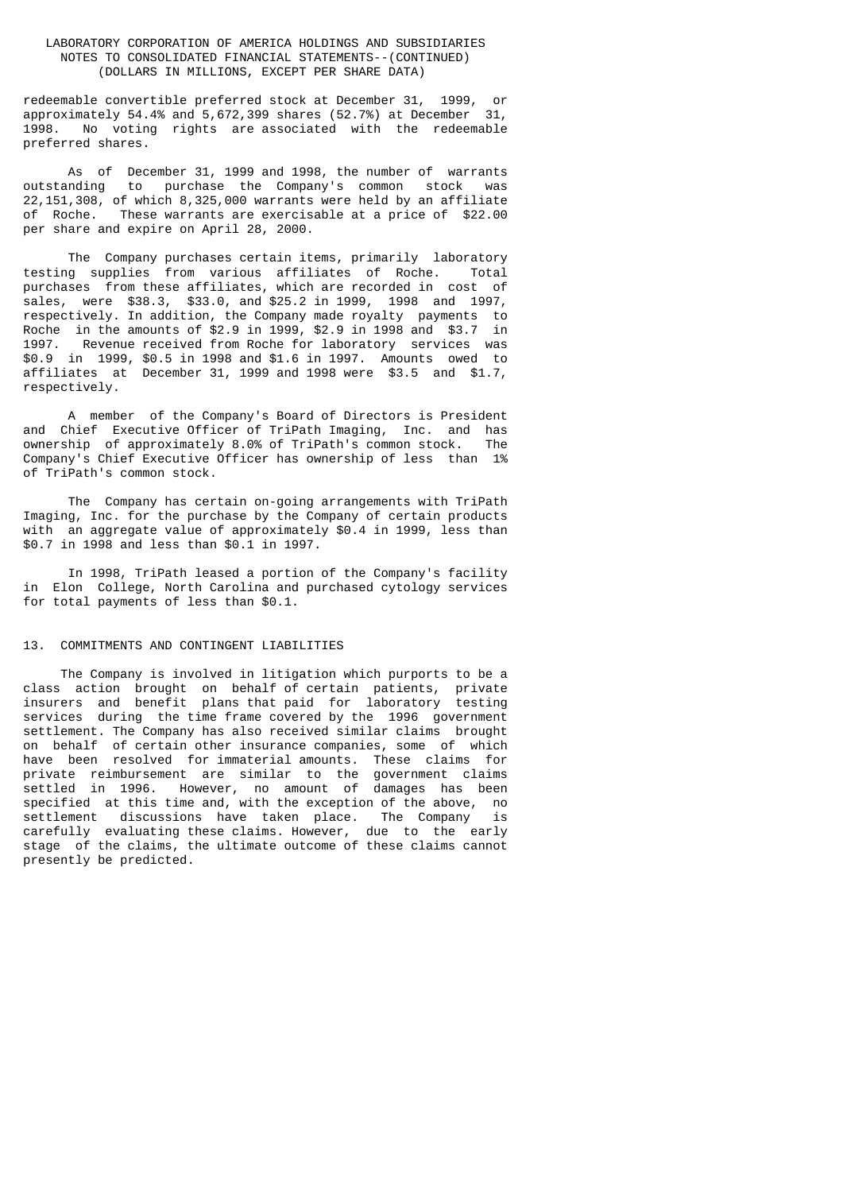redeemable convertible preferred stock at December 31, 1999, or approximately 54.4% and 5,672,399 shares (52.7%) at December 31, 1998. No voting rights are associated with the redeemable preferred shares.

As of December 31, 1999 and 1998, the number of warrants outstanding to purchase the Company's common stock was 22,151,308, of which 8,325,000 warrants were held by an affiliate of Roche. These warrants are exercisable at a price of $22.00 per share and expire on April 28, 2000.

The Company purchases certain items, primarily laboratory testing supplies from various affiliates of Roche. Total purchases from these affiliates, which are recorded in cost of sales, were $38.3, $33.0, and $25.2 in 1999, 1998 and 1997, respectively. In addition, the Company made royalty payments to Roche in the amounts of $2.9 in 1999, $2.9 in 1998 and $3.7 in 1997. Revenue received from Roche for laboratory services was $0.9 in 1999, $0.5 in 1998 and $1.6 in 1997. Amounts owed to affiliates at December 31, 1999 and 1998 were $3.5 and $1.7, respectively.

A member of the Company's Board of Directors is President and Chief Executive Officer of TriPath Imaging, Inc. and has ownership of approximately 8.0% of TriPath's common stock. The Company's Chief Executive Officer has ownership of less than 1% of TriPath's common stock.

The Company has certain on-going arrangements with TriPath Imaging, Inc. for the purchase by the Company of certain products with an aggregate value of approximately $0.4 in 1999, less than $0.7 in 1998 and less than $0.1 in 1997.

In 1998, TriPath leased a portion of the Company's facility in Elon College, North Carolina and purchased cytology services for total payments of less than $0.1.

## 13. COMMITMENTS AND CONTINGENT LIABILITIES

The Company is involved in litigation which purports to be a class action brought on behalf of certain patients, private insurers and benefit plans that paid for laboratory testing services during the time frame covered by the 1996 government settlement. The Company has also received similar claims brought on behalf of certain other insurance companies, some of which have been resolved for immaterial amounts. These claims for private reimbursement are similar to the government claims settled in 1996. However, no amount of damages has been specified at this time and, with the exception of the above, no settlement discussions have taken place. The Company is carefully evaluating these claims. However, due to the early stage of the claims, the ultimate outcome of these claims cannot presently be predicted.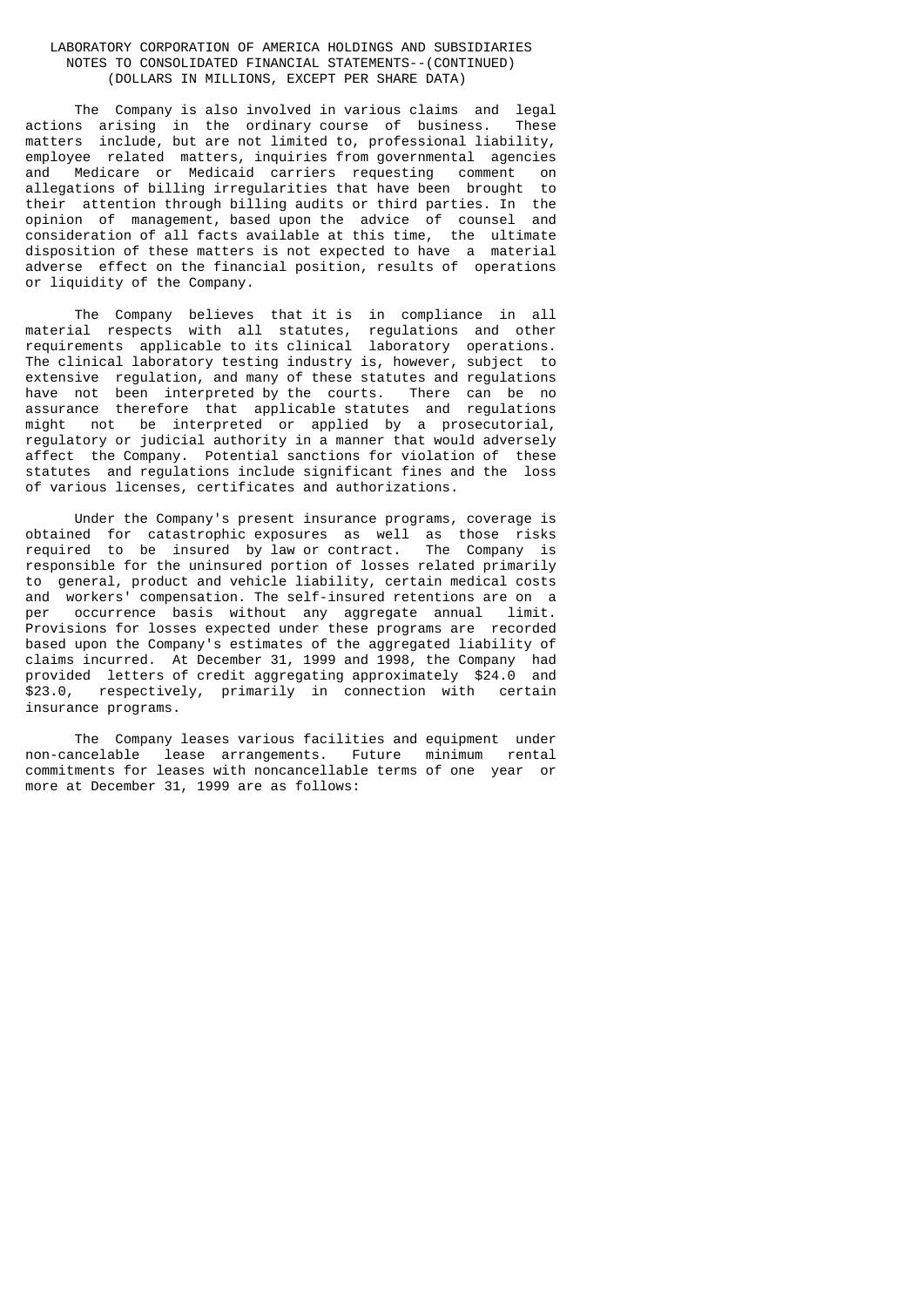LABORATORY CORPORATION OF AMERICA HOLDINGS AND SUBSIDIARIES
NOTES TO CONSOLIDATED FINANCIAL STATEMENTS--(CONTINUED)
(DOLLARS IN MILLIONS, EXCEPT PER SHARE DATA)

The Company is also involved in various claims and legal actions arising in the ordinary course of business. These matters include, but are not limited to, professional liability, employee related matters, inquiries from governmental agencies and Medicare or Medicaid carriers requesting comment on allegations of billing irregularities that have been brought to their attention through billing audits or third parties. In the opinion of management, based upon the advice of counsel and consideration of all facts available at this time, the ultimate disposition of these matters is not expected to have a material adverse effect on the financial position, results of operations or liquidity of the Company.

The Company believes that it is in compliance in all material respects with all statutes, regulations and other requirements applicable to its clinical laboratory operations. The clinical laboratory testing industry is, however, subject to extensive regulation, and many of these statutes and regulations have not been interpreted by the courts. There can be no assurance therefore that applicable statutes and regulations might not be interpreted or applied by a prosecutorial, regulatory or judicial authority in a manner that would adversely affect the Company. Potential sanctions for violation of these statutes and regulations include significant fines and the loss of various licenses, certificates and authorizations.

Under the Company's present insurance programs, coverage is obtained for catastrophic exposures as well as those risks required to be insured by law or contract. The Company is responsible for the uninsured portion of losses related primarily to general, product and vehicle liability, certain medical costs and workers' compensation. The self-insured retentions are on a per occurrence basis without any aggregate annual limit. Provisions for losses expected under these programs are recorded based upon the Company's estimates of the aggregated liability of claims incurred. At December 31, 1999 and 1998, the Company had provided letters of credit aggregating approximately $24.0 and $23.0, respectively, primarily in connection with certain insurance programs.

The Company leases various facilities and equipment under non-cancelable lease arrangements. Future minimum rental commitments for leases with noncancellable terms of one year or more at December 31, 1999 are as follows: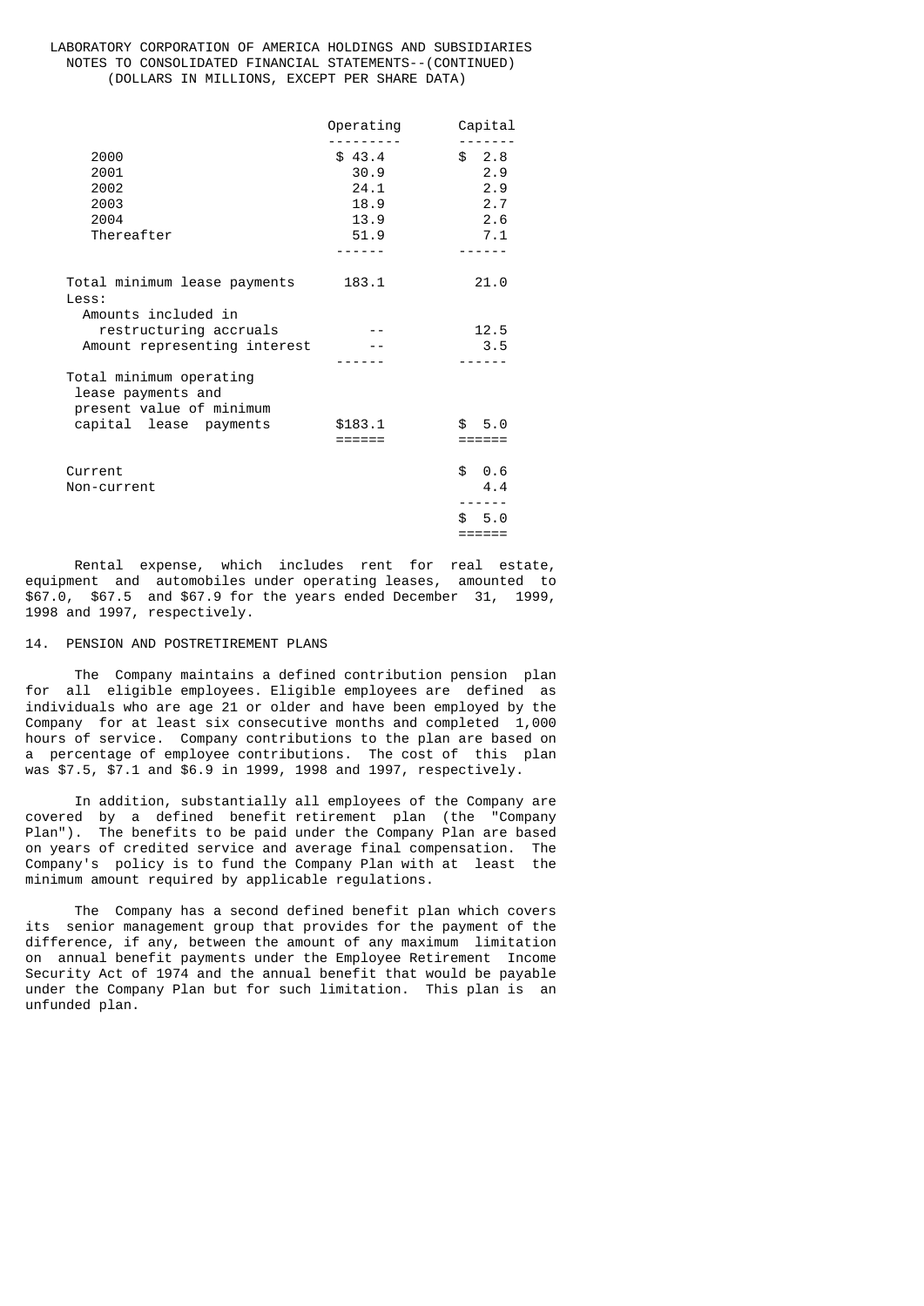LABORATORY CORPORATION OF AMERICA HOLDINGS AND SUBSIDIARIES
NOTES TO CONSOLIDATED FINANCIAL STATEMENTS--(CONTINUED)
(DOLLARS IN MILLIONS, EXCEPT PER SHARE DATA)

| | Operating | Capital |
|---|---|---|
| 2000 | $ 43.4 | $ 2.8 |
| 2001 | 30.9 | 2.9 |
| 2002 | 24.1 | 2.9 |
| 2003 | 18.9 | 2.7 |
| 2004 | 13.9 | 2.6 |
| Thereafter | 51.9 | 7.1 |
| Total minimum lease payments | 183.1 | 21.0 |
| Less: | | |
| Amounts included in restructuring accruals | -- | 12.5 |
| Amount representing interest | -- | 3.5 |
| Total minimum operating lease payments and present value of minimum capital lease payments | $183.1 | $ 5.0 |
| Current | | $ 0.6 |
| Non-current | | 4.4 |
| | | $ 5.0 |

Rental expense, which includes rent for real estate, equipment and automobiles under operating leases, amounted to $67.0, $67.5 and $67.9 for the years ended December 31, 1999, 1998 and 1997, respectively.

## 14. PENSION AND POSTRETIREMENT PLANS

The Company maintains a defined contribution pension plan for all eligible employees. Eligible employees are defined as individuals who are age 21 or older and have been employed by the Company for at least six consecutive months and completed 1,000 hours of service. Company contributions to the plan are based on a percentage of employee contributions. The cost of this plan was $7.5, $7.1 and $6.9 in 1999, 1998 and 1997, respectively.

In addition, substantially all employees of the Company are covered by a defined benefit retirement plan (the "Company Plan"). The benefits to be paid under the Company Plan are based on years of credited service and average final compensation. The Company's policy is to fund the Company Plan with at least the minimum amount required by applicable regulations.

The Company has a second defined benefit plan which covers its senior management group that provides for the payment of the difference, if any, between the amount of any maximum limitation on annual benefit payments under the Employee Retirement Income Security Act of 1974 and the annual benefit that would be payable under the Company Plan but for such limitation. This plan is an unfunded plan.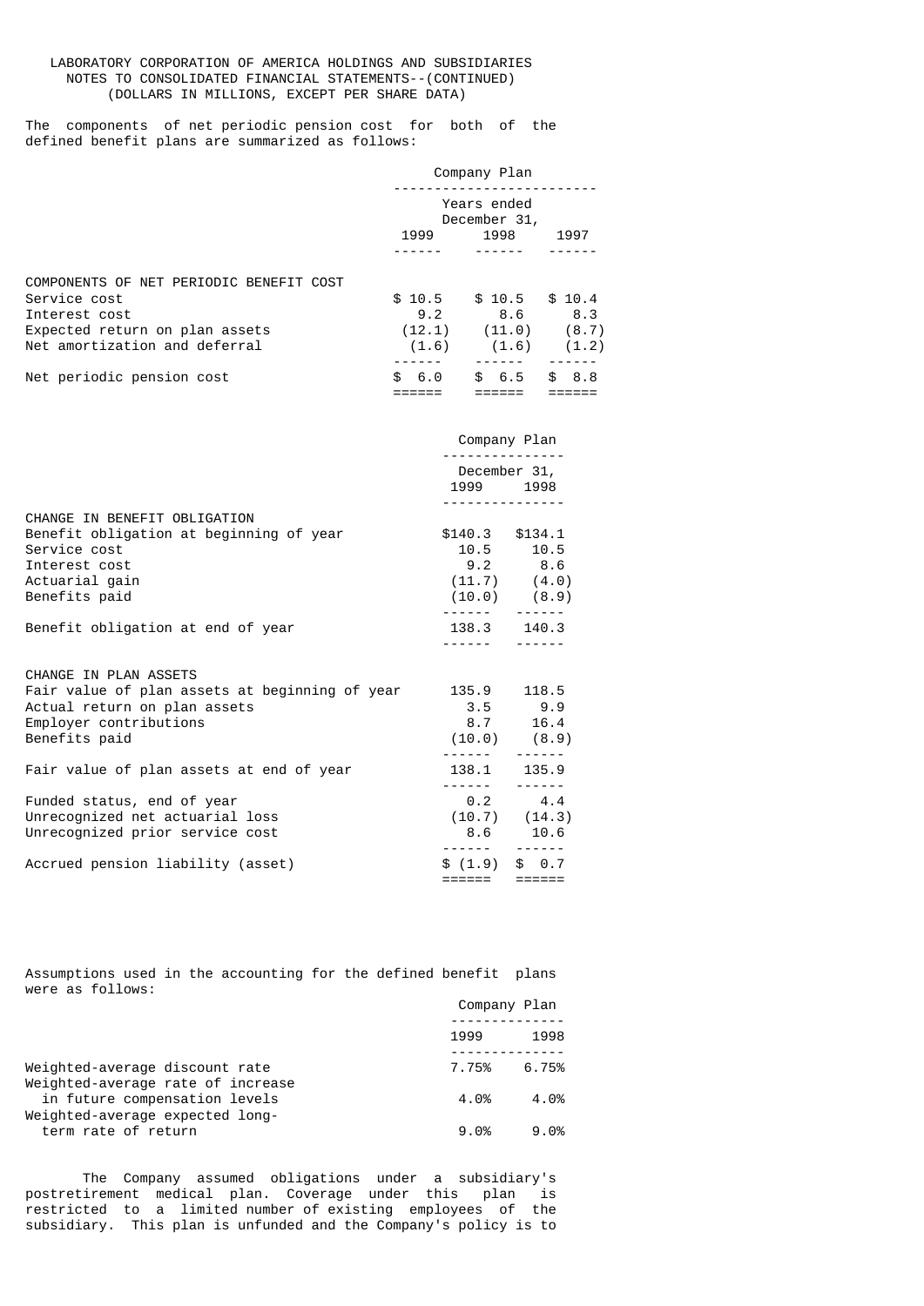LABORATORY CORPORATION OF AMERICA HOLDINGS AND SUBSIDIARIES
NOTES TO CONSOLIDATED FINANCIAL STATEMENTS--(CONTINUED)
(DOLLARS IN MILLIONS, EXCEPT PER SHARE DATA)

The components of net periodic pension cost for both of the defined benefit plans are summarized as follows:

| | Company Plan | | |
|---|---|---|---|
| | Years ended December 31, | | |
| | 1999 | 1998 | 1997 |
| COMPONENTS OF NET PERIODIC BENEFIT COST | | | |
| Service cost | $ 10.5 | $ 10.5 | $ 10.4 |
| Interest cost | 9.2 | 8.6 | 8.3 |
| Expected return on plan assets | (12.1) | (11.0) | (8.7) |
| Net amortization and deferral | (1.6) | (1.6) | (1.2) |
| Net periodic pension cost | $ 6.0 | $ 6.5 | $ 8.8 |

| | Company Plan | |
|---|---|---|
| | December 31, | |
| | 1999 | 1998 |
| CHANGE IN BENEFIT OBLIGATION | | |
| Benefit obligation at beginning of year | $140.3 | $134.1 |
| Service cost | 10.5 | 10.5 |
| Interest cost | 9.2 | 8.6 |
| Actuarial gain | (11.7) | (4.0) |
| Benefits paid | (10.0) | (8.9) |
| Benefit obligation at end of year | 138.3 | 140.3 |
| CHANGE IN PLAN ASSETS | | |
| Fair value of plan assets at beginning of year | 135.9 | 118.5 |
| Actual return on plan assets | 3.5 | 9.9 |
| Employer contributions | 8.7 | 16.4 |
| Benefits paid | (10.0) | (8.9) |
| Fair value of plan assets at end of year | 138.1 | 135.9 |
| Funded status, end of year | 0.2 | 4.4 |
| Unrecognized net actuarial loss | (10.7) | (14.3) |
| Unrecognized prior service cost | 8.6 | 10.6 |
| Accrued pension liability (asset) | $ (1.9) | $ 0.7 |

Assumptions used in the accounting for the defined benefit plans were as follows:

| | Company Plan | |
|---|---|---|
| | 1999 | 1998 |
| Weighted-average discount rate | 7.75% | 6.75% |
| Weighted-average rate of increase in future compensation levels | 4.0% | 4.0% |
| Weighted-average expected long-term rate of return | 9.0% | 9.0% |

The Company assumed obligations under a subsidiary's postretirement medical plan. Coverage under this plan is restricted to a limited number of existing employees of the subsidiary. This plan is unfunded and the Company's policy is to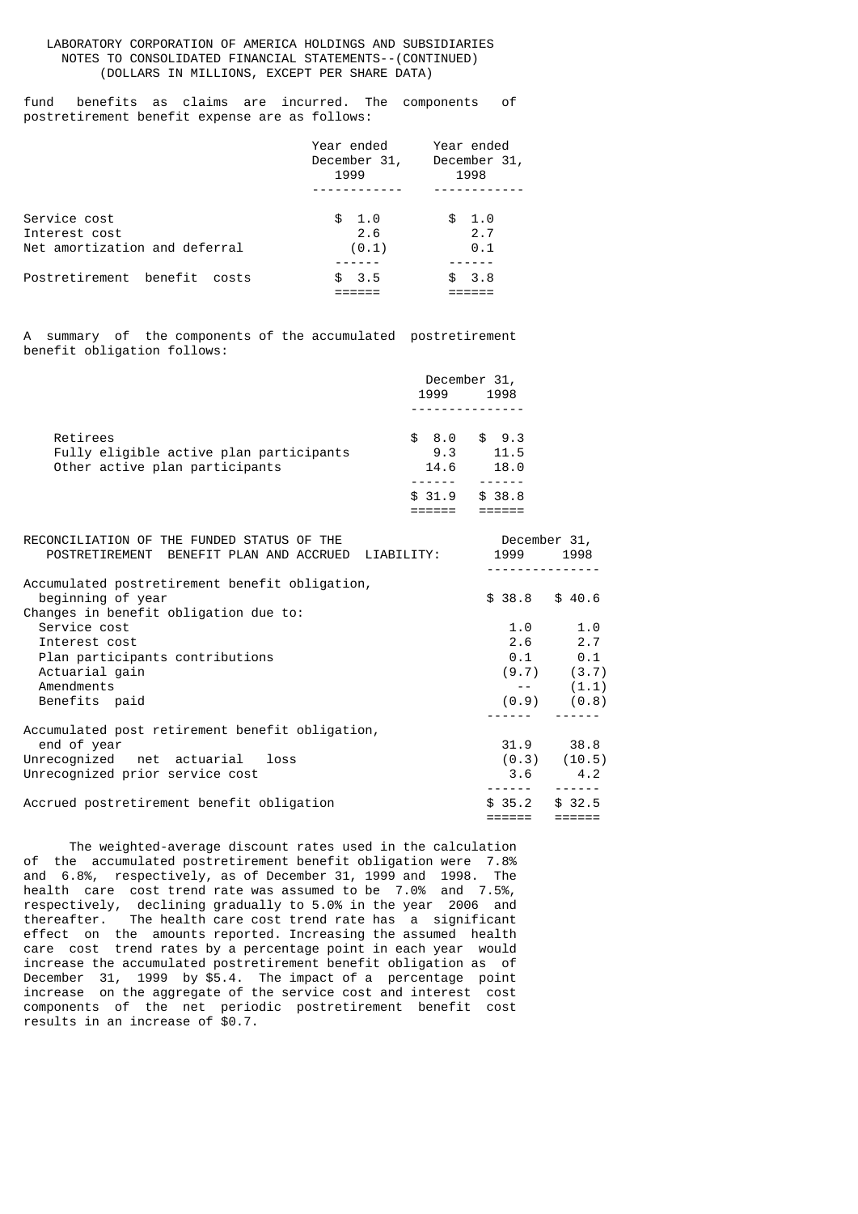LABORATORY CORPORATION OF AMERICA HOLDINGS AND SUBSIDIARIES
NOTES TO CONSOLIDATED FINANCIAL STATEMENTS--(CONTINUED)
(DOLLARS IN MILLIONS, EXCEPT PER SHARE DATA)

fund benefits as claims are incurred. The components of postretirement benefit expense are as follows:

| | Year ended December 31, 1999 | Year ended December 31, 1998 |
|---|---|---|
| Service cost | $ 1.0 | $ 1.0 |
| Interest cost | 2.6 | 2.7 |
| Net amortization and deferral | (0.1) | 0.1 |
| Postretirement benefit costs | $ 3.5 | $ 3.8 |

A summary of the components of the accumulated postretirement benefit obligation follows:

| | December 31, 1999 | 1998 |
|---|---|---|
| Retirees | $ 8.0 | $ 9.3 |
| Fully eligible active plan participants | 9.3 | 11.5 |
| Other active plan participants | 14.6 | 18.0 |
| | $ 31.9 | $ 38.8 |

| RECONCILIATION OF THE FUNDED STATUS OF THE POSTRETIREMENT BENEFIT PLAN AND ACCRUED LIABILITY: | December 31, 1999 | 1998 |
|---|---|---|
| Accumulated postretirement benefit obligation, beginning of year | $ 38.8 | $ 40.6 |
| Changes in benefit obligation due to: | | |
| Service cost | 1.0 | 1.0 |
| Interest cost | 2.6 | 2.7 |
| Plan participants contributions | 0.1 | 0.1 |
| Actuarial gain | (9.7) | (3.7) |
| Amendments | -- | (1.1) |
| Benefits paid | (0.9) | (0.8) |
| Accumulated post retirement benefit obligation, end of year | 31.9 | 38.8 |
| Unrecognized net actuarial loss | (0.3) | (10.5) |
| Unrecognized prior service cost | 3.6 | 4.2 |
| Accrued postretirement benefit obligation | $ 35.2 | $ 32.5 |

The weighted-average discount rates used in the calculation of the accumulated postretirement benefit obligation were 7.8% and 6.8%, respectively, as of December 31, 1999 and 1998. The health care cost trend rate was assumed to be 7.0% and 7.5%, respectively, declining gradually to 5.0% in the year 2006 and thereafter. The health care cost trend rate has a significant effect on the amounts reported. Increasing the assumed health care cost trend rates by a percentage point in each year would increase the accumulated postretirement benefit obligation as of December 31, 1999 by $5.4. The impact of a percentage point increase on the aggregate of the service cost and interest cost components of the net periodic postretirement benefit cost results in an increase of $0.7.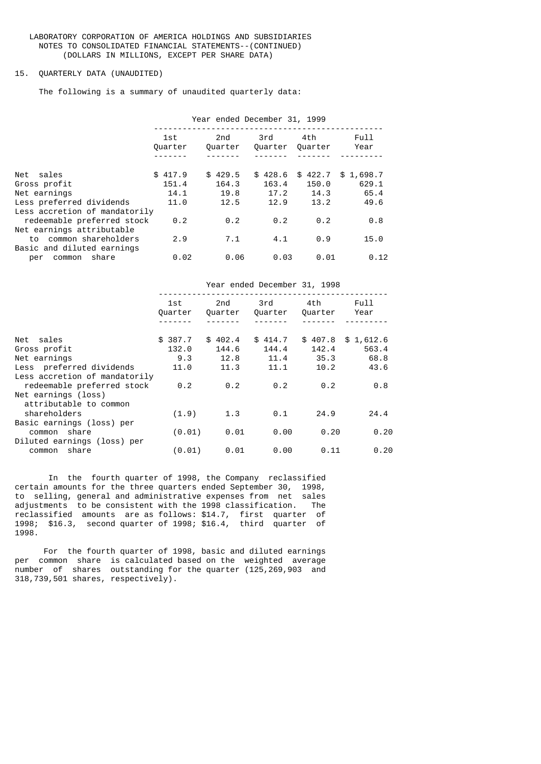LABORATORY CORPORATION OF AMERICA HOLDINGS AND SUBSIDIARIES
NOTES TO CONSOLIDATED FINANCIAL STATEMENTS--(CONTINUED)
(DOLLARS IN MILLIONS, EXCEPT PER SHARE DATA)

## 15. QUARTERLY DATA (UNAUDITED)

The following is a summary of unaudited quarterly data:

| | Year ended December 31, 1999 | | | | |
|---|---|---|---|---|---|
| | 1st Quarter | 2nd Quarter | 3rd Quarter | 4th Quarter | Full Year |
| Net sales | $ 417.9 | $ 429.5 | $ 428.6 | $ 422.7 | $ 1,698.7 |
| Gross profit | 151.4 | 164.3 | 163.4 | 150.0 | 629.1 |
| Net earnings | 14.1 | 19.8 | 17.2 | 14.3 | 65.4 |
| Less preferred dividends | 11.0 | 12.5 | 12.9 | 13.2 | 49.6 |
| Less accretion of mandatorily redeemable preferred stock | 0.2 | 0.2 | 0.2 | 0.2 | 0.8 |
| Net earnings attributable to common shareholders | 2.9 | 7.1 | 4.1 | 0.9 | 15.0 |
| Basic and diluted earnings per common share | 0.02 | 0.06 | 0.03 | 0.01 | 0.12 |

| | Year ended December 31, 1998 | | | | |
|---|---|---|---|---|---|
| | 1st Quarter | 2nd Quarter | 3rd Quarter | 4th Quarter | Full Year |
| Net sales | $ 387.7 | $ 402.4 | $ 414.7 | $ 407.8 | $ 1,612.6 |
| Gross profit | 132.0 | 144.6 | 144.4 | 142.4 | 563.4 |
| Net earnings | 9.3 | 12.8 | 11.4 | 35.3 | 68.8 |
| Less preferred dividends | 11.0 | 11.3 | 11.1 | 10.2 | 43.6 |
| Less accretion of mandatorily redeemable preferred stock | 0.2 | 0.2 | 0.2 | 0.2 | 0.8 |
| Net earnings (loss) attributable to common shareholders | (1.9) | 1.3 | 0.1 | 24.9 | 24.4 |
| Basic earnings (loss) per common share | (0.01) | 0.01 | 0.00 | 0.20 | 0.20 |
| Diluted earnings (loss) per common share | (0.01) | 0.01 | 0.00 | 0.11 | 0.20 |

In the fourth quarter of 1998, the Company reclassified certain amounts for the three quarters ended September 30, 1998, to selling, general and administrative expenses from net sales adjustments to be consistent with the 1998 classification. The reclassified amounts are as follows: $14.7, first quarter of 1998; $16.3, second quarter of 1998; $16.4, third quarter of 1998.

For the fourth quarter of 1998, basic and diluted earnings per common share is calculated based on the weighted average number of shares outstanding for the quarter (125,269,903 and 318,739,501 shares, respectively).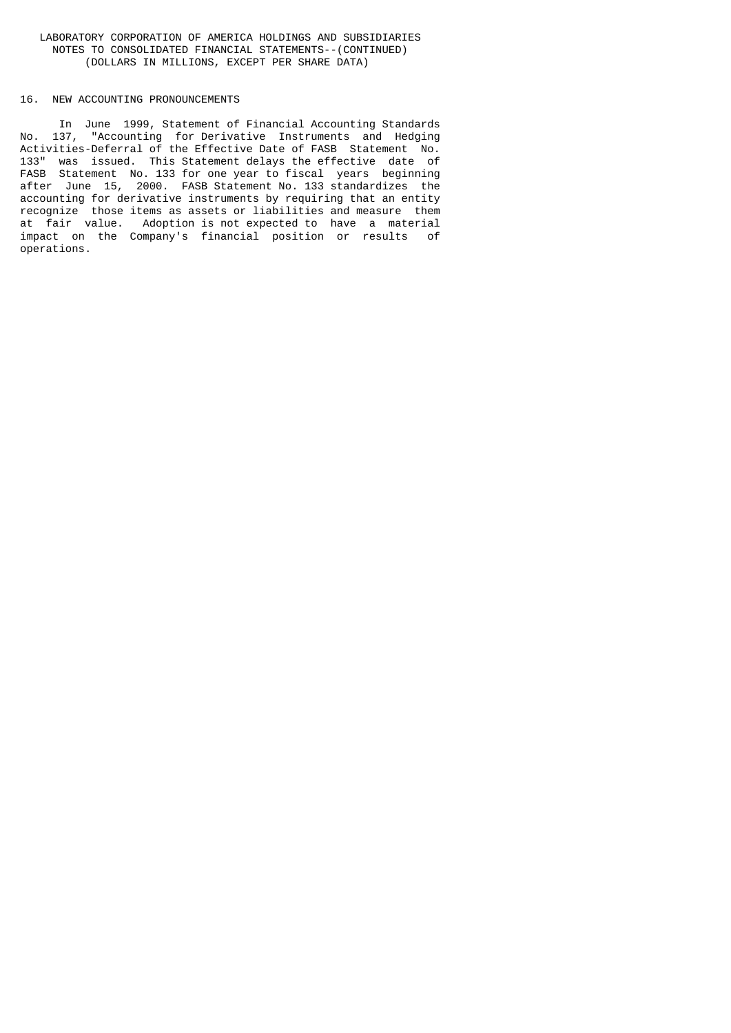## 16. NEW ACCOUNTING PRONOUNCEMENTS

In June 1999, Statement of Financial Accounting Standards No. 137, "Accounting for Derivative Instruments and Hedging Activities-Deferral of the Effective Date of FASB Statement No. 133" was issued. This Statement delays the effective date of FASB Statement No. 133 for one year to fiscal years beginning after June 15, 2000. FASB Statement No. 133 standardizes the accounting for derivative instruments by requiring that an entity recognize those items as assets or liabilities and measure them at fair value. Adoption is not expected to have a material impact on the Company's financial position or results of operations.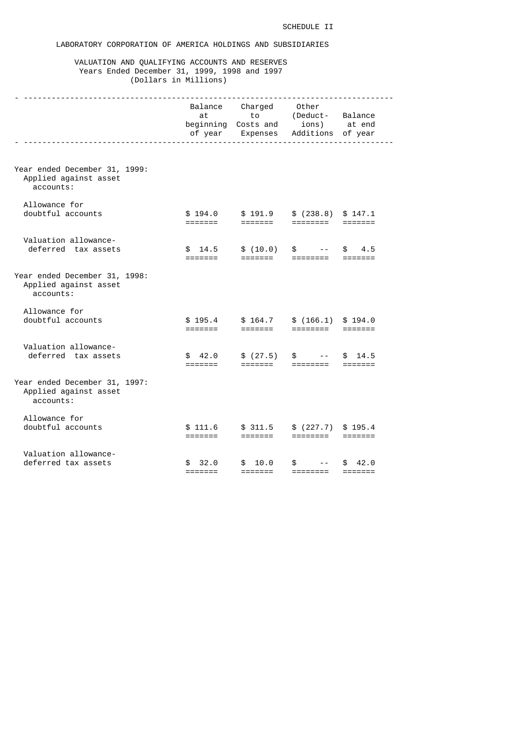SCHEDULE II

LABORATORY CORPORATION OF AMERICA HOLDINGS AND SUBSIDIARIES

VALUATION AND QUALIFYING ACCOUNTS AND RESERVES
Years Ended December 31, 1999, 1998 and 1997
(Dollars in Millions)

| | Balance at beginning of year | Charged to Costs and Expenses | Other (Deductions) Additions | Balance at end of year |
|---|---|---|---|---|
| Year ended December 31, 1999: | | | | |
| Applied against asset accounts: | | | | |
| Allowance for doubtful accounts | $ 194.0 | $ 191.9 | $ (238.8) | $ 147.1 |
| Valuation allowance-deferred tax assets | $ 14.5 | $ (10.0) | $ -- | $ 4.5 |
| Year ended December 31, 1998: | | | | |
| Applied against asset accounts: | | | | |
| Allowance for doubtful accounts | $ 195.4 | $ 164.7 | $ (166.1) | $ 194.0 |
| Valuation allowance-deferred tax assets | $ 42.0 | $ (27.5) | $ -- | $ 14.5 |
| Year ended December 31, 1997: | | | | |
| Applied against asset accounts: | | | | |
| Allowance for doubtful accounts | $ 111.6 | $ 311.5 | $ (227.7) | $ 195.4 |
| Valuation allowance-deferred tax assets | $ 32.0 | $ 10.0 | $ -- | $ 42.0 |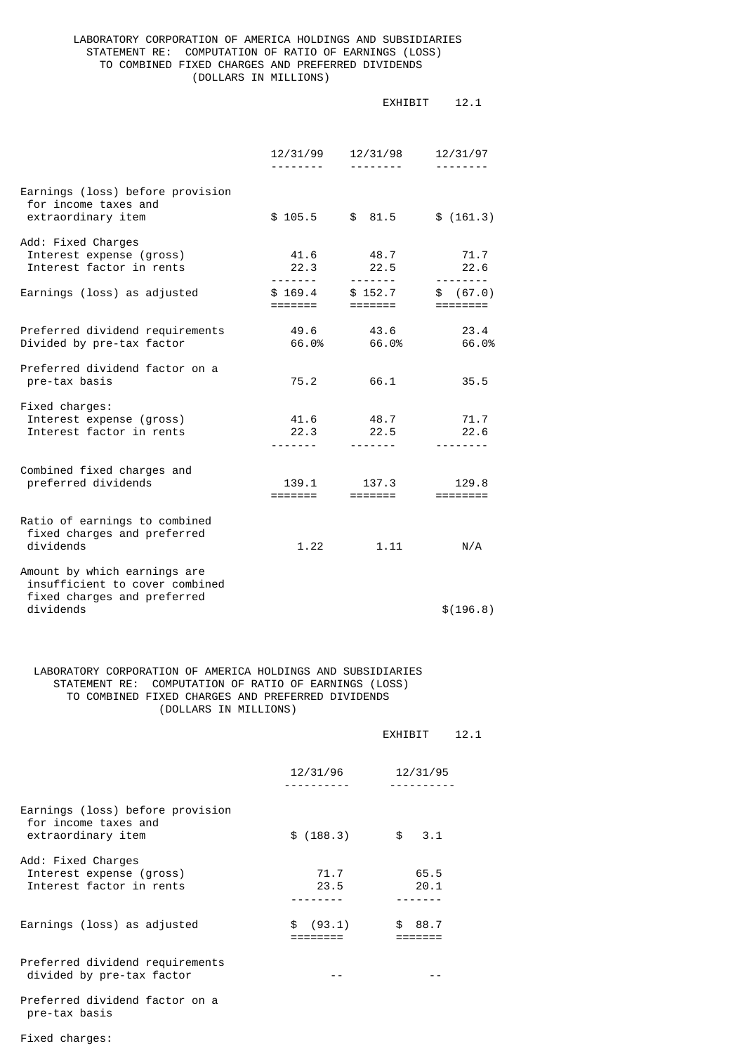LABORATORY CORPORATION OF AMERICA HOLDINGS AND SUBSIDIARIES
STATEMENT RE: COMPUTATION OF RATIO OF EARNINGS (LOSS)
TO COMBINED FIXED CHARGES AND PREFERRED DIVIDENDS
(DOLLARS IN MILLIONS)

EXHIBIT 12.1

| | 12/31/99 | 12/31/98 | 12/31/97 |
|---|---|---|---|
| Earnings (loss) before provision for income taxes and extraordinary item | $ 105.5 | $ 81.5 | $ (161.3) |
| Add: Fixed Charges | | | |
| Interest expense (gross) | 41.6 | 48.7 | 71.7 |
| Interest factor in rents | 22.3 | 22.5 | 22.6 |
| Earnings (loss) as adjusted | $ 169.4 | $ 152.7 | $ (67.0) |
| Preferred dividend requirements | 49.6 | 43.6 | 23.4 |
| Divided by pre-tax factor | 66.0% | 66.0% | 66.0% |
| Preferred dividend factor on a pre-tax basis | 75.2 | 66.1 | 35.5 |
| Fixed charges: | | | |
| Interest expense (gross) | 41.6 | 48.7 | 71.7 |
| Interest factor in rents | 22.3 | 22.5 | 22.6 |
| Combined fixed charges and preferred dividends | 139.1 | 137.3 | 129.8 |
| Ratio of earnings to combined fixed charges and preferred dividends | 1.22 | 1.11 | N/A |
| Amount by which earnings are insufficient to cover combined fixed charges and preferred dividends | | | $(196.8) |

LABORATORY CORPORATION OF AMERICA HOLDINGS AND SUBSIDIARIES
STATEMENT RE: COMPUTATION OF RATIO OF EARNINGS (LOSS)
TO COMBINED FIXED CHARGES AND PREFERRED DIVIDENDS
(DOLLARS IN MILLIONS)

EXHIBIT 12.1

| | 12/31/96 | 12/31/95 |
|---|---|---|
| Earnings (loss) before provision for income taxes and extraordinary item | $ (188.3) | $ 3.1 |
| Add: Fixed Charges | | |
| Interest expense (gross) | 71.7 | 65.5 |
| Interest factor in rents | 23.5 | 20.1 |
| Earnings (loss) as adjusted | $ (93.1) | $ 88.7 |
| Preferred dividend requirements divided by pre-tax factor | -- | -- |
| Preferred dividend factor on a pre-tax basis | | |
| Fixed charges: | | |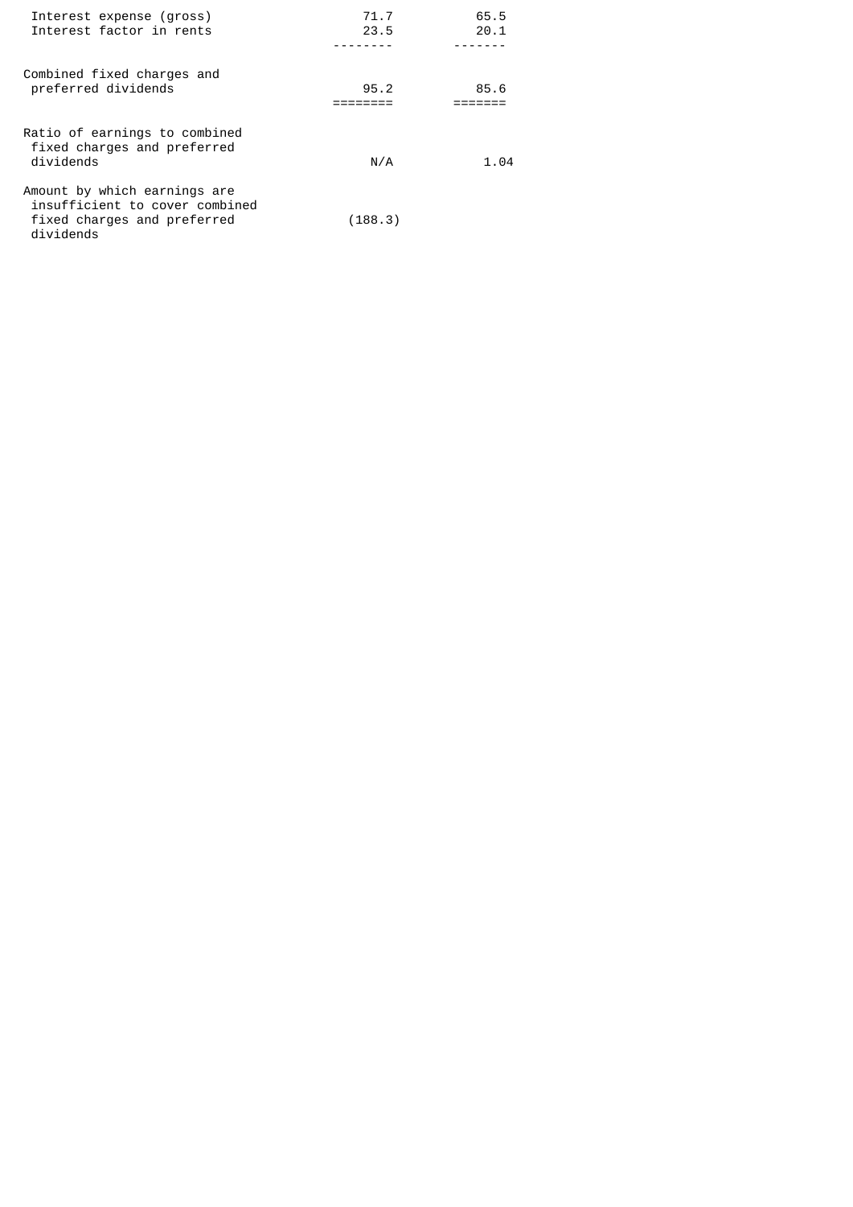| | | |
|---|---|---|
| Interest expense (gross) | 71.7 | 65.5 |
| Interest factor in rents | 23.5 | 20.1 |
| Combined fixed charges and preferred dividends | 95.2 | 85.6 |
| Ratio of earnings to combined fixed charges and preferred dividends | N/A | 1.04 |
| Amount by which earnings are insufficient to cover combined fixed charges and preferred dividends | (188.3) | |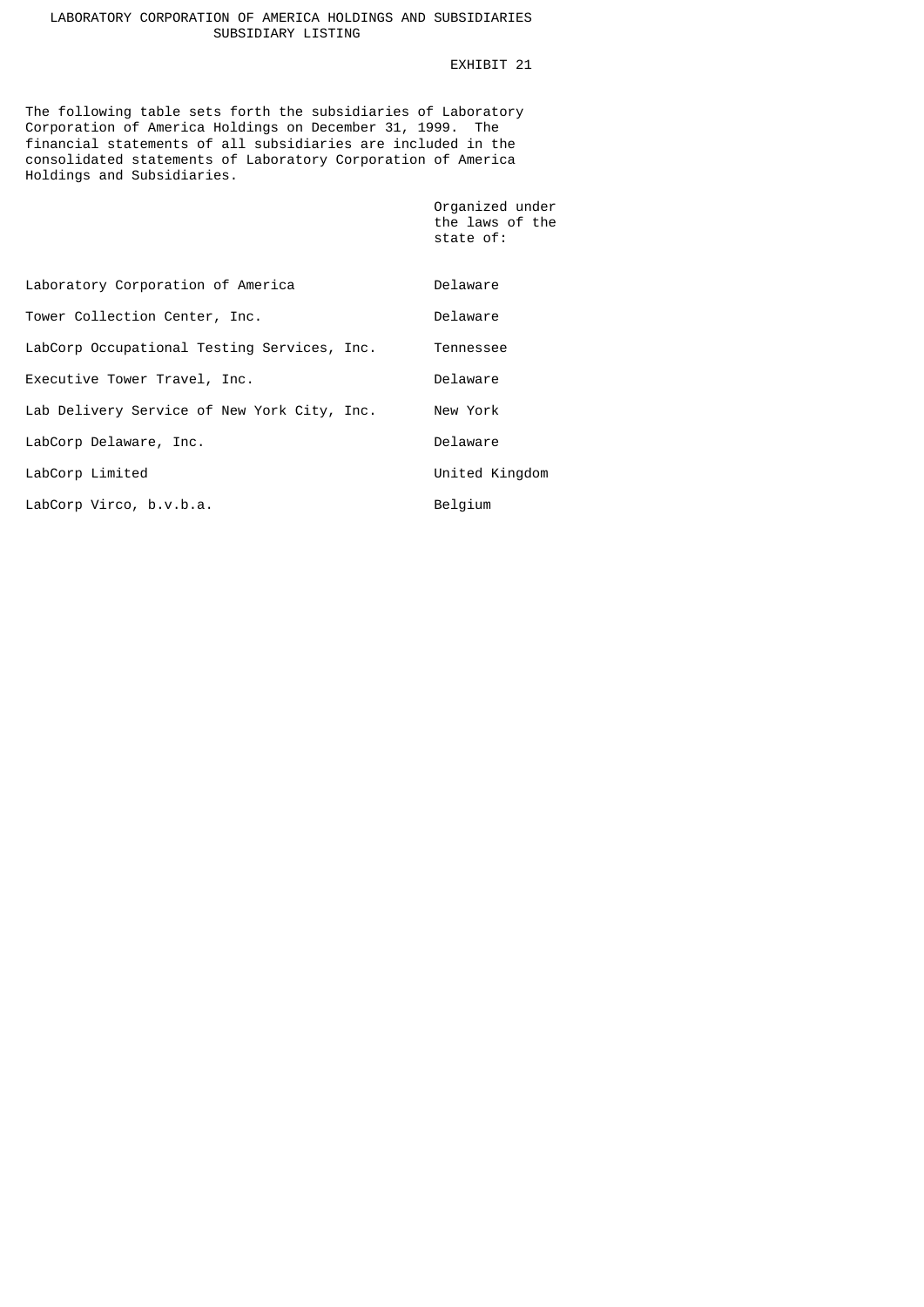# LABORATORY CORPORATION OF AMERICA HOLDINGS AND SUBSIDIARIES
## SUBSIDIARY LISTING

EXHIBIT 21

The following table sets forth the subsidiaries of Laboratory Corporation of America Holdings on December 31, 1999. The financial statements of all subsidiaries are included in the consolidated statements of Laboratory Corporation of America Holdings and Subsidiaries.

| | Organized under the laws of the state of: |
|---|---|
| Laboratory Corporation of America | Delaware |
| Tower Collection Center, Inc. | Delaware |
| LabCorp Occupational Testing Services, Inc. | Tennessee |
| Executive Tower Travel, Inc. | Delaware |
| Lab Delivery Service of New York City, Inc. | New York |
| LabCorp Delaware, Inc. | Delaware |
| LabCorp Limited | United Kingdom |
| LabCorp Virco, b.v.b.a. | Belgium |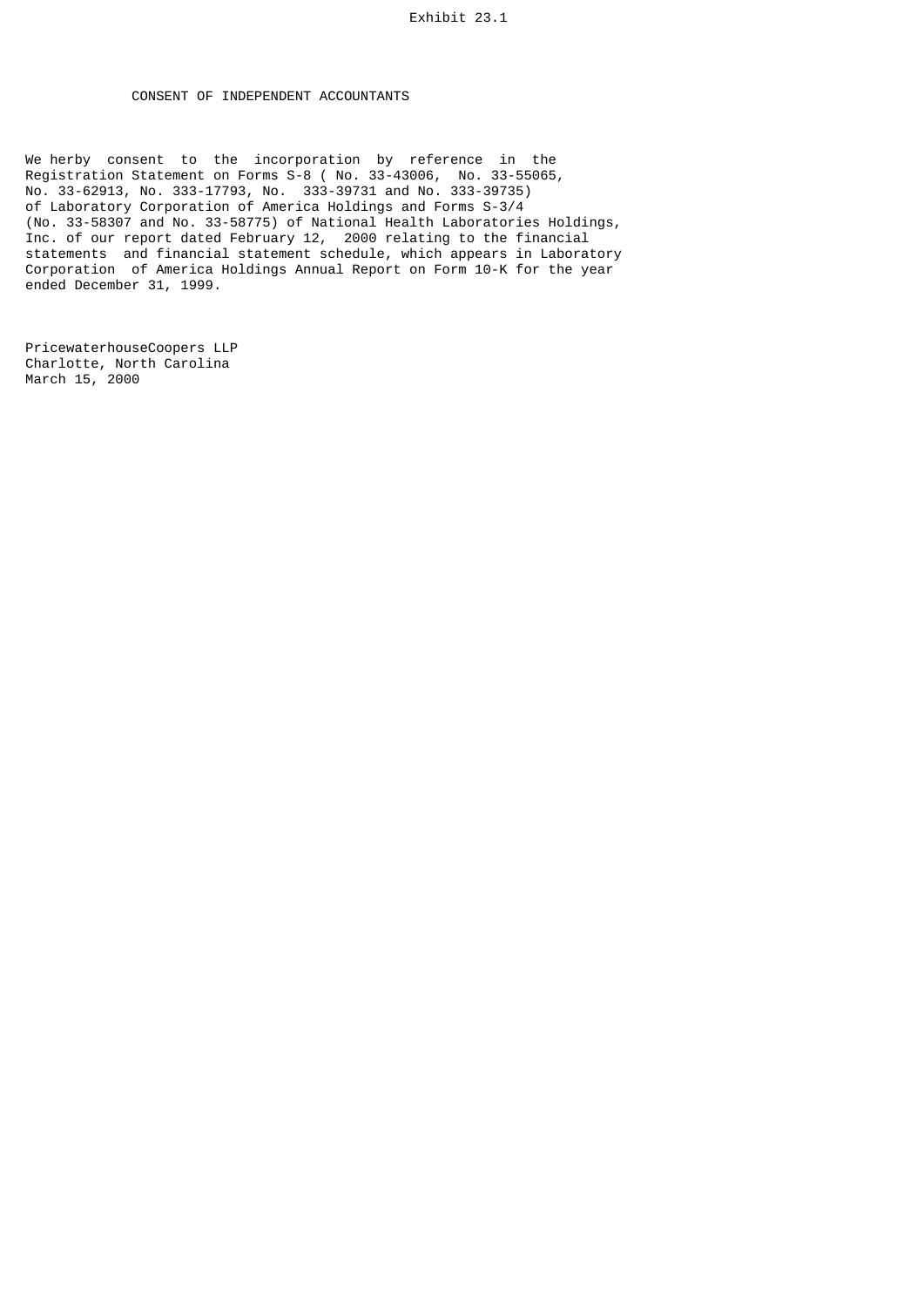Exhibit 23.1

# CONSENT OF INDEPENDENT ACCOUNTANTS

We herby consent to the incorporation by reference in the Registration Statement on Forms S-8 ( No. 33-43006, No. 33-55065, No. 33-62913, No. 333-17793, No. 333-39731 and No. 333-39735) of Laboratory Corporation of America Holdings and Forms S-3/4 (No. 33-58307 and No. 33-58775) of National Health Laboratories Holdings, Inc. of our report dated February 12, 2000 relating to the financial statements and financial statement schedule, which appears in Laboratory Corporation of America Holdings Annual Report on Form 10-K for the year ended December 31, 1999.

PricewaterhouseCoopers LLP
Charlotte, North Carolina
March 15, 2000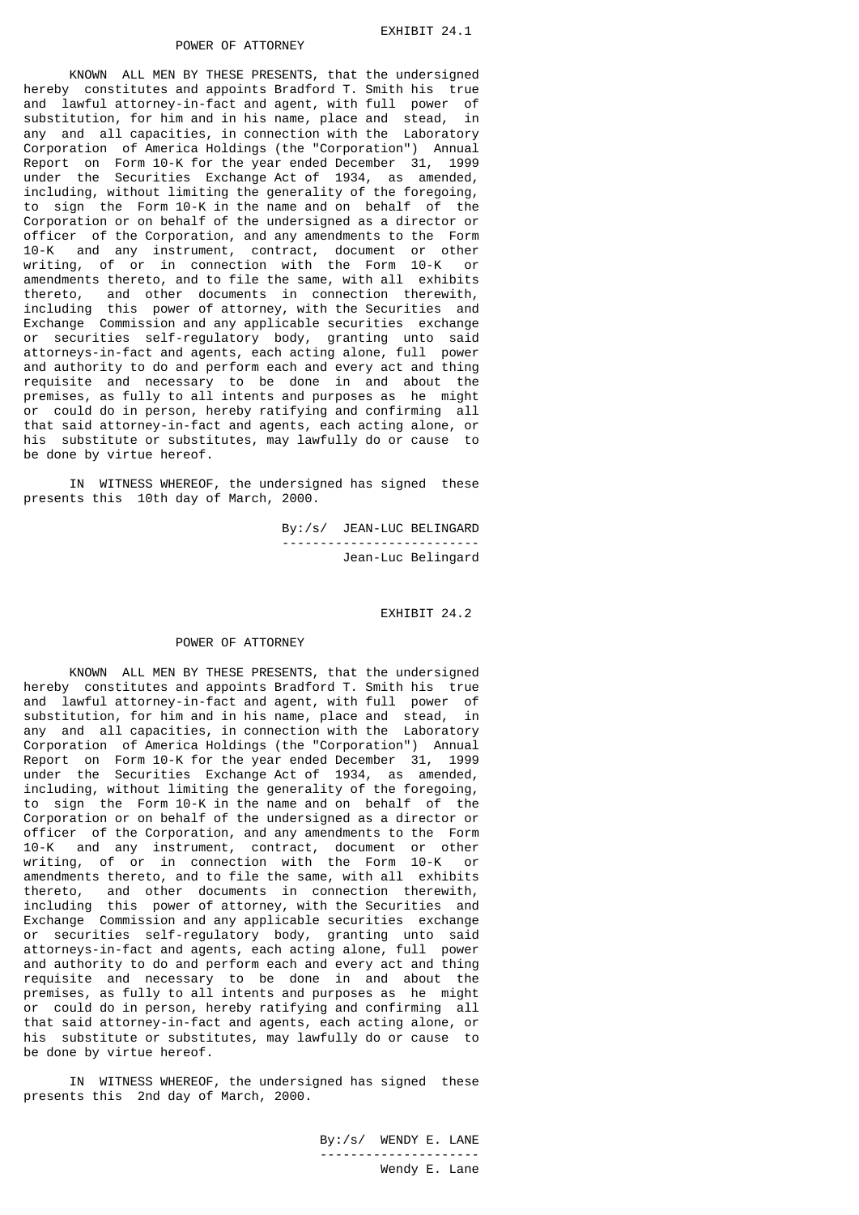EXHIBIT 24.1

POWER OF ATTORNEY

KNOWN ALL MEN BY THESE PRESENTS, that the undersigned hereby constitutes and appoints Bradford T. Smith his true and lawful attorney-in-fact and agent, with full power of substitution, for him and in his name, place and stead, in any and all capacities, in connection with the Laboratory Corporation of America Holdings (the "Corporation") Annual Report on Form 10-K for the year ended December 31, 1999 under the Securities Exchange Act of 1934, as amended, including, without limiting the generality of the foregoing, to sign the Form 10-K in the name and on behalf of the Corporation or on behalf of the undersigned as a director or officer of the Corporation, and any amendments to the Form 10-K and any instrument, contract, document or other writing, of or in connection with the Form 10-K or amendments thereto, and to file the same, with all exhibits thereto, and other documents in connection therewith, including this power of attorney, with the Securities and Exchange Commission and any applicable securities exchange or securities self-regulatory body, granting unto said attorneys-in-fact and agents, each acting alone, full power and authority to do and perform each and every act and thing requisite and necessary to be done in and about the premises, as fully to all intents and purposes as he might or could do in person, hereby ratifying and confirming all that said attorney-in-fact and agents, each acting alone, or his substitute or substitutes, may lawfully do or cause to be done by virtue hereof.

IN WITNESS WHEREOF, the undersigned has signed these presents this 10th day of March, 2000.

By:/s/ JEAN-LUC BELINGARD
--------------------------
Jean-Luc Belingard

EXHIBIT 24.2

POWER OF ATTORNEY

KNOWN ALL MEN BY THESE PRESENTS, that the undersigned hereby constitutes and appoints Bradford T. Smith his true and lawful attorney-in-fact and agent, with full power of substitution, for him and in his name, place and stead, in any and all capacities, in connection with the Laboratory Corporation of America Holdings (the "Corporation") Annual Report on Form 10-K for the year ended December 31, 1999 under the Securities Exchange Act of 1934, as amended, including, without limiting the generality of the foregoing, to sign the Form 10-K in the name and on behalf of the Corporation or on behalf of the undersigned as a director or officer of the Corporation, and any amendments to the Form 10-K and any instrument, contract, document or other writing, of or in connection with the Form 10-K or amendments thereto, and to file the same, with all exhibits thereto, and other documents in connection therewith, including this power of attorney, with the Securities and Exchange Commission and any applicable securities exchange or securities self-regulatory body, granting unto said attorneys-in-fact and agents, each acting alone, full power and authority to do and perform each and every act and thing requisite and necessary to be done in and about the premises, as fully to all intents and purposes as he might or could do in person, hereby ratifying and confirming all that said attorney-in-fact and agents, each acting alone, or his substitute or substitutes, may lawfully do or cause to be done by virtue hereof.

IN WITNESS WHEREOF, the undersigned has signed these presents this 2nd day of March, 2000.

By:/s/ WENDY E. LANE
---------------------
Wendy E. Lane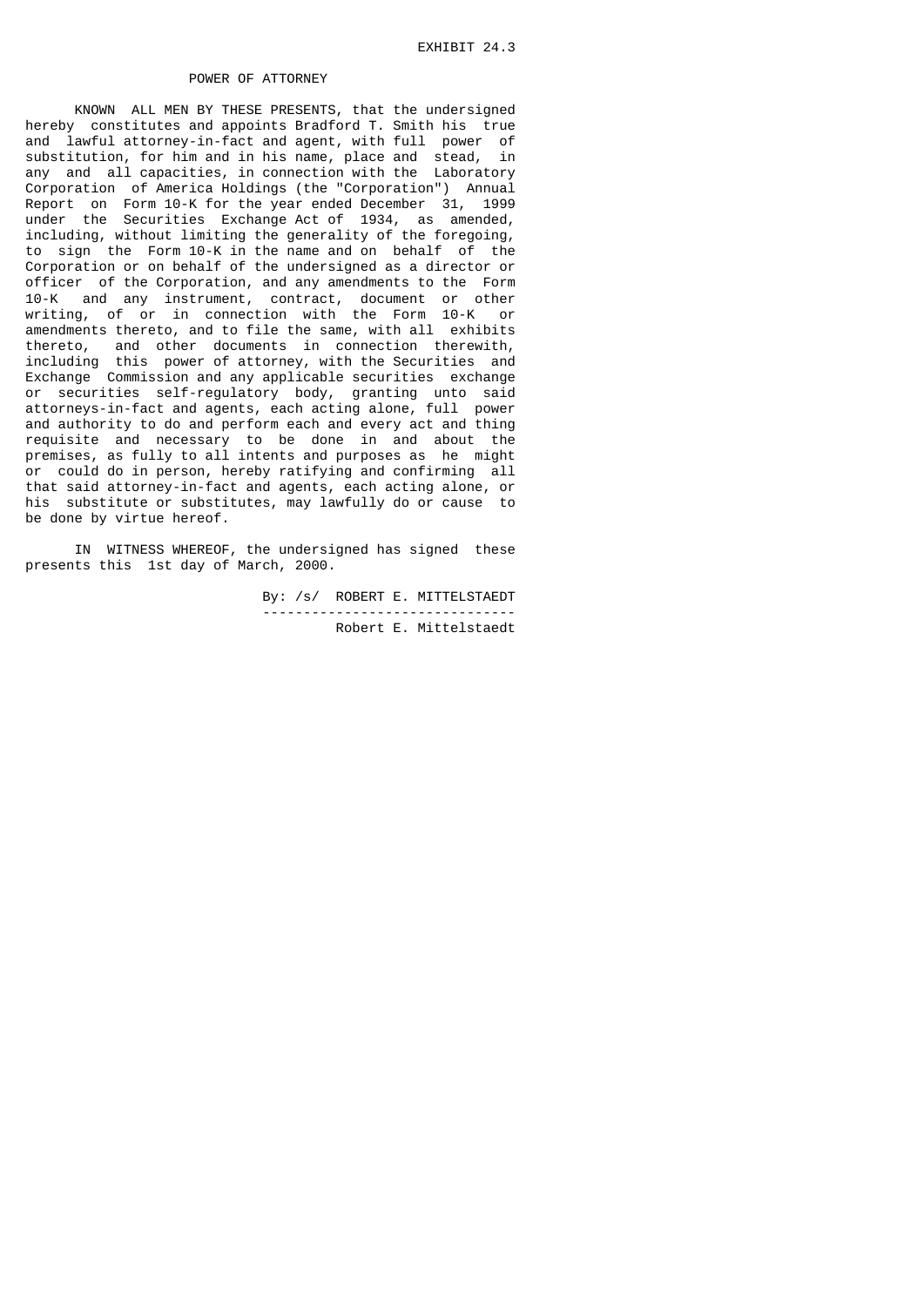EXHIBIT 24.3

# POWER OF ATTORNEY

KNOWN ALL MEN BY THESE PRESENTS, that the undersigned hereby constitutes and appoints Bradford T. Smith his true and lawful attorney-in-fact and agent, with full power of substitution, for him and in his name, place and stead, in any and all capacities, in connection with the Laboratory Corporation of America Holdings (the "Corporation") Annual Report on Form 10-K for the year ended December 31, 1999 under the Securities Exchange Act of 1934, as amended, including, without limiting the generality of the foregoing, to sign the Form 10-K in the name and on behalf of the Corporation or on behalf of the undersigned as a director or officer of the Corporation, and any amendments to the Form 10-K and any instrument, contract, document or other writing, of or in connection with the Form 10-K or amendments thereto, and to file the same, with all exhibits thereto, and other documents in connection therewith, including this power of attorney, with the Securities and Exchange Commission and any applicable securities exchange or securities self-regulatory body, granting unto said attorneys-in-fact and agents, each acting alone, full power and authority to do and perform each and every act and thing requisite and necessary to be done in and about the premises, as fully to all intents and purposes as he might or could do in person, hereby ratifying and confirming all that said attorney-in-fact and agents, each acting alone, or his substitute or substitutes, may lawfully do or cause to be done by virtue hereof.

IN WITNESS WHEREOF, the undersigned has signed these presents this 1st day of March, 2000.

By: /s/ ROBERT E. MITTELSTAEDT

-------------------------------

Robert E. Mittelstaedt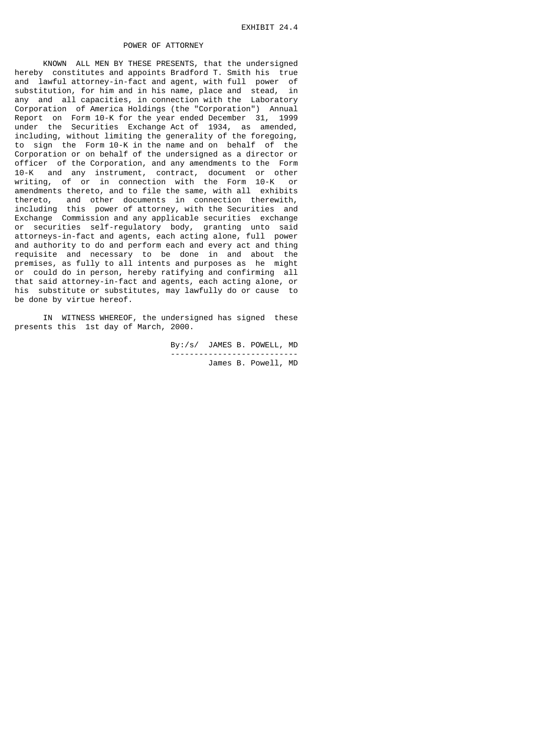EXHIBIT 24.4

# POWER OF ATTORNEY

KNOWN ALL MEN BY THESE PRESENTS, that the undersigned hereby constitutes and appoints Bradford T. Smith his true and lawful attorney-in-fact and agent, with full power of substitution, for him and in his name, place and stead, in any and all capacities, in connection with the Laboratory Corporation of America Holdings (the "Corporation") Annual Report on Form 10-K for the year ended December 31, 1999 under the Securities Exchange Act of 1934, as amended, including, without limiting the generality of the foregoing, to sign the Form 10-K in the name and on behalf of the Corporation or on behalf of the undersigned as a director or officer of the Corporation, and any amendments to the Form 10-K and any instrument, contract, document or other writing, of or in connection with the Form 10-K or amendments thereto, and to file the same, with all exhibits thereto, and other documents in connection therewith, including this power of attorney, with the Securities and Exchange Commission and any applicable securities exchange or securities self-regulatory body, granting unto said attorneys-in-fact and agents, each acting alone, full power and authority to do and perform each and every act and thing requisite and necessary to be done in and about the premises, as fully to all intents and purposes as he might or could do in person, hereby ratifying and confirming all that said attorney-in-fact and agents, each acting alone, or his substitute or substitutes, may lawfully do or cause to be done by virtue hereof.

IN WITNESS WHEREOF, the undersigned has signed these presents this 1st day of March, 2000.

By:/s/ JAMES B. POWELL, MD

---------------------------

James B. Powell, MD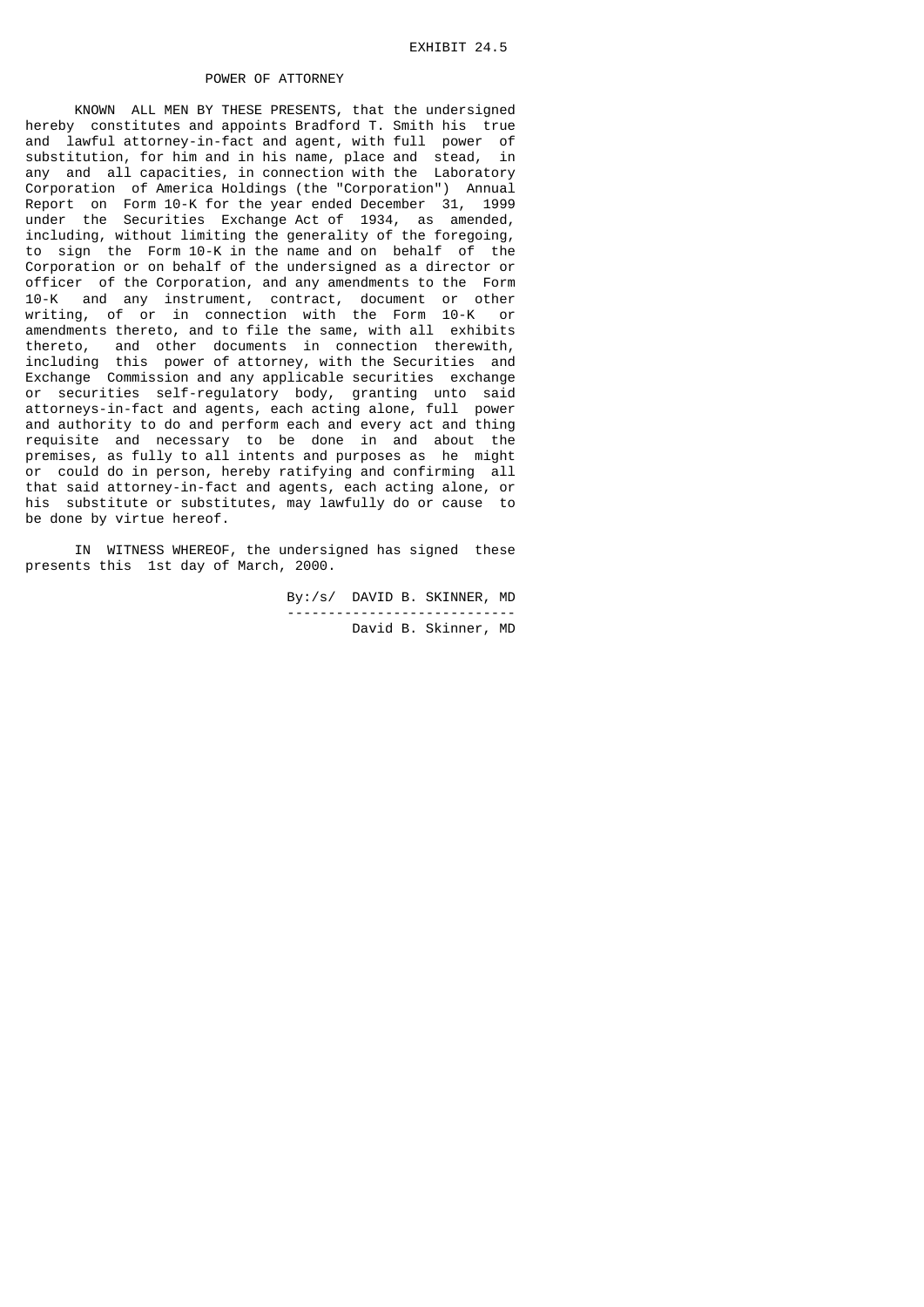EXHIBIT 24.5

# POWER OF ATTORNEY

KNOWN ALL MEN BY THESE PRESENTS, that the undersigned hereby constitutes and appoints Bradford T. Smith his true and lawful attorney-in-fact and agent, with full power of substitution, for him and in his name, place and stead, in any and all capacities, in connection with the Laboratory Corporation of America Holdings (the "Corporation") Annual Report on Form 10-K for the year ended December 31, 1999 under the Securities Exchange Act of 1934, as amended, including, without limiting the generality of the foregoing, to sign the Form 10-K in the name and on behalf of the Corporation or on behalf of the undersigned as a director or officer of the Corporation, and any amendments to the Form 10-K and any instrument, contract, document or other writing, of or in connection with the Form 10-K or amendments thereto, and to file the same, with all exhibits thereto, and other documents in connection therewith, including this power of attorney, with the Securities and Exchange Commission and any applicable securities exchange or securities self-regulatory body, granting unto said attorneys-in-fact and agents, each acting alone, full power and authority to do and perform each and every act and thing requisite and necessary to be done in and about the premises, as fully to all intents and purposes as he might or could do in person, hereby ratifying and confirming all that said attorney-in-fact and agents, each acting alone, or his substitute or substitutes, may lawfully do or cause to be done by virtue hereof.

IN WITNESS WHEREOF, the undersigned has signed these presents this 1st day of March, 2000.

By:/s/ DAVID B. SKINNER, MD

---

David B. Skinner, MD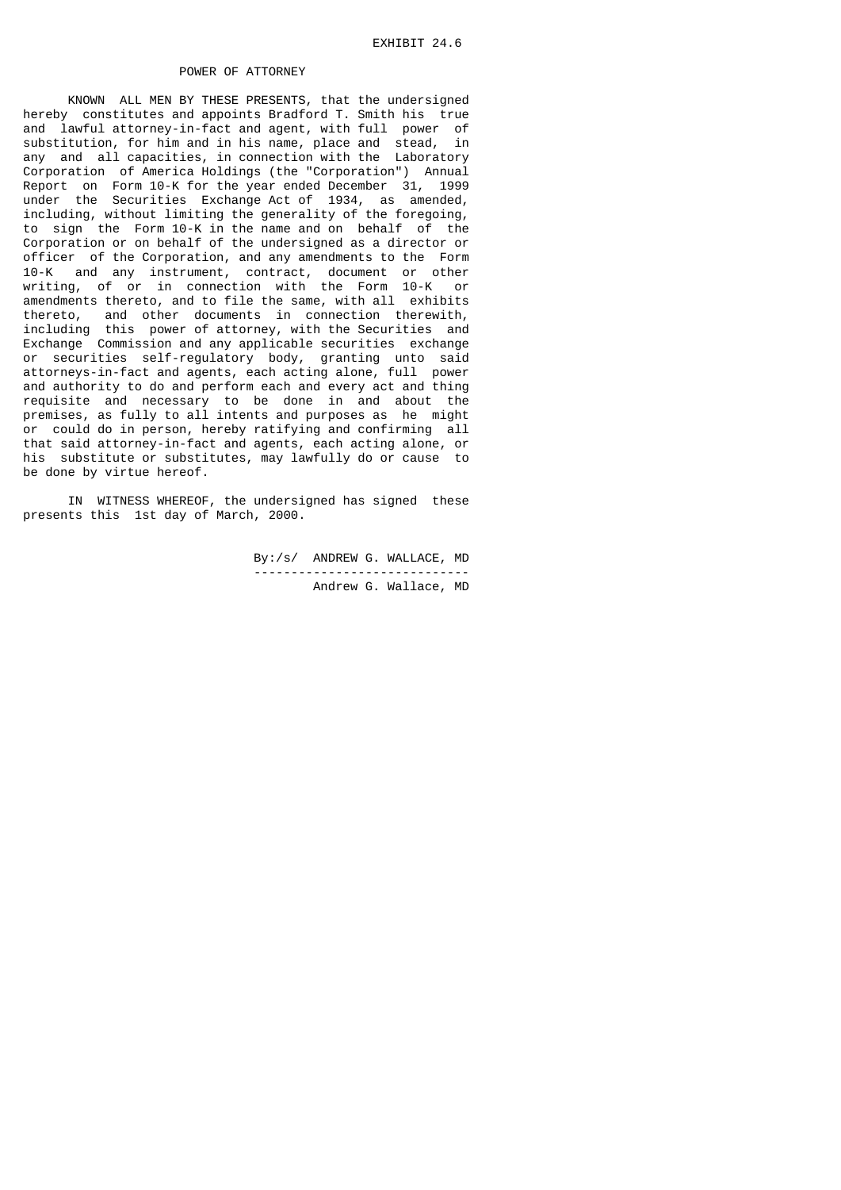EXHIBIT 24.6

# POWER OF ATTORNEY

KNOWN ALL MEN BY THESE PRESENTS, that the undersigned hereby constitutes and appoints Bradford T. Smith his true and lawful attorney-in-fact and agent, with full power of substitution, for him and in his name, place and stead, in any and all capacities, in connection with the Laboratory Corporation of America Holdings (the "Corporation") Annual Report on Form 10-K for the year ended December 31, 1999 under the Securities Exchange Act of 1934, as amended, including, without limiting the generality of the foregoing, to sign the Form 10-K in the name and on behalf of the Corporation or on behalf of the undersigned as a director or officer of the Corporation, and any amendments to the Form 10-K and any instrument, contract, document or other writing, of or in connection with the Form 10-K or amendments thereto, and to file the same, with all exhibits thereto, and other documents in connection therewith, including this power of attorney, with the Securities and Exchange Commission and any applicable securities exchange or securities self-regulatory body, granting unto said attorneys-in-fact and agents, each acting alone, full power and authority to do and perform each and every act and thing requisite and necessary to be done in and about the premises, as fully to all intents and purposes as he might or could do in person, hereby ratifying and confirming all that said attorney-in-fact and agents, each acting alone, or his substitute or substitutes, may lawfully do or cause to be done by virtue hereof.

IN WITNESS WHEREOF, the undersigned has signed these presents this 1st day of March, 2000.

By:/s/ ANDREW G. WALLACE, MD

Andrew G. Wallace, MD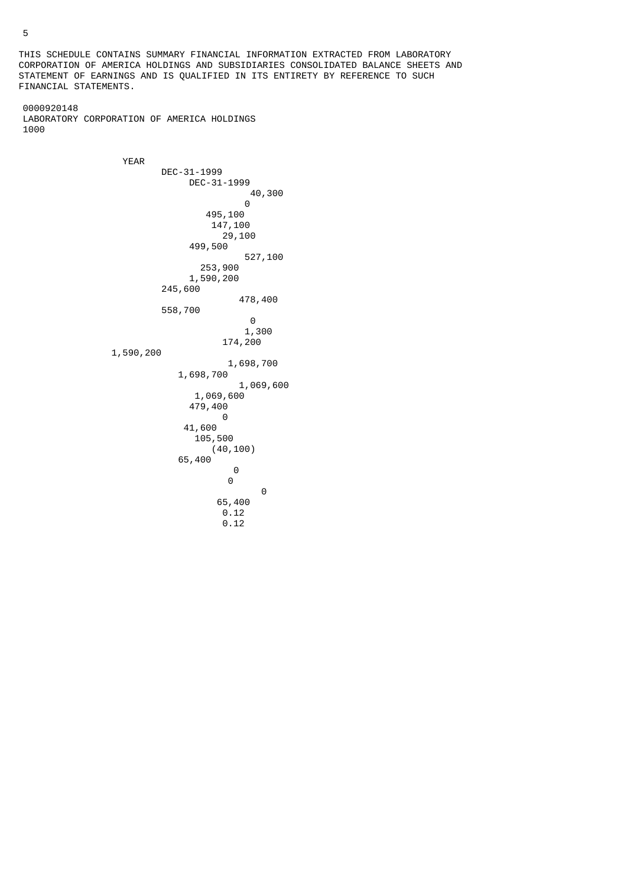5

THIS SCHEDULE CONTAINS SUMMARY FINANCIAL INFORMATION EXTRACTED FROM LABORATORY CORPORATION OF AMERICA HOLDINGS AND SUBSIDIARIES CONSOLIDATED BALANCE SHEETS AND STATEMENT OF EARNINGS AND IS QUALIFIED IN ITS ENTIRETY BY REFERENCE TO SUCH FINANCIAL STATEMENTS.

0000920148
LABORATORY CORPORATION OF AMERICA HOLDINGS
1000

```
                 YEAR
                        DEC-31-1999
                             DEC-31-1999
                                        40,300
                                             0
                                495,100
                                 147,100
                                   29,100
                             499,500
                                         527,100
                               253,900
                             1,590,200
                        245,600
                                        478,400
                        558,700
                                             0
                                           1,300
                                     174,200
               1,590,200
                                      1,698,700
                           1,698,700
                                        1,069,600
                              1,069,600
                             479,400
                                   0
                            41,600
                              105,500
                                 (40,100)
                           65,400
                                     0
                                    0
                                          0
                                   65,400
                                     0.12
                                     0.12
```